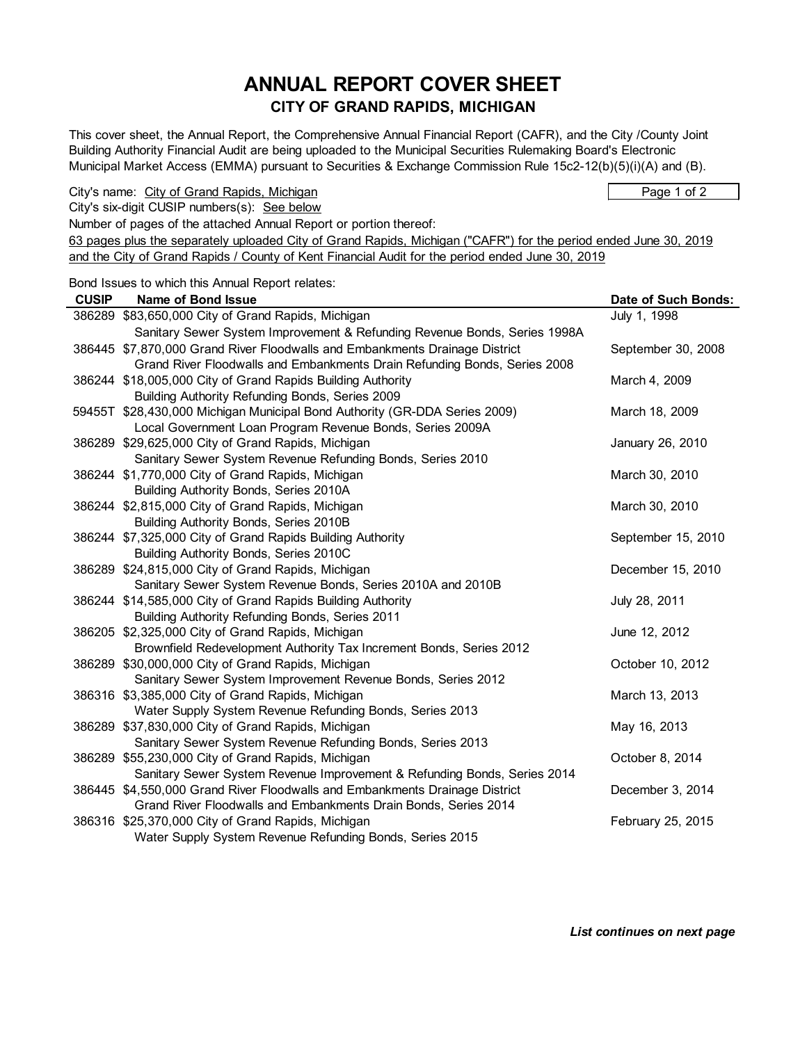# ANNUAL REPORT COVER SHEET

## CITY OF GRAND RAPIDS, MICHIGAN

This cover sheet, the Annual Report, the Comprehensive Annual Financial Report (CAFR), and the City /County Joint Building Authority Financial Audit are being uploaded to the Municipal Securities Rulemaking Board's Electronic Municipal Market Access (EMMA) pursuant to Securities & Exchange Commission Rule 15c2-12(b)(5)(i)(A) and (B).

City's name: City of Grand Rapids, Michigan

City's six-digit CUSIP numbers(s): See below

Number of pages of the attached Annual Report or portion thereof:

63 pages plus the separately uploaded City of Grand Rapids, Michigan ("CAFR") for the period ended June 30, 2019 and the City of Grand Rapids / County of Kent Financial Audit for the period ended June 30, 2019

Bond Issues to which this Annual Report relates:

| CUSIP | Name of Bond Issue | Date of Such Bonds: |
|---|---|---|
| 386289 | $83,650,000 City of Grand Rapids, Michigan<br>Sanitary Sewer System Improvement & Refunding Revenue Bonds, Series 1998A | July 1, 1998 |
| 386445 | $7,870,000 Grand River Floodwalls and Embankments Drainage District<br>Grand River Floodwalls and Embankments Drain Refunding Bonds, Series 2008 | September 30, 2008 |
| 386244 | $18,005,000 City of Grand Rapids Building Authority<br>Building Authority Refunding Bonds, Series 2009 | March 4, 2009 |
| 59455T | $28,430,000 Michigan Municipal Bond Authority (GR-DDA Series 2009)<br>Local Government Loan Program Revenue Bonds, Series 2009A | March 18, 2009 |
| 386289 | $29,625,000 City of Grand Rapids, Michigan<br>Sanitary Sewer System Revenue Refunding Bonds, Series 2010 | January 26, 2010 |
| 386244 | $1,770,000 City of Grand Rapids, Michigan<br>Building Authority Bonds, Series 2010A | March 30, 2010 |
| 386244 | $2,815,000 City of Grand Rapids, Michigan<br>Building Authority Bonds, Series 2010B | March 30, 2010 |
| 386244 | $7,325,000 City of Grand Rapids Building Authority<br>Building Authority Bonds, Series 2010C | September 15, 2010 |
| 386289 | $24,815,000 City of Grand Rapids, Michigan<br>Sanitary Sewer System Revenue Bonds, Series 2010A and 2010B | December 15, 2010 |
| 386244 | $14,585,000 City of Grand Rapids Building Authority<br>Building Authority Refunding Bonds, Series 2011 | July 28, 2011 |
| 386205 | $2,325,000 City of Grand Rapids, Michigan<br>Brownfield Redevelopment Authority Tax Increment Bonds, Series 2012 | June 12, 2012 |
| 386289 | $30,000,000 City of Grand Rapids, Michigan<br>Sanitary Sewer System Improvement Revenue Bonds, Series 2012 | October 10, 2012 |
| 386316 | $3,385,000 City of Grand Rapids, Michigan<br>Water Supply System Revenue Refunding Bonds, Series 2013 | March 13, 2013 |
| 386289 | $37,830,000 City of Grand Rapids, Michigan<br>Sanitary Sewer System Revenue Refunding Bonds, Series 2013 | May 16, 2013 |
| 386289 | $55,230,000 City of Grand Rapids, Michigan<br>Sanitary Sewer System Revenue Improvement & Refunding Bonds, Series 2014 | October 8, 2014 |
| 386445 | $4,550,000 Grand River Floodwalls and Embankments Drainage District<br>Grand River Floodwalls and Embankments Drain Bonds, Series 2014 | December 3, 2014 |
| 386316 | $25,370,000 City of Grand Rapids, Michigan<br>Water Supply System Revenue Refunding Bonds, Series 2015 | February 25, 2015 |

***List continues on next page***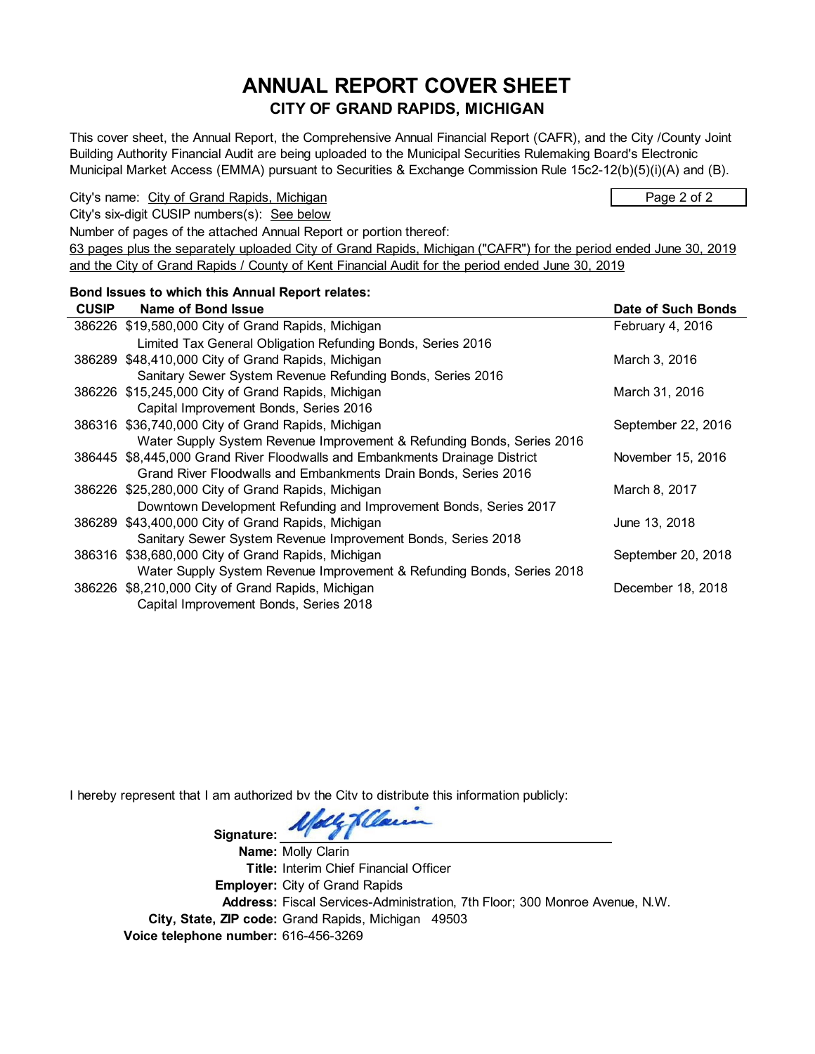# ANNUAL REPORT COVER SHEET

## CITY OF GRAND RAPIDS, MICHIGAN

This cover sheet, the Annual Report, the Comprehensive Annual Financial Report (CAFR), and the City /County Joint Building Authority Financial Audit are being uploaded to the Municipal Securities Rulemaking Board's Electronic Municipal Market Access (EMMA) pursuant to Securities & Exchange Commission Rule 15c2-12(b)(5)(i)(A) and (B).

City's name: City of Grand Rapids, Michigan

Page 2 of 2

City's six-digit CUSIP numbers(s): See below

Number of pages of the attached Annual Report or portion thereof:

63 pages plus the separately uploaded City of Grand Rapids, Michigan ("CAFR") for the period ended June 30, 2019 and the City of Grand Rapids / County of Kent Financial Audit for the period ended June 30, 2019

**Bond Issues to which this Annual Report relates:**

| CUSIP | Name of Bond Issue | Date of Such Bonds |
|---|---|---|
| 386226 | $19,580,000 City of Grand Rapids, Michigan Limited Tax General Obligation Refunding Bonds, Series 2016 | February 4, 2016 |
| 386289 | $48,410,000 City of Grand Rapids, Michigan Sanitary Sewer System Revenue Refunding Bonds, Series 2016 | March 3, 2016 |
| 386226 | $15,245,000 City of Grand Rapids, Michigan Capital Improvement Bonds, Series 2016 | March 31, 2016 |
| 386316 | $36,740,000 City of Grand Rapids, Michigan Water Supply System Revenue Improvement & Refunding Bonds, Series 2016 | September 22, 2016 |
| 386445 | $8,445,000 Grand River Floodwalls and Embankments Drainage District Grand River Floodwalls and Embankments Drain Bonds, Series 2016 | November 15, 2016 |
| 386226 | $25,280,000 City of Grand Rapids, Michigan Downtown Development Refunding and Improvement Bonds, Series 2017 | March 8, 2017 |
| 386289 | $43,400,000 City of Grand Rapids, Michigan Sanitary Sewer System Revenue Improvement Bonds, Series 2018 | June 13, 2018 |
| 386316 | $38,680,000 City of Grand Rapids, Michigan Water Supply System Revenue Improvement & Refunding Bonds, Series 2018 | September 20, 2018 |
| 386226 | $8,210,000 City of Grand Rapids, Michigan Capital Improvement Bonds, Series 2018 | December 18, 2018 |

I hereby represent that I am authorized bv the Citv to distribute this information publicly:

**Signature:** Molly Clarin

**Name:** Molly Clarin
**Title:** Interim Chief Financial Officer
**Employer:** City of Grand Rapids
**Address:** Fiscal Services-Administration, 7th Floor; 300 Monroe Avenue, N.W.
**City, State, ZIP code:** Grand Rapids, Michigan 49503
**Voice telephone number:** 616-456-3269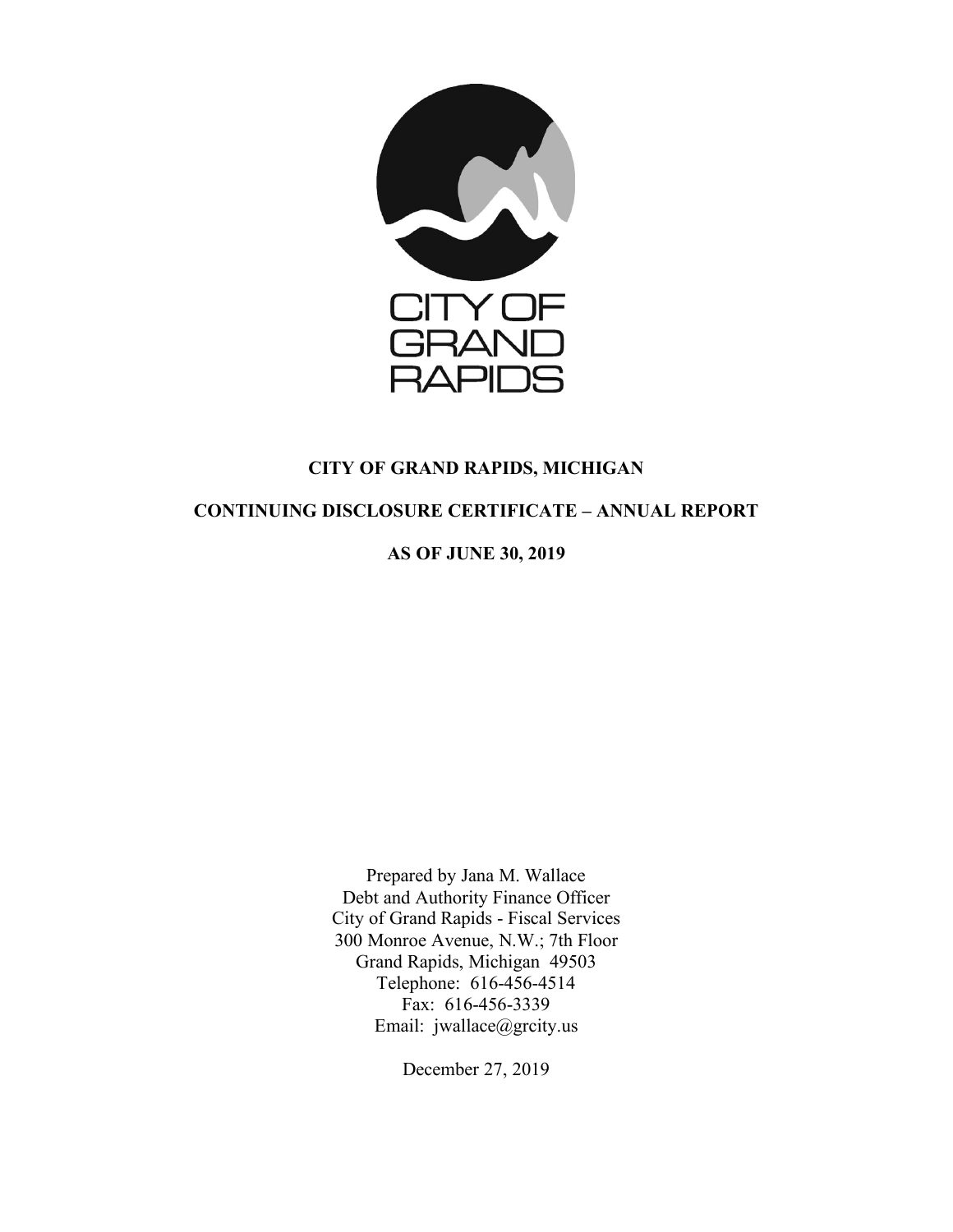CITY OF GRAND RAPIDS

# CITY OF GRAND RAPIDS, MICHIGAN

## CONTINUING DISCLOSURE CERTIFICATE – ANNUAL REPORT

## AS OF JUNE 30, 2019

Prepared by Jana M. Wallace
Debt and Authority Finance Officer
City of Grand Rapids - Fiscal Services
300 Monroe Avenue, N.W.; 7th Floor
Grand Rapids, Michigan 49503
Telephone: 616-456-4514
Fax: 616-456-3339
Email: jwallace@grcity.us

December 27, 2019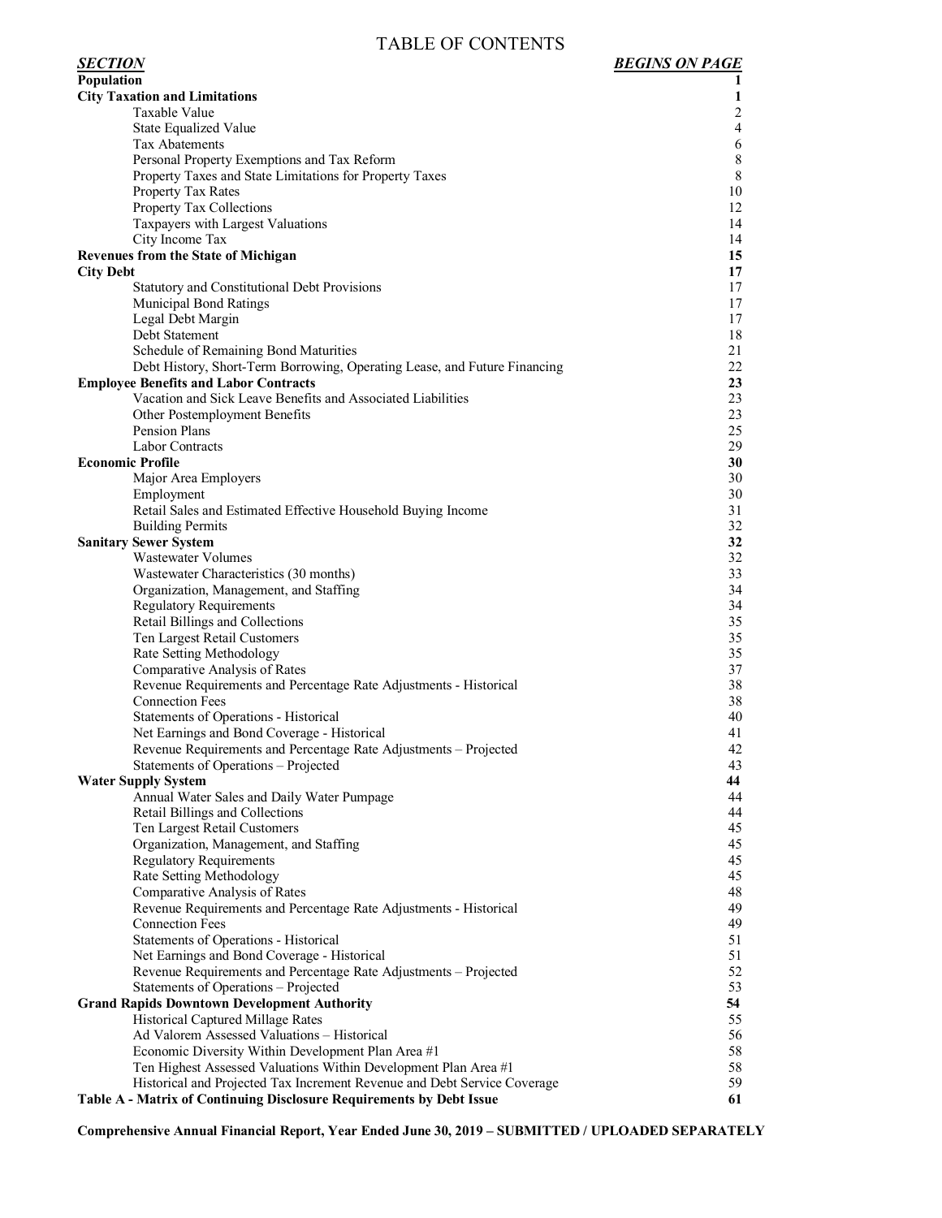# TABLE OF CONTENTS

| ***SECTION*** | ***BEGINS ON PAGE*** |
|---|---|
| **Population** | **1** |
| **City Taxation and Limitations** | **1** |
| Taxable Value | 2 |
| State Equalized Value | 4 |
| Tax Abatements | 6 |
| Personal Property Exemptions and Tax Reform | 8 |
| Property Taxes and State Limitations for Property Taxes | 8 |
| Property Tax Rates | 10 |
| Property Tax Collections | 12 |
| Taxpayers with Largest Valuations | 14 |
| City Income Tax | 14 |
| **Revenues from the State of Michigan** | **15** |
| **City Debt** | **17** |
| Statutory and Constitutional Debt Provisions | 17 |
| Municipal Bond Ratings | 17 |
| Legal Debt Margin | 17 |
| Debt Statement | 18 |
| Schedule of Remaining Bond Maturities | 21 |
| Debt History, Short-Term Borrowing, Operating Lease, and Future Financing | 22 |
| **Employee Benefits and Labor Contracts** | **23** |
| Vacation and Sick Leave Benefits and Associated Liabilities | 23 |
| Other Postemployment Benefits | 23 |
| Pension Plans | 25 |
| Labor Contracts | 29 |
| **Economic Profile** | **30** |
| Major Area Employers | 30 |
| Employment | 30 |
| Retail Sales and Estimated Effective Household Buying Income | 31 |
| Building Permits | 32 |
| **Sanitary Sewer System** | **32** |
| Wastewater Volumes | 32 |
| Wastewater Characteristics (30 months) | 33 |
| Organization, Management, and Staffing | 34 |
| Regulatory Requirements | 34 |
| Retail Billings and Collections | 35 |
| Ten Largest Retail Customers | 35 |
| Rate Setting Methodology | 35 |
| Comparative Analysis of Rates | 37 |
| Revenue Requirements and Percentage Rate Adjustments - Historical | 38 |
| Connection Fees | 38 |
| Statements of Operations - Historical | 40 |
| Net Earnings and Bond Coverage - Historical | 41 |
| Revenue Requirements and Percentage Rate Adjustments – Projected | 42 |
| Statements of Operations – Projected | 43 |
| **Water Supply System** | **44** |
| Annual Water Sales and Daily Water Pumpage | 44 |
| Retail Billings and Collections | 44 |
| Ten Largest Retail Customers | 45 |
| Organization, Management, and Staffing | 45 |
| Regulatory Requirements | 45 |
| Rate Setting Methodology | 45 |
| Comparative Analysis of Rates | 48 |
| Revenue Requirements and Percentage Rate Adjustments - Historical | 49 |
| Connection Fees | 49 |
| Statements of Operations - Historical | 51 |
| Net Earnings and Bond Coverage - Historical | 51 |
| Revenue Requirements and Percentage Rate Adjustments – Projected | 52 |
| Statements of Operations – Projected | 53 |
| **Grand Rapids Downtown Development Authority** | **54** |
| Historical Captured Millage Rates | 55 |
| Ad Valorem Assessed Valuations – Historical | 56 |
| Economic Diversity Within Development Plan Area #1 | 58 |
| Ten Highest Assessed Valuations Within Development Plan Area #1 | 58 |
| Historical and Projected Tax Increment Revenue and Debt Service Coverage | 59 |
| **Table A - Matrix of Continuing Disclosure Requirements by Debt Issue** | **61** |

**Comprehensive Annual Financial Report, Year Ended June 30, 2019 – SUBMITTED / UPLOADED SEPARATELY**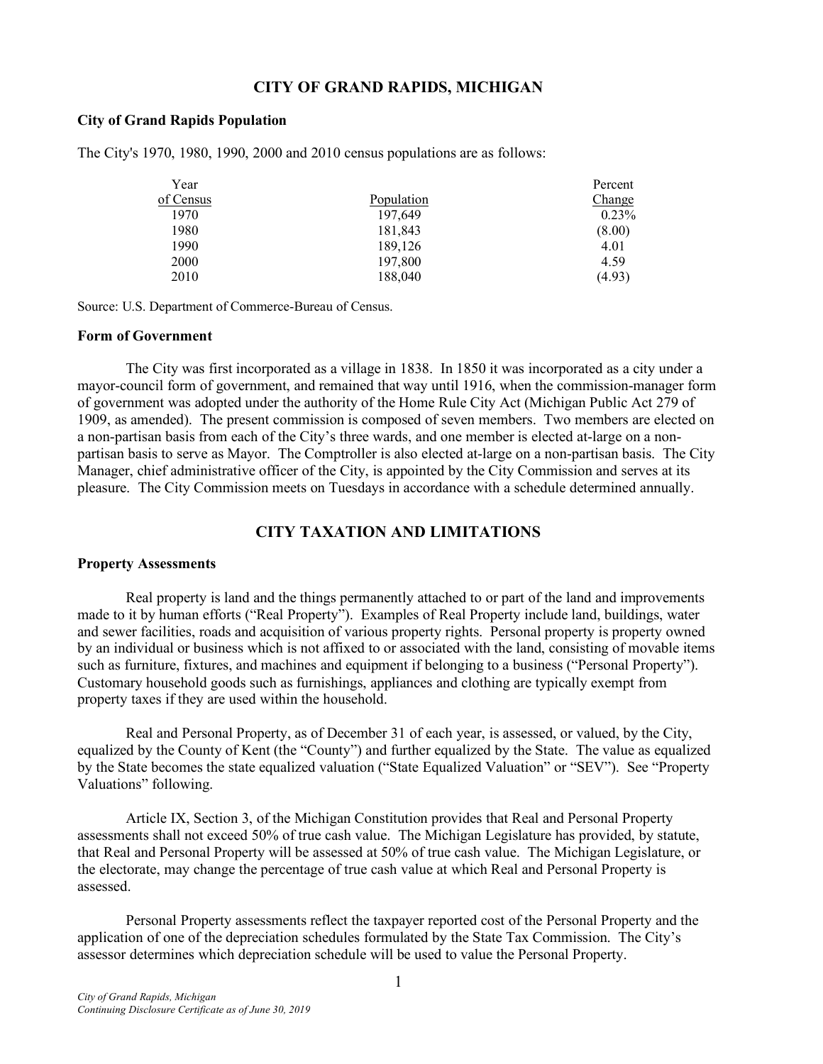## CITY OF GRAND RAPIDS, MICHIGAN

### City of Grand Rapids Population

The City's 1970, 1980, 1990, 2000 and 2010 census populations are as follows:

| Year of Census | Population | Percent Change |
|---|---|---|
| 1970 | 197,649 | 0.23% |
| 1980 | 181,843 | (8.00) |
| 1990 | 189,126 | 4.01 |
| 2000 | 197,800 | 4.59 |
| 2010 | 188,040 | (4.93) |

Source: U.S. Department of Commerce-Bureau of Census.

### Form of Government

The City was first incorporated as a village in 1838. In 1850 it was incorporated as a city under a mayor-council form of government, and remained that way until 1916, when the commission-manager form of government was adopted under the authority of the Home Rule City Act (Michigan Public Act 279 of 1909, as amended). The present commission is composed of seven members. Two members are elected on a non-partisan basis from each of the City's three wards, and one member is elected at-large on a non-partisan basis to serve as Mayor. The Comptroller is also elected at-large on a non-partisan basis. The City Manager, chief administrative officer of the City, is appointed by the City Commission and serves at its pleasure. The City Commission meets on Tuesdays in accordance with a schedule determined annually.

## CITY TAXATION AND LIMITATIONS

### Property Assessments

Real property is land and the things permanently attached to or part of the land and improvements made to it by human efforts ("Real Property"). Examples of Real Property include land, buildings, water and sewer facilities, roads and acquisition of various property rights. Personal property is property owned by an individual or business which is not affixed to or associated with the land, consisting of movable items such as furniture, fixtures, and machines and equipment if belonging to a business ("Personal Property"). Customary household goods such as furnishings, appliances and clothing are typically exempt from property taxes if they are used within the household.

Real and Personal Property, as of December 31 of each year, is assessed, or valued, by the City, equalized by the County of Kent (the "County") and further equalized by the State. The value as equalized by the State becomes the state equalized valuation ("State Equalized Valuation" or "SEV"). See "Property Valuations" following.

Article IX, Section 3, of the Michigan Constitution provides that Real and Personal Property assessments shall not exceed 50% of true cash value. The Michigan Legislature has provided, by statute, that Real and Personal Property will be assessed at 50% of true cash value. The Michigan Legislature, or the electorate, may change the percentage of true cash value at which Real and Personal Property is assessed.

Personal Property assessments reflect the taxpayer reported cost of the Personal Property and the application of one of the depreciation schedules formulated by the State Tax Commission. The City's assessor determines which depreciation schedule will be used to value the Personal Property.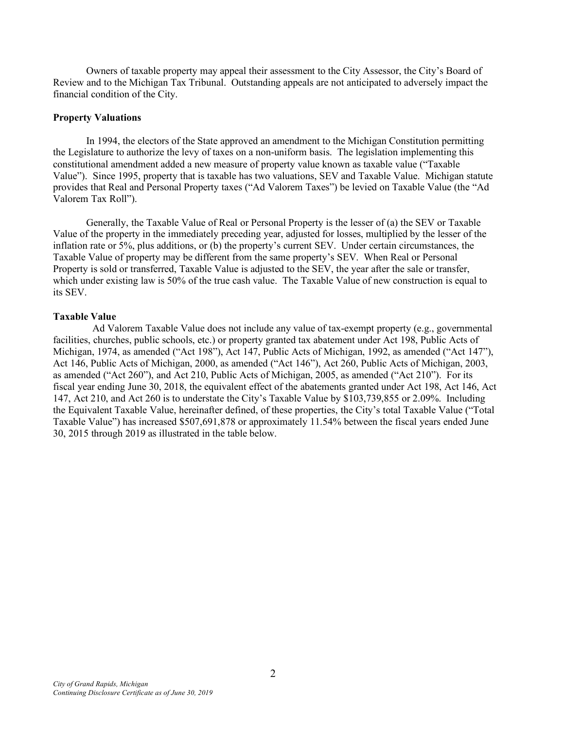Owners of taxable property may appeal their assessment to the City Assessor, the City's Board of Review and to the Michigan Tax Tribunal. Outstanding appeals are not anticipated to adversely impact the financial condition of the City.

**Property Valuations**

In 1994, the electors of the State approved an amendment to the Michigan Constitution permitting the Legislature to authorize the levy of taxes on a non-uniform basis. The legislation implementing this constitutional amendment added a new measure of property value known as taxable value ("Taxable Value"). Since 1995, property that is taxable has two valuations, SEV and Taxable Value. Michigan statute provides that Real and Personal Property taxes ("Ad Valorem Taxes") be levied on Taxable Value (the "Ad Valorem Tax Roll").

Generally, the Taxable Value of Real or Personal Property is the lesser of (a) the SEV or Taxable Value of the property in the immediately preceding year, adjusted for losses, multiplied by the lesser of the inflation rate or 5%, plus additions, or (b) the property's current SEV. Under certain circumstances, the Taxable Value of property may be different from the same property's SEV. When Real or Personal Property is sold or transferred, Taxable Value is adjusted to the SEV, the year after the sale or transfer, which under existing law is 50% of the true cash value. The Taxable Value of new construction is equal to its SEV.

**Taxable Value**

Ad Valorem Taxable Value does not include any value of tax-exempt property (e.g., governmental facilities, churches, public schools, etc.) or property granted tax abatement under Act 198, Public Acts of Michigan, 1974, as amended ("Act 198"), Act 147, Public Acts of Michigan, 1992, as amended ("Act 147"), Act 146, Public Acts of Michigan, 2000, as amended ("Act 146"), Act 260, Public Acts of Michigan, 2003, as amended ("Act 260"), and Act 210, Public Acts of Michigan, 2005, as amended ("Act 210"). For its fiscal year ending June 30, 2018, the equivalent effect of the abatements granted under Act 198, Act 146, Act 147, Act 210, and Act 260 is to understate the City's Taxable Value by $103,739,855 or 2.09%. Including the Equivalent Taxable Value, hereinafter defined, of these properties, the City's total Taxable Value ("Total Taxable Value") has increased $507,691,878 or approximately 11.54% between the fiscal years ended June 30, 2015 through 2019 as illustrated in the table below.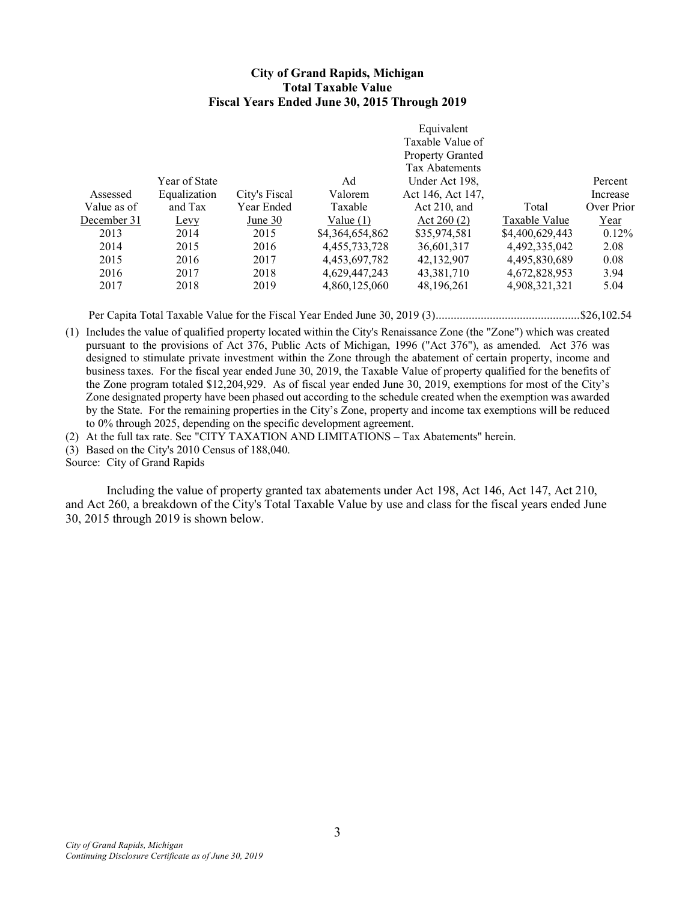**City of Grand Rapids, Michigan**
**Total Taxable Value**
**Fiscal Years Ended June 30, 2015 Through 2019**

| Assessed Value as of December 31 | Year of State Equalization and Tax Levy | City's Fiscal Year Ended June 30 | Ad Valorem Taxable Value (1) | Equivalent Taxable Value of Property Granted Tax Abatements Under Act 198, Act 146, Act 147, Act 210, and Act 260 (2) | Total Taxable Value | Percent Increase Over Prior Year |
|---|---|---|---|---|---|---|
| 2013 | 2014 | 2015 | $4,364,654,862 | $35,974,581 | $4,400,629,443 | 0.12% |
| 2014 | 2015 | 2016 | 4,455,733,728 | 36,601,317 | 4,492,335,042 | 2.08 |
| 2015 | 2016 | 2017 | 4,453,697,782 | 42,132,907 | 4,495,830,689 | 0.08 |
| 2016 | 2017 | 2018 | 4,629,447,243 | 43,381,710 | 4,672,828,953 | 3.94 |
| 2017 | 2018 | 2019 | 4,860,125,060 | 48,196,261 | 4,908,321,321 | 5.04 |

Per Capita Total Taxable Value for the Fiscal Year Ended June 30, 2019 (3)................................................$26,102.54

(1) Includes the value of qualified property located within the City's Renaissance Zone (the "Zone") which was created pursuant to the provisions of Act 376, Public Acts of Michigan, 1996 ("Act 376"), as amended. Act 376 was designed to stimulate private investment within the Zone through the abatement of certain property, income and business taxes. For the fiscal year ended June 30, 2019, the Taxable Value of property qualified for the benefits of the Zone program totaled $12,204,929. As of fiscal year ended June 30, 2019, exemptions for most of the City's Zone designated property have been phased out according to the schedule created when the exemption was awarded by the State. For the remaining properties in the City's Zone, property and income tax exemptions will be reduced to 0% through 2025, depending on the specific development agreement.

(2) At the full tax rate. See "CITY TAXATION AND LIMITATIONS – Tax Abatements" herein.

(3) Based on the City's 2010 Census of 188,040.

Source: City of Grand Rapids

Including the value of property granted tax abatements under Act 198, Act 146, Act 147, Act 210, and Act 260, a breakdown of the City's Total Taxable Value by use and class for the fiscal years ended June 30, 2015 through 2019 is shown below.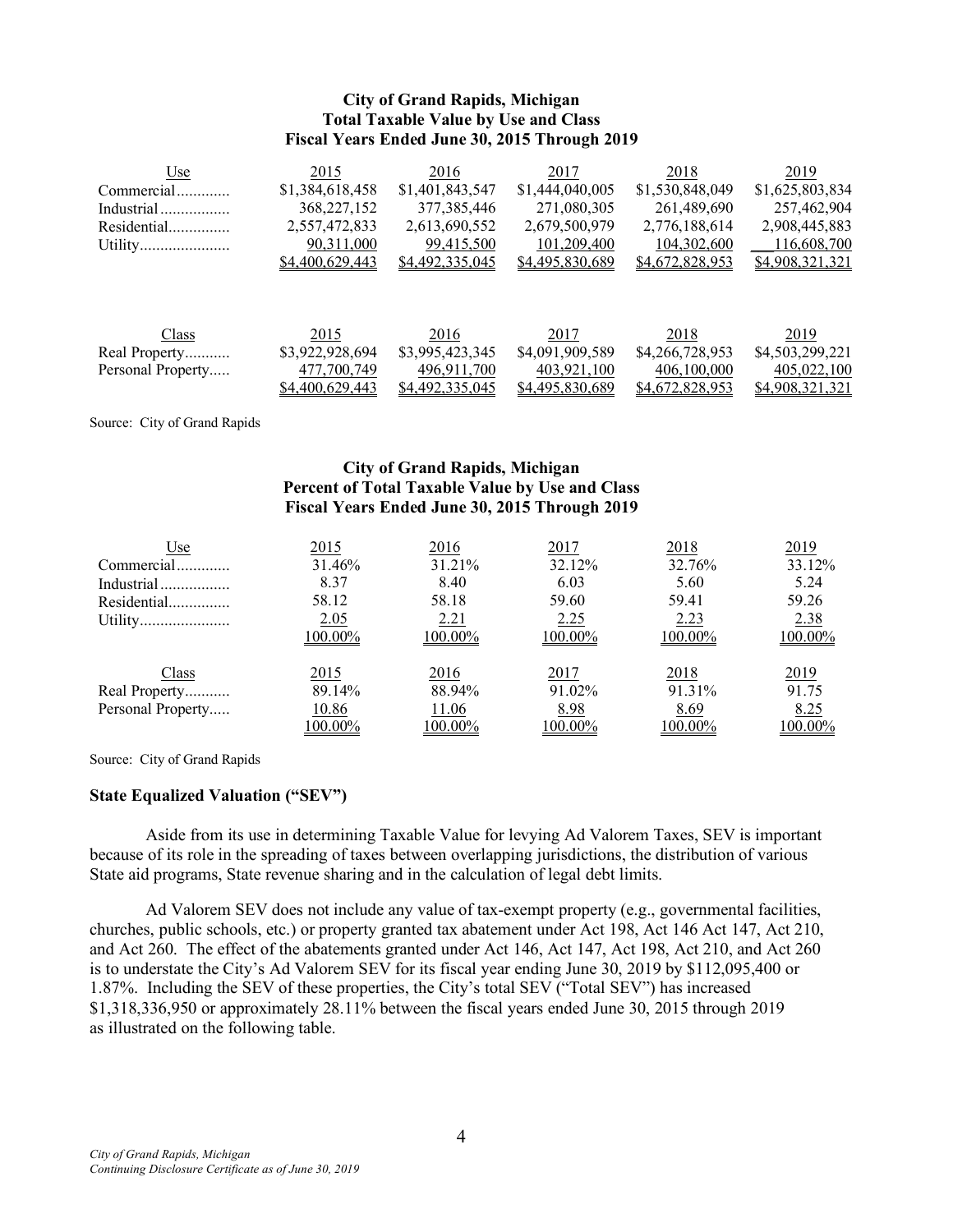**City of Grand Rapids, Michigan**
**Total Taxable Value by Use and Class**
**Fiscal Years Ended June 30, 2015 Through 2019**

| Use | 2015 | 2016 | 2017 | 2018 | 2019 |
|---|---|---|---|---|---|
| Commercial............ | $1,384,618,458 | $1,401,843,547 | $1,444,040,005 | $1,530,848,049 | $1,625,803,834 |
| Industrial................ | 368,227,152 | 377,385,446 | 271,080,305 | 261,489,690 | 257,462,904 |
| Residential.............. | 2,557,472,833 | 2,613,690,552 | 2,679,500,979 | 2,776,188,614 | 2,908,445,883 |
| Utility..................... | 90,311,000 | 99,415,500 | 101,209,400 | 104,302,600 | 116,608,700 |
| | $4,400,629,443 | $4,492,335,045 | $4,495,830,689 | $4,672,828,953 | $4,908,321,321 |

| Class | 2015 | 2016 | 2017 | 2018 | 2019 |
|---|---|---|---|---|---|
| Real Property.......... | $3,922,928,694 | $3,995,423,345 | $4,091,909,589 | $4,266,728,953 | $4,503,299,221 |
| Personal Property..... | 477,700,749 | 496,911,700 | 403,921,100 | 406,100,000 | 405,022,100 |
| | $4,400,629,443 | $4,492,335,045 | $4,495,830,689 | $4,672,828,953 | $4,908,321,321 |

Source: City of Grand Rapids

**City of Grand Rapids, Michigan**
**Percent of Total Taxable Value by Use and Class**
**Fiscal Years Ended June 30, 2015 Through 2019**

| Use | 2015 | 2016 | 2017 | 2018 | 2019 |
|---|---|---|---|---|---|
| Commercial............ | 31.46% | 31.21% | 32.12% | 32.76% | 33.12% |
| Industrial................ | 8.37 | 8.40 | 6.03 | 5.60 | 5.24 |
| Residential.............. | 58.12 | 58.18 | 59.60 | 59.41 | 59.26 |
| Utility..................... | 2.05 | 2.21 | 2.25 | 2.23 | 2.38 |
| | 100.00% | 100.00% | 100.00% | 100.00% | 100.00% |

| Class | 2015 | 2016 | 2017 | 2018 | 2019 |
|---|---|---|---|---|---|
| Real Property.......... | 89.14% | 88.94% | 91.02% | 91.31% | 91.75 |
| Personal Property..... | 10.86 | 11.06 | 8.98 | 8.69 | 8.25 |
| | 100.00% | 100.00% | 100.00% | 100.00% | 100.00% |

Source: City of Grand Rapids

**State Equalized Valuation ("SEV")**

Aside from its use in determining Taxable Value for levying Ad Valorem Taxes, SEV is important because of its role in the spreading of taxes between overlapping jurisdictions, the distribution of various State aid programs, State revenue sharing and in the calculation of legal debt limits.

Ad Valorem SEV does not include any value of tax-exempt property (e.g., governmental facilities, churches, public schools, etc.) or property granted tax abatement under Act 198, Act 146 Act 147, Act 210, and Act 260. The effect of the abatements granted under Act 146, Act 147, Act 198, Act 210, and Act 260 is to understate the City's Ad Valorem SEV for its fiscal year ending June 30, 2019 by $112,095,400 or 1.87%. Including the SEV of these properties, the City's total SEV ("Total SEV") has increased $1,318,336,950 or approximately 28.11% between the fiscal years ended June 30, 2015 through 2019 as illustrated on the following table.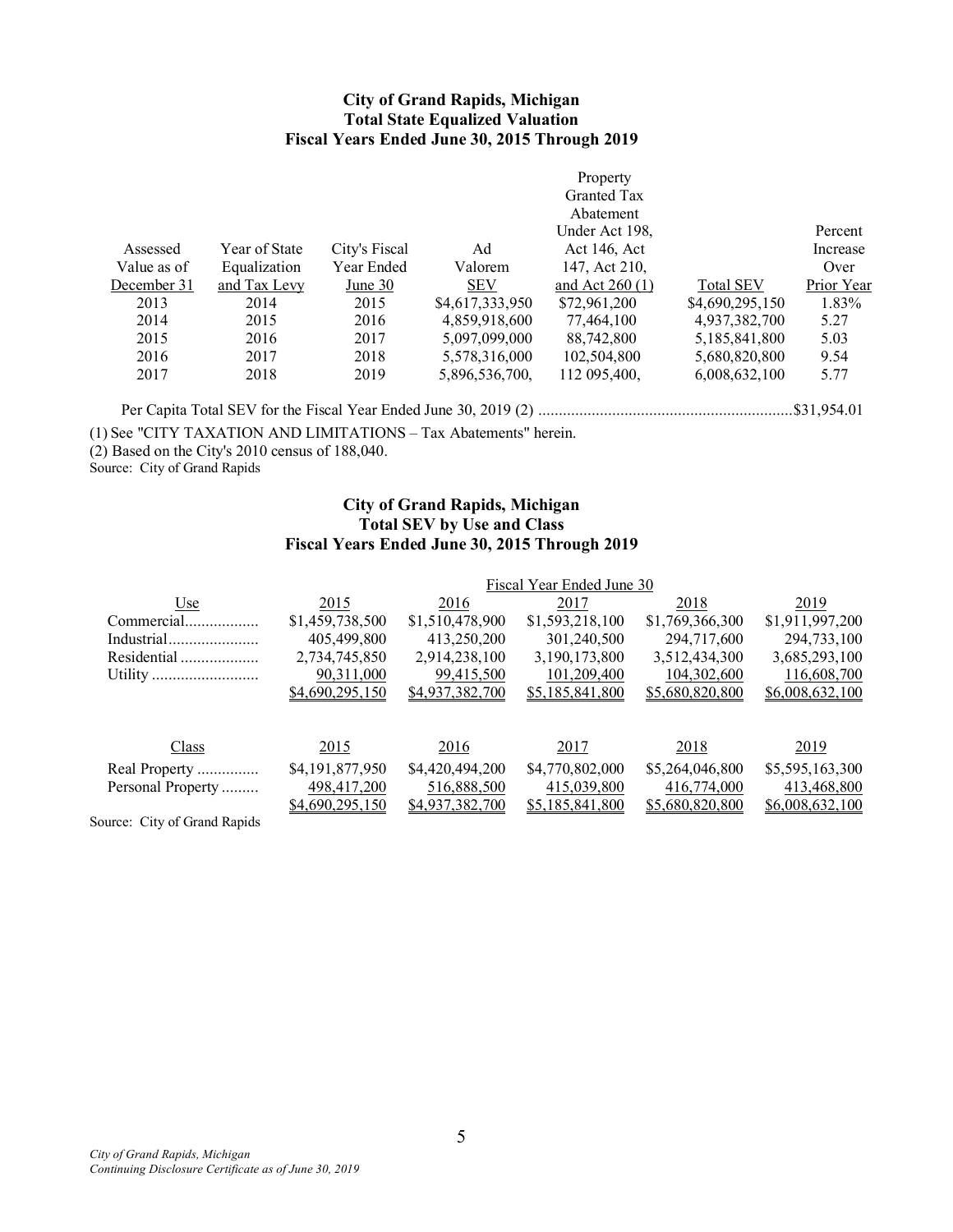### City of Grand Rapids, Michigan
### Total State Equalized Valuation
### Fiscal Years Ended June 30, 2015 Through 2019

| Assessed Value as of December 31 | Year of State Equalization and Tax Levy | City's Fiscal Year Ended June 30 | Ad Valorem SEV | Property Granted Tax Abatement Under Act 198, Act 146, Act 147, Act 210, and Act 260 (1) | Total SEV | Percent Increase Over Prior Year |
|---|---|---|---|---|---|---|
| 2013 | 2014 | 2015 | $4,617,333,950 | $72,961,200 | $4,690,295,150 | 1.83% |
| 2014 | 2015 | 2016 | 4,859,918,600 | 77,464,100 | 4,937,382,700 | 5.27 |
| 2015 | 2016 | 2017 | 5,097,099,000 | 88,742,800 | 5,185,841,800 | 5.03 |
| 2016 | 2017 | 2018 | 5,578,316,000 | 102,504,800 | 5,680,820,800 | 9.54 |
| 2017 | 2018 | 2019 | 5,896,536,700, | 112 095,400, | 6,008,632,100 | 5.77 |

Per Capita Total SEV for the Fiscal Year Ended June 30, 2019 (2) ..............................................................$31,954.01

(1) See "CITY TAXATION AND LIMITATIONS – Tax Abatements" herein.
(2) Based on the City's 2010 census of 188,040.
Source: City of Grand Rapids

### City of Grand Rapids, Michigan
### Total SEV by Use and Class
### Fiscal Years Ended June 30, 2015 Through 2019

| | Fiscal Year Ended June 30 | | | | |
|---|---|---|---|---|---|
| Use | 2015 | 2016 | 2017 | 2018 | 2019 |
| Commercial.................. | $1,459,738,500 | $1,510,478,900 | $1,593,218,100 | $1,769,366,300 | $1,911,997,200 |
| Industrial...................... | 405,499,800 | 413,250,200 | 301,240,500 | 294,717,600 | 294,733,100 |
| Residential ................... | 2,734,745,850 | 2,914,238,100 | 3,190,173,800 | 3,512,434,300 | 3,685,293,100 |
| Utility .......................... | 90,311,000 | 99,415,500 | 101,209,400 | 104,302,600 | 116,608,700 |
| | $4,690,295,150 | $4,937,382,700 | $5,185,841,800 | $5,680,820,800 | $6,008,632,100 |

| Class | 2015 | 2016 | 2017 | 2018 | 2019 |
|---|---|---|---|---|---|
| Real Property ............... | $4,191,877,950 | $4,420,494,200 | $4,770,802,000 | $5,264,046,800 | $5,595,163,300 |
| Personal Property ......... | 498,417,200 | 516,888,500 | 415,039,800 | 416,774,000 | 413,468,800 |
| | $4,690,295,150 | $4,937,382,700 | $5,185,841,800 | $5,680,820,800 | $6,008,632,100 |

Source: City of Grand Rapids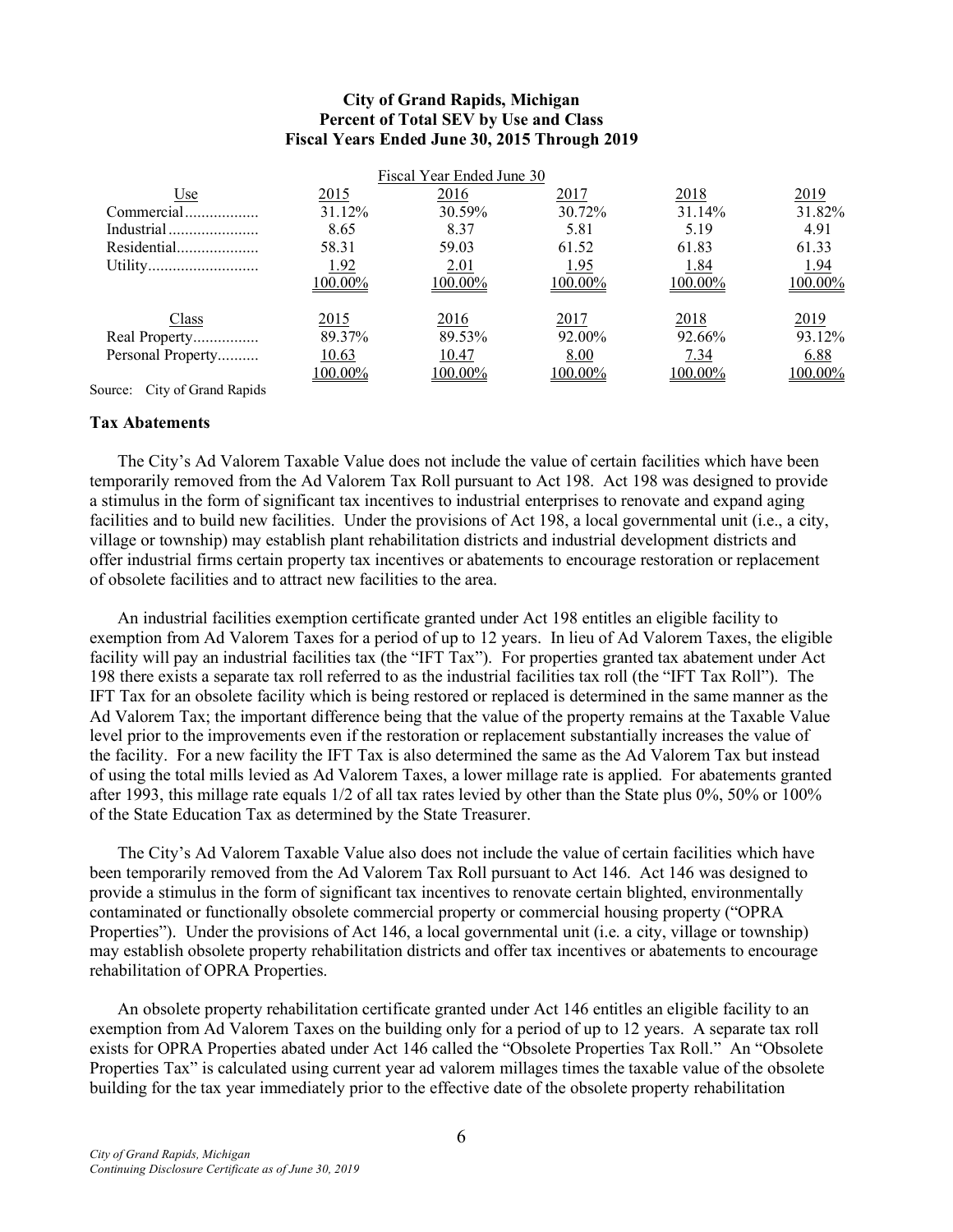**City of Grand Rapids, Michigan**
**Percent of Total SEV by Use and Class**
**Fiscal Years Ended June 30, 2015 Through 2019**

| | Fiscal Year Ended June 30 | | | | |
|---|---|---|---|---|---|
| Use | 2015 | 2016 | 2017 | 2018 | 2019 |
| Commercial | 31.12% | 30.59% | 30.72% | 31.14% | 31.82% |
| Industrial | 8.65 | 8.37 | 5.81 | 5.19 | 4.91 |
| Residential | 58.31 | 59.03 | 61.52 | 61.83 | 61.33 |
| Utility | 1.92 | 2.01 | 1.95 | 1.84 | 1.94 |
| | 100.00% | 100.00% | 100.00% | 100.00% | 100.00% |

| Class | 2015 | 2016 | 2017 | 2018 | 2019 |
|---|---|---|---|---|---|
| Real Property | 89.37% | 89.53% | 92.00% | 92.66% | 93.12% |
| Personal Property | 10.63 | 10.47 | 8.00 | 7.34 | 6.88 |
| | 100.00% | 100.00% | 100.00% | 100.00% | 100.00% |

Source: City of Grand Rapids

**Tax Abatements**

The City's Ad Valorem Taxable Value does not include the value of certain facilities which have been temporarily removed from the Ad Valorem Tax Roll pursuant to Act 198. Act 198 was designed to provide a stimulus in the form of significant tax incentives to industrial enterprises to renovate and expand aging facilities and to build new facilities. Under the provisions of Act 198, a local governmental unit (i.e., a city, village or township) may establish plant rehabilitation districts and industrial development districts and offer industrial firms certain property tax incentives or abatements to encourage restoration or replacement of obsolete facilities and to attract new facilities to the area.

An industrial facilities exemption certificate granted under Act 198 entitles an eligible facility to exemption from Ad Valorem Taxes for a period of up to 12 years. In lieu of Ad Valorem Taxes, the eligible facility will pay an industrial facilities tax (the "IFT Tax"). For properties granted tax abatement under Act 198 there exists a separate tax roll referred to as the industrial facilities tax roll (the "IFT Tax Roll"). The IFT Tax for an obsolete facility which is being restored or replaced is determined in the same manner as the Ad Valorem Tax; the important difference being that the value of the property remains at the Taxable Value level prior to the improvements even if the restoration or replacement substantially increases the value of the facility. For a new facility the IFT Tax is also determined the same as the Ad Valorem Tax but instead of using the total mills levied as Ad Valorem Taxes, a lower millage rate is applied. For abatements granted after 1993, this millage rate equals 1/2 of all tax rates levied by other than the State plus 0%, 50% or 100% of the State Education Tax as determined by the State Treasurer.

The City's Ad Valorem Taxable Value also does not include the value of certain facilities which have been temporarily removed from the Ad Valorem Tax Roll pursuant to Act 146. Act 146 was designed to provide a stimulus in the form of significant tax incentives to renovate certain blighted, environmentally contaminated or functionally obsolete commercial property or commercial housing property ("OPRA Properties"). Under the provisions of Act 146, a local governmental unit (i.e. a city, village or township) may establish obsolete property rehabilitation districts and offer tax incentives or abatements to encourage rehabilitation of OPRA Properties.

An obsolete property rehabilitation certificate granted under Act 146 entitles an eligible facility to an exemption from Ad Valorem Taxes on the building only for a period of up to 12 years. A separate tax roll exists for OPRA Properties abated under Act 146 called the "Obsolete Properties Tax Roll." An "Obsolete Properties Tax" is calculated using current year ad valorem millages times the taxable value of the obsolete building for the tax year immediately prior to the effective date of the obsolete property rehabilitation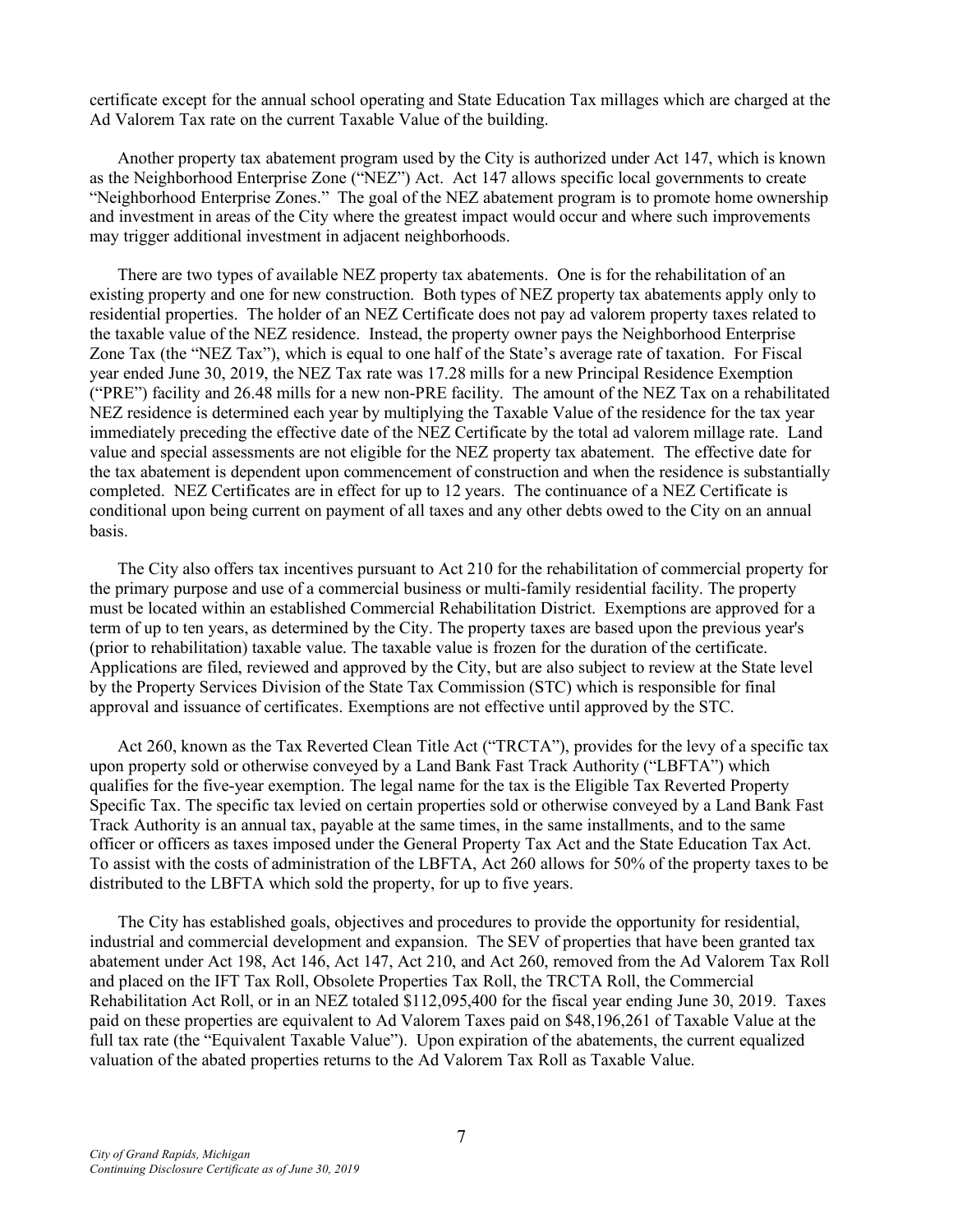certificate except for the annual school operating and State Education Tax millages which are charged at the Ad Valorem Tax rate on the current Taxable Value of the building.

Another property tax abatement program used by the City is authorized under Act 147, which is known as the Neighborhood Enterprise Zone ("NEZ") Act. Act 147 allows specific local governments to create "Neighborhood Enterprise Zones." The goal of the NEZ abatement program is to promote home ownership and investment in areas of the City where the greatest impact would occur and where such improvements may trigger additional investment in adjacent neighborhoods.

There are two types of available NEZ property tax abatements. One is for the rehabilitation of an existing property and one for new construction. Both types of NEZ property tax abatements apply only to residential properties. The holder of an NEZ Certificate does not pay ad valorem property taxes related to the taxable value of the NEZ residence. Instead, the property owner pays the Neighborhood Enterprise Zone Tax (the "NEZ Tax"), which is equal to one half of the State's average rate of taxation. For Fiscal year ended June 30, 2019, the NEZ Tax rate was 17.28 mills for a new Principal Residence Exemption ("PRE") facility and 26.48 mills for a new non-PRE facility. The amount of the NEZ Tax on a rehabilitated NEZ residence is determined each year by multiplying the Taxable Value of the residence for the tax year immediately preceding the effective date of the NEZ Certificate by the total ad valorem millage rate. Land value and special assessments are not eligible for the NEZ property tax abatement. The effective date for the tax abatement is dependent upon commencement of construction and when the residence is substantially completed. NEZ Certificates are in effect for up to 12 years. The continuance of a NEZ Certificate is conditional upon being current on payment of all taxes and any other debts owed to the City on an annual basis.

The City also offers tax incentives pursuant to Act 210 for the rehabilitation of commercial property for the primary purpose and use of a commercial business or multi-family residential facility. The property must be located within an established Commercial Rehabilitation District. Exemptions are approved for a term of up to ten years, as determined by the City. The property taxes are based upon the previous year's (prior to rehabilitation) taxable value. The taxable value is frozen for the duration of the certificate. Applications are filed, reviewed and approved by the City, but are also subject to review at the State level by the Property Services Division of the State Tax Commission (STC) which is responsible for final approval and issuance of certificates. Exemptions are not effective until approved by the STC.

Act 260, known as the Tax Reverted Clean Title Act ("TRCTA"), provides for the levy of a specific tax upon property sold or otherwise conveyed by a Land Bank Fast Track Authority ("LBFTA") which qualifies for the five-year exemption. The legal name for the tax is the Eligible Tax Reverted Property Specific Tax. The specific tax levied on certain properties sold or otherwise conveyed by a Land Bank Fast Track Authority is an annual tax, payable at the same times, in the same installments, and to the same officer or officers as taxes imposed under the General Property Tax Act and the State Education Tax Act. To assist with the costs of administration of the LBFTA, Act 260 allows for 50% of the property taxes to be distributed to the LBFTA which sold the property, for up to five years.

The City has established goals, objectives and procedures to provide the opportunity for residential, industrial and commercial development and expansion. The SEV of properties that have been granted tax abatement under Act 198, Act 146, Act 147, Act 210, and Act 260, removed from the Ad Valorem Tax Roll and placed on the IFT Tax Roll, Obsolete Properties Tax Roll, the TRCTA Roll, the Commercial Rehabilitation Act Roll, or in an NEZ totaled $112,095,400 for the fiscal year ending June 30, 2019. Taxes paid on these properties are equivalent to Ad Valorem Taxes paid on $48,196,261 of Taxable Value at the full tax rate (the "Equivalent Taxable Value"). Upon expiration of the abatements, the current equalized valuation of the abated properties returns to the Ad Valorem Tax Roll as Taxable Value.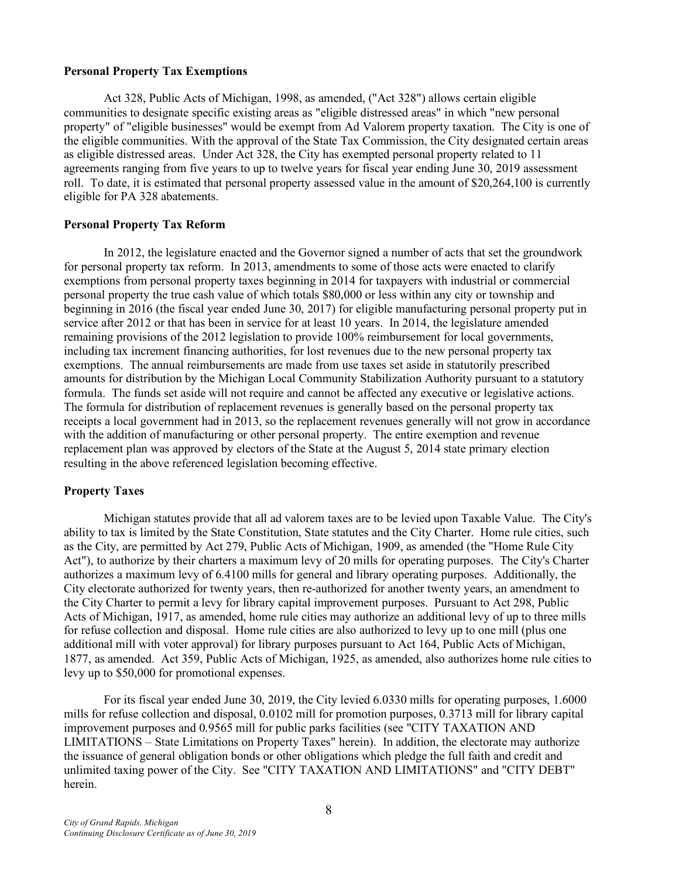**Personal Property Tax Exemptions**

Act 328, Public Acts of Michigan, 1998, as amended, ("Act 328") allows certain eligible communities to designate specific existing areas as "eligible distressed areas" in which "new personal property" of "eligible businesses" would be exempt from Ad Valorem property taxation. The City is one of the eligible communities. With the approval of the State Tax Commission, the City designated certain areas as eligible distressed areas. Under Act 328, the City has exempted personal property related to 11 agreements ranging from five years to up to twelve years for fiscal year ending June 30, 2019 assessment roll. To date, it is estimated that personal property assessed value in the amount of $20,264,100 is currently eligible for PA 328 abatements.

**Personal Property Tax Reform**

In 2012, the legislature enacted and the Governor signed a number of acts that set the groundwork for personal property tax reform. In 2013, amendments to some of those acts were enacted to clarify exemptions from personal property taxes beginning in 2014 for taxpayers with industrial or commercial personal property the true cash value of which totals $80,000 or less within any city or township and beginning in 2016 (the fiscal year ended June 30, 2017) for eligible manufacturing personal property put in service after 2012 or that has been in service for at least 10 years. In 2014, the legislature amended remaining provisions of the 2012 legislation to provide 100% reimbursement for local governments, including tax increment financing authorities, for lost revenues due to the new personal property tax exemptions. The annual reimbursements are made from use taxes set aside in statutorily prescribed amounts for distribution by the Michigan Local Community Stabilization Authority pursuant to a statutory formula. The funds set aside will not require and cannot be affected any executive or legislative actions. The formula for distribution of replacement revenues is generally based on the personal property tax receipts a local government had in 2013, so the replacement revenues generally will not grow in accordance with the addition of manufacturing or other personal property. The entire exemption and revenue replacement plan was approved by electors of the State at the August 5, 2014 state primary election resulting in the above referenced legislation becoming effective.

**Property Taxes**

Michigan statutes provide that all ad valorem taxes are to be levied upon Taxable Value. The City's ability to tax is limited by the State Constitution, State statutes and the City Charter. Home rule cities, such as the City, are permitted by Act 279, Public Acts of Michigan, 1909, as amended (the "Home Rule City Act"), to authorize by their charters a maximum levy of 20 mills for operating purposes. The City's Charter authorizes a maximum levy of 6.4100 mills for general and library operating purposes. Additionally, the City electorate authorized for twenty years, then re-authorized for another twenty years, an amendment to the City Charter to permit a levy for library capital improvement purposes. Pursuant to Act 298, Public Acts of Michigan, 1917, as amended, home rule cities may authorize an additional levy of up to three mills for refuse collection and disposal. Home rule cities are also authorized to levy up to one mill (plus one additional mill with voter approval) for library purposes pursuant to Act 164, Public Acts of Michigan, 1877, as amended. Act 359, Public Acts of Michigan, 1925, as amended, also authorizes home rule cities to levy up to $50,000 for promotional expenses.

For its fiscal year ended June 30, 2019, the City levied 6.0330 mills for operating purposes, 1.6000 mills for refuse collection and disposal, 0.0102 mill for promotion purposes, 0.3713 mill for library capital improvement purposes and 0.9565 mill for public parks facilities (see "CITY TAXATION AND LIMITATIONS – State Limitations on Property Taxes" herein). In addition, the electorate may authorize the issuance of general obligation bonds or other obligations which pledge the full faith and credit and unlimited taxing power of the City. See "CITY TAXATION AND LIMITATIONS" and "CITY DEBT" herein.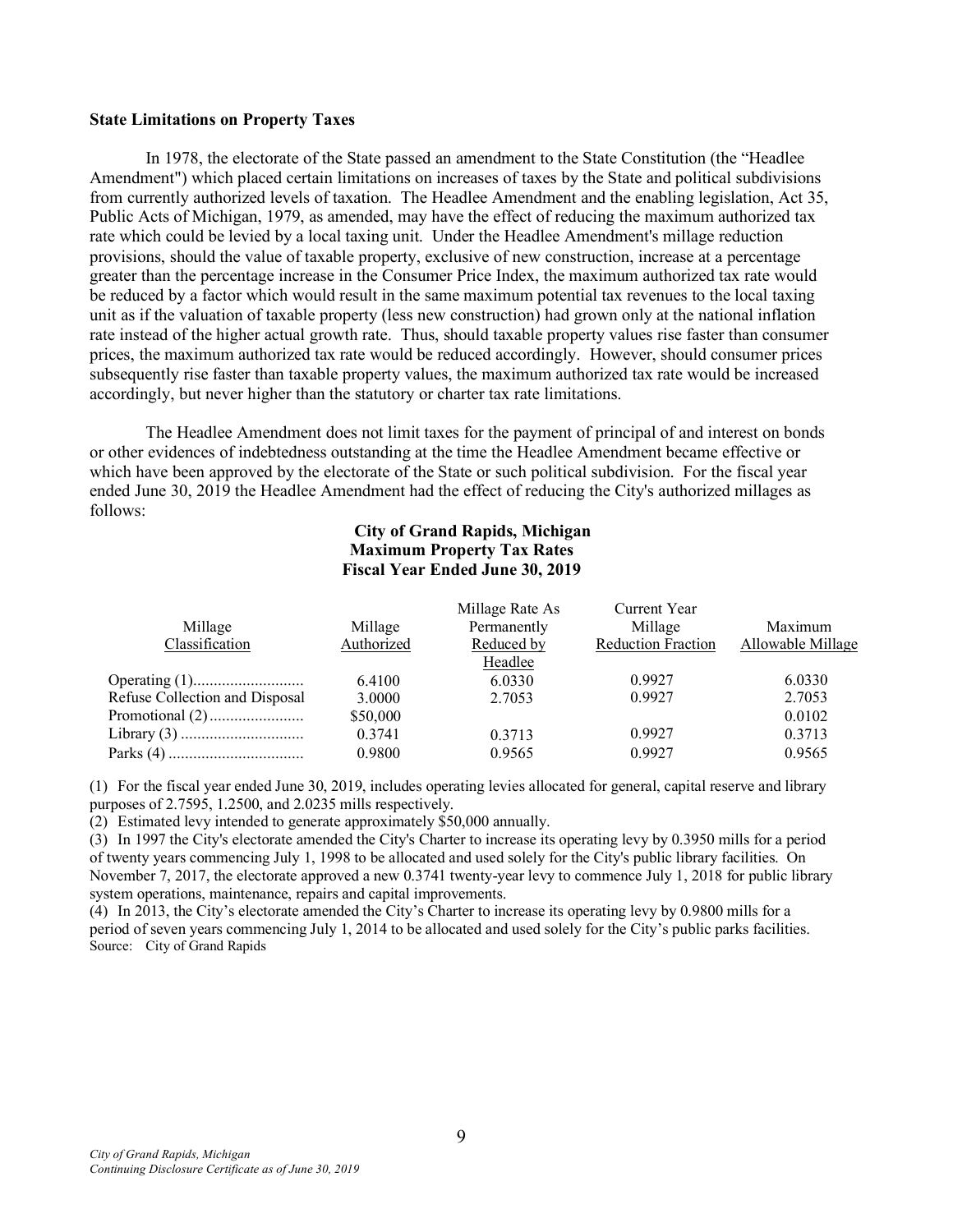**State Limitations on Property Taxes**

In 1978, the electorate of the State passed an amendment to the State Constitution (the "Headlee Amendment") which placed certain limitations on increases of taxes by the State and political subdivisions from currently authorized levels of taxation. The Headlee Amendment and the enabling legislation, Act 35, Public Acts of Michigan, 1979, as amended, may have the effect of reducing the maximum authorized tax rate which could be levied by a local taxing unit. Under the Headlee Amendment's millage reduction provisions, should the value of taxable property, exclusive of new construction, increase at a percentage greater than the percentage increase in the Consumer Price Index, the maximum authorized tax rate would be reduced by a factor which would result in the same maximum potential tax revenues to the local taxing unit as if the valuation of taxable property (less new construction) had grown only at the national inflation rate instead of the higher actual growth rate. Thus, should taxable property values rise faster than consumer prices, the maximum authorized tax rate would be reduced accordingly. However, should consumer prices subsequently rise faster than taxable property values, the maximum authorized tax rate would be increased accordingly, but never higher than the statutory or charter tax rate limitations.

The Headlee Amendment does not limit taxes for the payment of principal of and interest on bonds or other evidences of indebtedness outstanding at the time the Headlee Amendment became effective or which have been approved by the electorate of the State or such political subdivision. For the fiscal year ended June 30, 2019 the Headlee Amendment had the effect of reducing the City's authorized millages as follows:

**City of Grand Rapids, Michigan**
**Maximum Property Tax Rates**
**Fiscal Year Ended June 30, 2019**

| Millage Classification | Millage Authorized | Millage Rate As Permanently Reduced by Headlee | Current Year Millage Reduction Fraction | Maximum Allowable Millage |
|---|---|---|---|---|
| Operating (1) | 6.4100 | 6.0330 | 0.9927 | 6.0330 |
| Refuse Collection and Disposal | 3.0000 | 2.7053 | 0.9927 | 2.7053 |
| Promotional (2) | $50,000 | | | 0.0102 |
| Library (3) | 0.3741 | 0.3713 | 0.9927 | 0.3713 |
| Parks (4) | 0.9800 | 0.9565 | 0.9927 | 0.9565 |

(1) For the fiscal year ended June 30, 2019, includes operating levies allocated for general, capital reserve and library purposes of 2.7595, 1.2500, and 2.0235 mills respectively.

(2) Estimated levy intended to generate approximately $50,000 annually.

(3) In 1997 the City's electorate amended the City's Charter to increase its operating levy by 0.3950 mills for a period of twenty years commencing July 1, 1998 to be allocated and used solely for the City's public library facilities. On November 7, 2017, the electorate approved a new 0.3741 twenty-year levy to commence July 1, 2018 for public library system operations, maintenance, repairs and capital improvements.

(4) In 2013, the City's electorate amended the City's Charter to increase its operating levy by 0.9800 mills for a period of seven years commencing July 1, 2014 to be allocated and used solely for the City's public parks facilities.

Source: City of Grand Rapids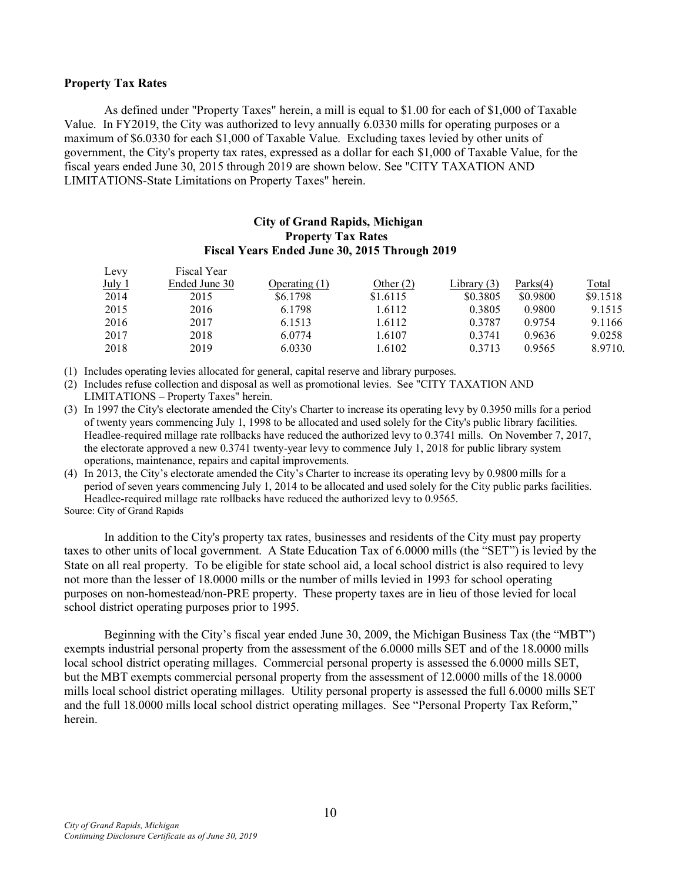**Property Tax Rates**

As defined under "Property Taxes" herein, a mill is equal to $1.00 for each of $1,000 of Taxable Value. In FY2019, the City was authorized to levy annually 6.0330 mills for operating purposes or a maximum of $6.0330 for each $1,000 of Taxable Value. Excluding taxes levied by other units of government, the City's property tax rates, expressed as a dollar for each $1,000 of Taxable Value, for the fiscal years ended June 30, 2015 through 2019 are shown below. See "CITY TAXATION AND LIMITATIONS-State Limitations on Property Taxes" herein.

**City of Grand Rapids, Michigan**
**Property Tax Rates**
**Fiscal Years Ended June 30, 2015 Through 2019**

| Levy July 1 | Fiscal Year Ended June 30 | Operating (1) | Other (2) | Library (3) | Parks(4) | Total |
|---|---|---|---|---|---|---|
| 2014 | 2015 | $6.1798 | $1.6115 | $0.3805 | $0.9800 | $9.1518 |
| 2015 | 2016 | 6.1798 | 1.6112 | 0.3805 | 0.9800 | 9.1515 |
| 2016 | 2017 | 6.1513 | 1.6112 | 0.3787 | 0.9754 | 9.1166 |
| 2017 | 2018 | 6.0774 | 1.6107 | 0.3741 | 0.9636 | 9.0258 |
| 2018 | 2019 | 6.0330 | 1.6102 | 0.3713 | 0.9565 | 8.9710. |

(1) Includes operating levies allocated for general, capital reserve and library purposes.

(2) Includes refuse collection and disposal as well as promotional levies. See "CITY TAXATION AND LIMITATIONS – Property Taxes" herein.

(3) In 1997 the City's electorate amended the City's Charter to increase its operating levy by 0.3950 mills for a period of twenty years commencing July 1, 1998 to be allocated and used solely for the City's public library facilities. Headlee-required millage rate rollbacks have reduced the authorized levy to 0.3741 mills. On November 7, 2017, the electorate approved a new 0.3741 twenty-year levy to commence July 1, 2018 for public library system operations, maintenance, repairs and capital improvements.

(4) In 2013, the City's electorate amended the City's Charter to increase its operating levy by 0.9800 mills for a period of seven years commencing July 1, 2014 to be allocated and used solely for the City public parks facilities. Headlee-required millage rate rollbacks have reduced the authorized levy to 0.9565.

Source: City of Grand Rapids

In addition to the City's property tax rates, businesses and residents of the City must pay property taxes to other units of local government. A State Education Tax of 6.0000 mills (the "SET") is levied by the State on all real property. To be eligible for state school aid, a local school district is also required to levy not more than the lesser of 18.0000 mills or the number of mills levied in 1993 for school operating purposes on non-homestead/non-PRE property. These property taxes are in lieu of those levied for local school district operating purposes prior to 1995.

Beginning with the City's fiscal year ended June 30, 2009, the Michigan Business Tax (the "MBT") exempts industrial personal property from the assessment of the 6.0000 mills SET and of the 18.0000 mills local school district operating millages. Commercial personal property is assessed the 6.0000 mills SET, but the MBT exempts commercial personal property from the assessment of 12.0000 mills of the 18.0000 mills local school district operating millages. Utility personal property is assessed the full 6.0000 mills SET and the full 18.0000 mills local school district operating millages. See "Personal Property Tax Reform," herein.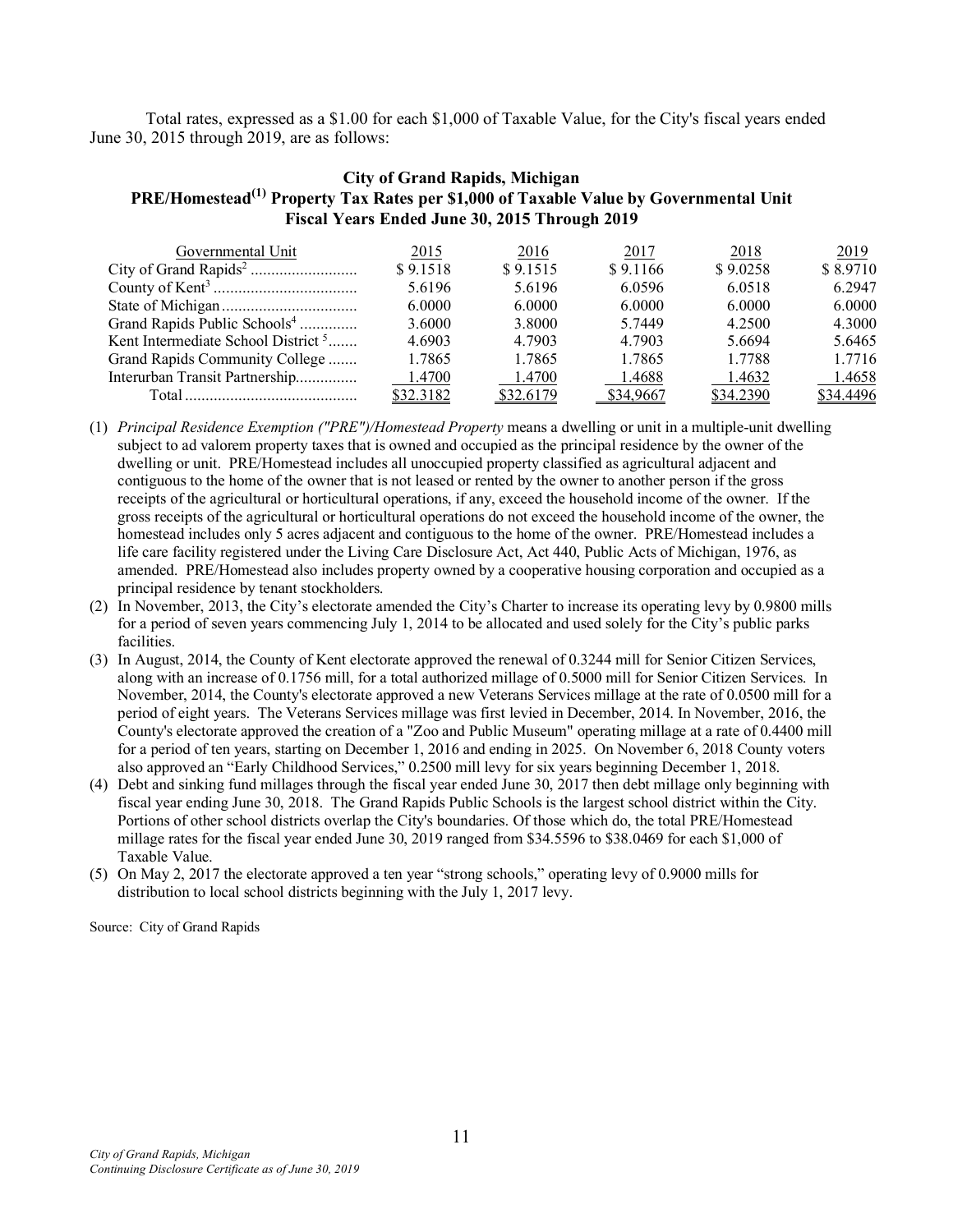Total rates, expressed as a $1.00 for each $1,000 of Taxable Value, for the City's fiscal years ended June 30, 2015 through 2019, are as follows:

**City of Grand Rapids, Michigan**
**PRE/Homestead(1) Property Tax Rates per $1,000 of Taxable Value by Governmental Unit**
**Fiscal Years Ended June 30, 2015 Through 2019**

| Governmental Unit | 2015 | 2016 | 2017 | 2018 | 2019 |
|---|---|---|---|---|---|
| City of Grand Rapids[2] | $ 9.1518 | $ 9.1515 | $ 9.1166 | $ 9.0258 | $ 8.9710 |
| County of Kent[3] | 5.6196 | 5.6196 | 6.0596 | 6.0518 | 6.2947 |
| State of Michigan | 6.0000 | 6.0000 | 6.0000 | 6.0000 | 6.0000 |
| Grand Rapids Public Schools[4] | 3.6000 | 3.8000 | 5.7449 | 4.2500 | 4.3000 |
| Kent Intermediate School District [5] | 4.6903 | 4.7903 | 4.7903 | 5.6694 | 5.6465 |
| Grand Rapids Community College | 1.7865 | 1.7865 | 1.7865 | 1.7788 | 1.7716 |
| Interurban Transit Partnership | 1.4700 | 1.4700 | 1.4688 | 1.4632 | 1.4658 |
| Total | $32.3182 | $32.6179 | $34.9667 | $34.2390 | $34.4496 |

(1) *Principal Residence Exemption ("PRE")/Homestead Property* means a dwelling or unit in a multiple-unit dwelling subject to ad valorem property taxes that is owned and occupied as the principal residence by the owner of the dwelling or unit. PRE/Homestead includes all unoccupied property classified as agricultural adjacent and contiguous to the home of the owner that is not leased or rented by the owner to another person if the gross receipts of the agricultural or horticultural operations, if any, exceed the household income of the owner. If the gross receipts of the agricultural or horticultural operations do not exceed the household income of the owner, the homestead includes only 5 acres adjacent and contiguous to the home of the owner. PRE/Homestead includes a life care facility registered under the Living Care Disclosure Act, Act 440, Public Acts of Michigan, 1976, as amended. PRE/Homestead also includes property owned by a cooperative housing corporation and occupied as a principal residence by tenant stockholders.

(2) In November, 2013, the City's electorate amended the City's Charter to increase its operating levy by 0.9800 mills for a period of seven years commencing July 1, 2014 to be allocated and used solely for the City's public parks facilities.

(3) In August, 2014, the County of Kent electorate approved the renewal of 0.3244 mill for Senior Citizen Services, along with an increase of 0.1756 mill, for a total authorized millage of 0.5000 mill for Senior Citizen Services. In November, 2014, the County's electorate approved a new Veterans Services millage at the rate of 0.0500 mill for a period of eight years. The Veterans Services millage was first levied in December, 2014. In November, 2016, the County's electorate approved the creation of a "Zoo and Public Museum" operating millage at a rate of 0.4400 mill for a period of ten years, starting on December 1, 2016 and ending in 2025. On November 6, 2018 County voters also approved an "Early Childhood Services," 0.2500 mill levy for six years beginning December 1, 2018.

(4) Debt and sinking fund millages through the fiscal year ended June 30, 2017 then debt millage only beginning with fiscal year ending June 30, 2018. The Grand Rapids Public Schools is the largest school district within the City. Portions of other school districts overlap the City's boundaries. Of those which do, the total PRE/Homestead millage rates for the fiscal year ended June 30, 2019 ranged from $34.5596 to $38.0469 for each $1,000 of Taxable Value.

(5) On May 2, 2017 the electorate approved a ten year "strong schools," operating levy of 0.9000 mills for distribution to local school districts beginning with the July 1, 2017 levy.

Source: City of Grand Rapids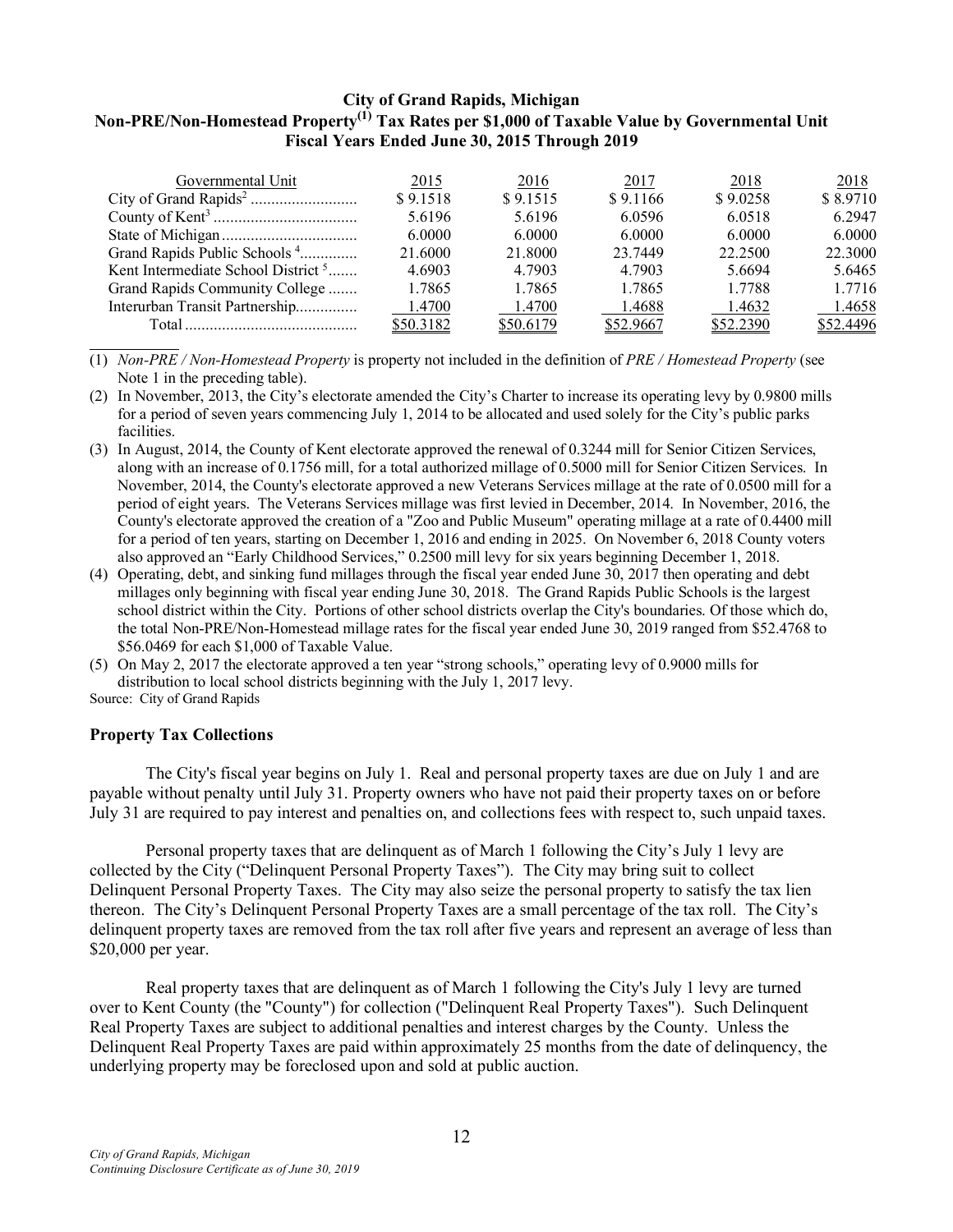**City of Grand Rapids, Michigan**
**Non-PRE/Non-Homestead Property[(1)] Tax Rates per $1,000 of Taxable Value by Governmental Unit**
**Fiscal Years Ended June 30, 2015 Through 2019**

| Governmental Unit | 2015 | 2016 | 2017 | 2018 | 2018 |
|---|---|---|---|---|---|
| City of Grand Rapids[2] | $ 9.1518 | $ 9.1515 | $ 9.1166 | $ 9.0258 | $ 8.9710 |
| County of Kent[3] | 5.6196 | 5.6196 | 6.0596 | 6.0518 | 6.2947 |
| State of Michigan | 6.0000 | 6.0000 | 6.0000 | 6.0000 | 6.0000 |
| Grand Rapids Public Schools [4] | 21.6000 | 21.8000 | 23.7449 | 22.2500 | 22.3000 |
| Kent Intermediate School District [5] | 4.6903 | 4.7903 | 4.7903 | 5.6694 | 5.6465 |
| Grand Rapids Community College | 1.7865 | 1.7865 | 1.7865 | 1.7788 | 1.7716 |
| Interurban Transit Partnership | 1.4700 | 1.4700 | 1.4688 | 1.4632 | 1.4658 |
| Total | $50.3182 | $50.6179 | $52.9667 | $52.2390 | $52.4496 |

(1) *Non-PRE / Non-Homestead Property* is property not included in the definition of *PRE / Homestead Property* (see Note 1 in the preceding table).

(2) In November, 2013, the City's electorate amended the City's Charter to increase its operating levy by 0.9800 mills for a period of seven years commencing July 1, 2014 to be allocated and used solely for the City's public parks facilities.

(3) In August, 2014, the County of Kent electorate approved the renewal of 0.3244 mill for Senior Citizen Services, along with an increase of 0.1756 mill, for a total authorized millage of 0.5000 mill for Senior Citizen Services. In November, 2014, the County's electorate approved a new Veterans Services millage at the rate of 0.0500 mill for a period of eight years. The Veterans Services millage was first levied in December, 2014. In November, 2016, the County's electorate approved the creation of a "Zoo and Public Museum" operating millage at a rate of 0.4400 mill for a period of ten years, starting on December 1, 2016 and ending in 2025. On November 6, 2018 County voters also approved an "Early Childhood Services," 0.2500 mill levy for six years beginning December 1, 2018.

(4) Operating, debt, and sinking fund millages through the fiscal year ended June 30, 2017 then operating and debt millages only beginning with fiscal year ending June 30, 2018. The Grand Rapids Public Schools is the largest school district within the City. Portions of other school districts overlap the City's boundaries. Of those which do, the total Non-PRE/Non-Homestead millage rates for the fiscal year ended June 30, 2019 ranged from $52.4768 to $56.0469 for each $1,000 of Taxable Value.

(5) On May 2, 2017 the electorate approved a ten year "strong schools," operating levy of 0.9000 mills for distribution to local school districts beginning with the July 1, 2017 levy.

Source: City of Grand Rapids

### Property Tax Collections

The City's fiscal year begins on July 1. Real and personal property taxes are due on July 1 and are payable without penalty until July 31. Property owners who have not paid their property taxes on or before July 31 are required to pay interest and penalties on, and collections fees with respect to, such unpaid taxes.

Personal property taxes that are delinquent as of March 1 following the City's July 1 levy are collected by the City ("Delinquent Personal Property Taxes"). The City may bring suit to collect Delinquent Personal Property Taxes. The City may also seize the personal property to satisfy the tax lien thereon. The City's Delinquent Personal Property Taxes are a small percentage of the tax roll. The City's delinquent property taxes are removed from the tax roll after five years and represent an average of less than $20,000 per year.

Real property taxes that are delinquent as of March 1 following the City's July 1 levy are turned over to Kent County (the "County") for collection ("Delinquent Real Property Taxes"). Such Delinquent Real Property Taxes are subject to additional penalties and interest charges by the County. Unless the Delinquent Real Property Taxes are paid within approximately 25 months from the date of delinquency, the underlying property may be foreclosed upon and sold at public auction.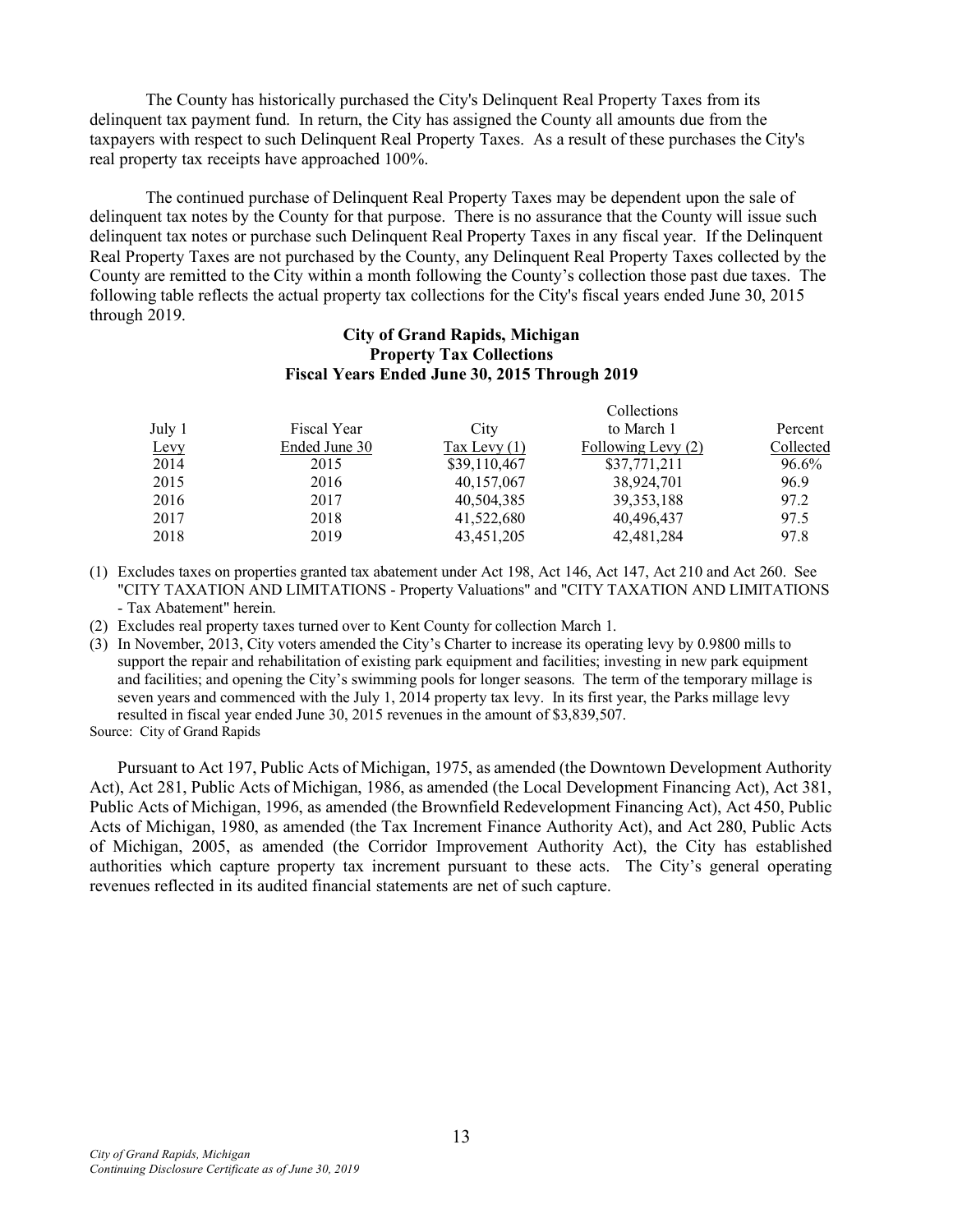The County has historically purchased the City's Delinquent Real Property Taxes from its delinquent tax payment fund. In return, the City has assigned the County all amounts due from the taxpayers with respect to such Delinquent Real Property Taxes. As a result of these purchases the City's real property tax receipts have approached 100%.

The continued purchase of Delinquent Real Property Taxes may be dependent upon the sale of delinquent tax notes by the County for that purpose. There is no assurance that the County will issue such delinquent tax notes or purchase such Delinquent Real Property Taxes in any fiscal year. If the Delinquent Real Property Taxes are not purchased by the County, any Delinquent Real Property Taxes collected by the County are remitted to the City within a month following the County's collection those past due taxes. The following table reflects the actual property tax collections for the City's fiscal years ended June 30, 2015 through 2019.

**City of Grand Rapids, Michigan**
**Property Tax Collections**
**Fiscal Years Ended June 30, 2015 Through 2019**

| July 1 Levy | Fiscal Year Ended June 30 | City Tax Levy (1) | Collections to March 1 Following Levy (2) | Percent Collected |
|---|---|---|---|---|
| 2014 | 2015 | $39,110,467 | $37,771,211 | 96.6% |
| 2015 | 2016 | 40,157,067 | 38,924,701 | 96.9 |
| 2016 | 2017 | 40,504,385 | 39,353,188 | 97.2 |
| 2017 | 2018 | 41,522,680 | 40,496,437 | 97.5 |
| 2018 | 2019 | 43,451,205 | 42,481,284 | 97.8 |

(1) Excludes taxes on properties granted tax abatement under Act 198, Act 146, Act 147, Act 210 and Act 260. See "CITY TAXATION AND LIMITATIONS - Property Valuations" and "CITY TAXATION AND LIMITATIONS - Tax Abatement" herein.

(2) Excludes real property taxes turned over to Kent County for collection March 1.

(3) In November, 2013, City voters amended the City's Charter to increase its operating levy by 0.9800 mills to support the repair and rehabilitation of existing park equipment and facilities; investing in new park equipment and facilities; and opening the City's swimming pools for longer seasons. The term of the temporary millage is seven years and commenced with the July 1, 2014 property tax levy. In its first year, the Parks millage levy resulted in fiscal year ended June 30, 2015 revenues in the amount of $3,839,507.

Source: City of Grand Rapids

Pursuant to Act 197, Public Acts of Michigan, 1975, as amended (the Downtown Development Authority Act), Act 281, Public Acts of Michigan, 1986, as amended (the Local Development Financing Act), Act 381, Public Acts of Michigan, 1996, as amended (the Brownfield Redevelopment Financing Act), Act 450, Public Acts of Michigan, 1980, as amended (the Tax Increment Finance Authority Act), and Act 280, Public Acts of Michigan, 2005, as amended (the Corridor Improvement Authority Act), the City has established authorities which capture property tax increment pursuant to these acts. The City's general operating revenues reflected in its audited financial statements are net of such capture.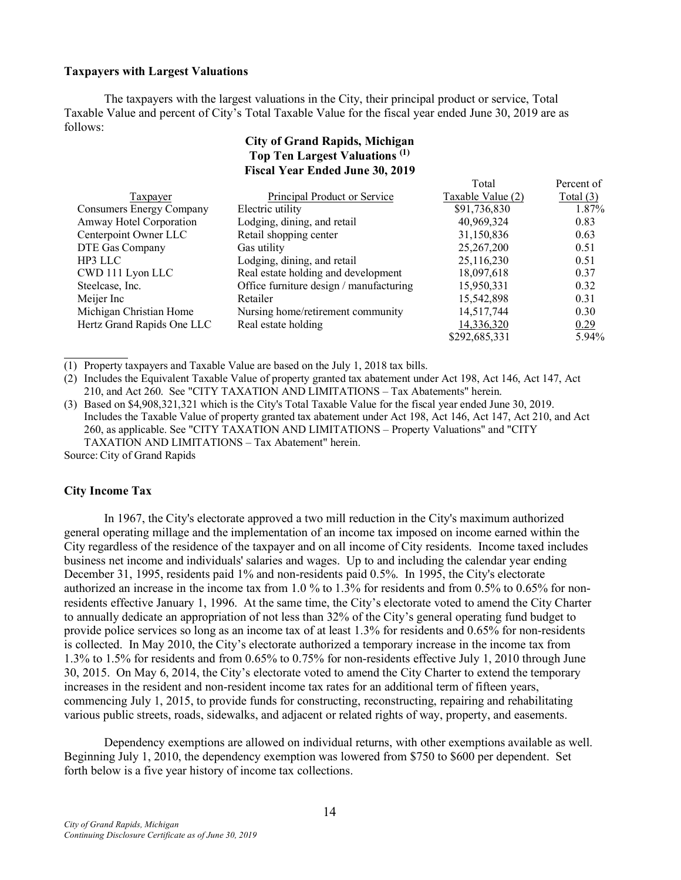### Taxpayers with Largest Valuations

The taxpayers with the largest valuations in the City, their principal product or service, Total Taxable Value and percent of City's Total Taxable Value for the fiscal year ended June 30, 2019 are as follows:

**City of Grand Rapids, Michigan**
**Top Ten Largest Valuations [(1)]**
**Fiscal Year Ended June 30, 2019**

| Taxpayer | Principal Product or Service | Total Taxable Value (2) | Percent of Total (3) |
|---|---|---|---|
| Consumers Energy Company | Electric utility | $91,736,830 | 1.87% |
| Amway Hotel Corporation | Lodging, dining, and retail | 40,969,324 | 0.83 |
| Centerpoint Owner LLC | Retail shopping center | 31,150,836 | 0.63 |
| DTE Gas Company | Gas utility | 25,267,200 | 0.51 |
| HP3 LLC | Lodging, dining, and retail | 25,116,230 | 0.51 |
| CWD 111 Lyon LLC | Real estate holding and development | 18,097,618 | 0.37 |
| Steelcase, Inc. | Office furniture design / manufacturing | 15,950,331 | 0.32 |
| Meijer Inc | Retailer | 15,542,898 | 0.31 |
| Michigan Christian Home | Nursing home/retirement community | 14,517,744 | 0.30 |
| Hertz Grand Rapids One LLC | Real estate holding | 14,336,320 | 0.29 |
| | | $292,685,331 | 5.94% |

(1) Property taxpayers and Taxable Value are based on the July 1, 2018 tax bills.

(2) Includes the Equivalent Taxable Value of property granted tax abatement under Act 198, Act 146, Act 147, Act 210, and Act 260. See "CITY TAXATION AND LIMITATIONS – Tax Abatements" herein.

(3) Based on $4,908,321,321 which is the City's Total Taxable Value for the fiscal year ended June 30, 2019. Includes the Taxable Value of property granted tax abatement under Act 198, Act 146, Act 147, Act 210, and Act 260, as applicable. See "CITY TAXATION AND LIMITATIONS – Property Valuations" and "CITY TAXATION AND LIMITATIONS – Tax Abatement" herein.

Source: City of Grand Rapids

### City Income Tax

In 1967, the City's electorate approved a two mill reduction in the City's maximum authorized general operating millage and the implementation of an income tax imposed on income earned within the City regardless of the residence of the taxpayer and on all income of City residents. Income taxed includes business net income and individuals' salaries and wages. Up to and including the calendar year ending December 31, 1995, residents paid 1% and non-residents paid 0.5%. In 1995, the City's electorate authorized an increase in the income tax from 1.0 % to 1.3% for residents and from 0.5% to 0.65% for non-residents effective January 1, 1996. At the same time, the City's electorate voted to amend the City Charter to annually dedicate an appropriation of not less than 32% of the City's general operating fund budget to provide police services so long as an income tax of at least 1.3% for residents and 0.65% for non-residents is collected. In May 2010, the City's electorate authorized a temporary increase in the income tax from 1.3% to 1.5% for residents and from 0.65% to 0.75% for non-residents effective July 1, 2010 through June 30, 2015. On May 6, 2014, the City's electorate voted to amend the City Charter to extend the temporary increases in the resident and non-resident income tax rates for an additional term of fifteen years, commencing July 1, 2015, to provide funds for constructing, reconstructing, repairing and rehabilitating various public streets, roads, sidewalks, and adjacent or related rights of way, property, and easements.

Dependency exemptions are allowed on individual returns, with other exemptions available as well. Beginning July 1, 2010, the dependency exemption was lowered from $750 to $600 per dependent. Set forth below is a five year history of income tax collections.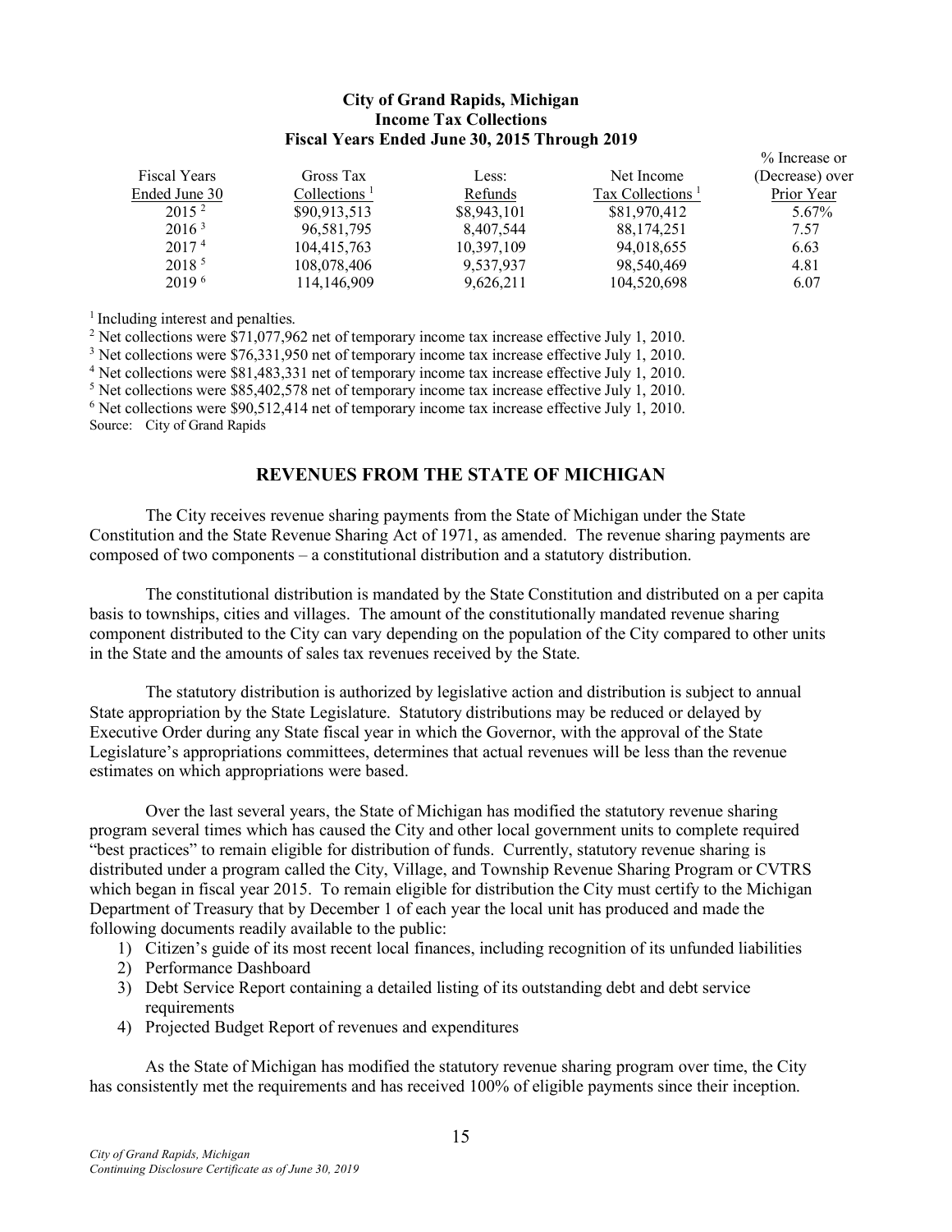**City of Grand Rapids, Michigan**
**Income Tax Collections**
**Fiscal Years Ended June 30, 2015 Through 2019**

| Fiscal Years Ended June 30 | Gross Tax Collections [1] | Less: Refunds | Net Income Tax Collections [1] | % Increase or (Decrease) over Prior Year |
|---|---|---|---|---|
| 2015 [2] | $90,913,513 | $8,943,101 | $81,970,412 | 5.67% |
| 2016 [3] | 96,581,795 | 8,407,544 | 88,174,251 | 7.57 |
| 2017 [4] | 104,415,763 | 10,397,109 | 94,018,655 | 6.63 |
| 2018 [5] | 108,078,406 | 9,537,937 | 98,540,469 | 4.81 |
| 2019 [6] | 114,146,909 | 9,626,211 | 104,520,698 | 6.07 |

[1] Including interest and penalties.
[2] Net collections were $71,077,962 net of temporary income tax increase effective July 1, 2010.
[3] Net collections were $76,331,950 net of temporary income tax increase effective July 1, 2010.
[4] Net collections were $81,483,331 net of temporary income tax increase effective July 1, 2010.
[5] Net collections were $85,402,578 net of temporary income tax increase effective July 1, 2010.
[6] Net collections were $90,512,414 net of temporary income tax increase effective July 1, 2010.
Source: City of Grand Rapids

## REVENUES FROM THE STATE OF MICHIGAN

The City receives revenue sharing payments from the State of Michigan under the State Constitution and the State Revenue Sharing Act of 1971, as amended. The revenue sharing payments are composed of two components – a constitutional distribution and a statutory distribution.

The constitutional distribution is mandated by the State Constitution and distributed on a per capita basis to townships, cities and villages. The amount of the constitutionally mandated revenue sharing component distributed to the City can vary depending on the population of the City compared to other units in the State and the amounts of sales tax revenues received by the State.

The statutory distribution is authorized by legislative action and distribution is subject to annual State appropriation by the State Legislature. Statutory distributions may be reduced or delayed by Executive Order during any State fiscal year in which the Governor, with the approval of the State Legislature's appropriations committees, determines that actual revenues will be less than the revenue estimates on which appropriations were based.

Over the last several years, the State of Michigan has modified the statutory revenue sharing program several times which has caused the City and other local government units to complete required "best practices" to remain eligible for distribution of funds. Currently, statutory revenue sharing is distributed under a program called the City, Village, and Township Revenue Sharing Program or CVTRS which began in fiscal year 2015. To remain eligible for distribution the City must certify to the Michigan Department of Treasury that by December 1 of each year the local unit has produced and made the following documents readily available to the public:

1) Citizen's guide of its most recent local finances, including recognition of its unfunded liabilities
2) Performance Dashboard
3) Debt Service Report containing a detailed listing of its outstanding debt and debt service requirements
4) Projected Budget Report of revenues and expenditures

As the State of Michigan has modified the statutory revenue sharing program over time, the City has consistently met the requirements and has received 100% of eligible payments since their inception.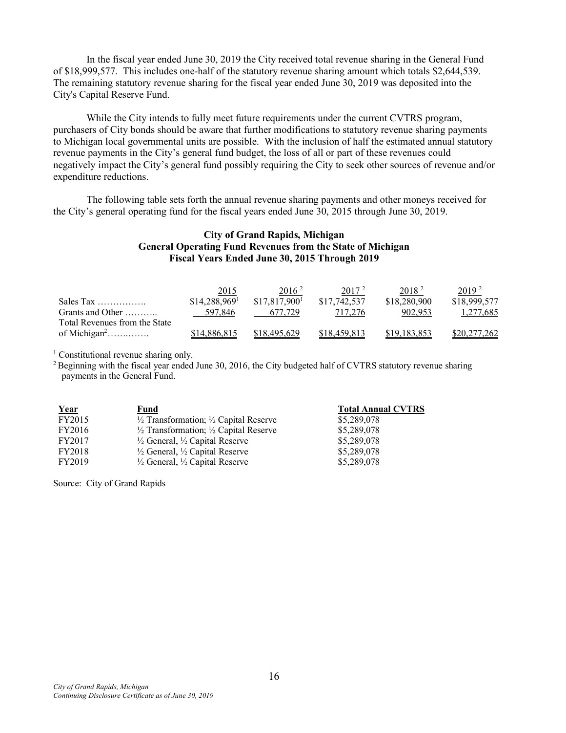In the fiscal year ended June 30, 2019 the City received total revenue sharing in the General Fund of $18,999,577. This includes one-half of the statutory revenue sharing amount which totals $2,644,539. The remaining statutory revenue sharing for the fiscal year ended June 30, 2019 was deposited into the City's Capital Reserve Fund.

While the City intends to fully meet future requirements under the current CVTRS program, purchasers of City bonds should be aware that further modifications to statutory revenue sharing payments to Michigan local governmental units are possible. With the inclusion of half the estimated annual statutory revenue payments in the City's general fund budget, the loss of all or part of these revenues could negatively impact the City's general fund possibly requiring the City to seek other sources of revenue and/or expenditure reductions.

The following table sets forth the annual revenue sharing payments and other moneys received for the City's general operating fund for the fiscal years ended June 30, 2015 through June 30, 2019.

**City of Grand Rapids, Michigan**
**General Operating Fund Revenues from the State of Michigan**
**Fiscal Years Ended June 30, 2015 Through 2019**

| | 2015 | 2016 [2] | 2017 [2] | 2018 [2] | 2019 [2] |
|---|---|---|---|---|---|
| Sales Tax ……………. | $14,288,969[1] | $17,817,900[1] | $17,742,537 | $18,280,900 | $18,999,577 |
| Grants and Other ……….. | 597,846 | 677,729 | 717,276 | 902,953 | 1,277,685 |
| Total Revenues from the State of Michigan[2]…….…… | $14,886,815 | $18,495,629 | $18,459,813 | $19,183,853 | $20,277,262 |

[1] Constitutional revenue sharing only.
[2] Beginning with the fiscal year ended June 30, 2016, the City budgeted half of CVTRS statutory revenue sharing payments in the General Fund.

| Year | Fund | Total Annual CVTRS |
|---|---|---|
| FY2015 | ½ Transformation; ½ Capital Reserve | $5,289,078 |
| FY2016 | ½ Transformation; ½ Capital Reserve | $5,289,078 |
| FY2017 | ½ General, ½ Capital Reserve | $5,289,078 |
| FY2018 | ½ General, ½ Capital Reserve | $5,289,078 |
| FY2019 | ½ General, ½ Capital Reserve | $5,289,078 |

Source: City of Grand Rapids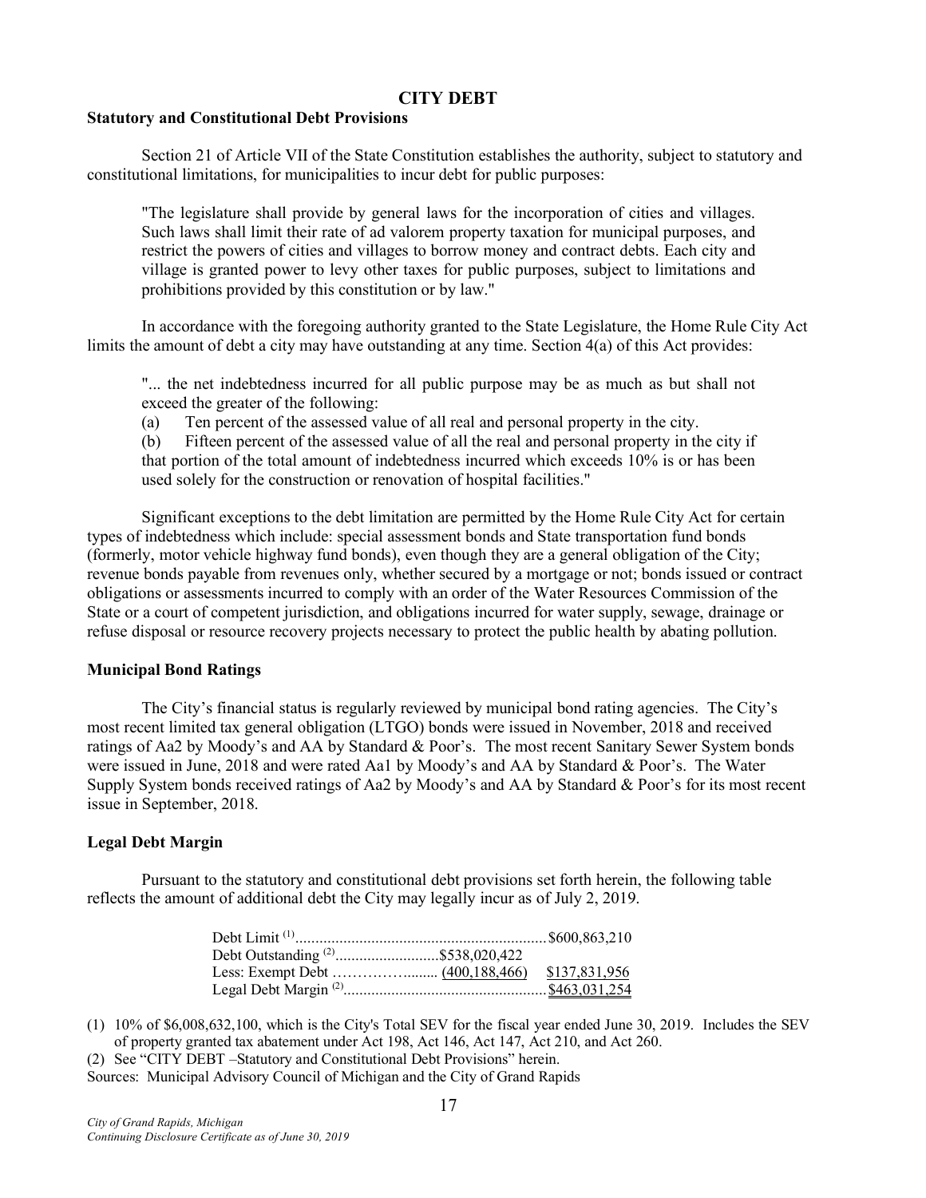## CITY DEBT

### Statutory and Constitutional Debt Provisions

Section 21 of Article VII of the State Constitution establishes the authority, subject to statutory and constitutional limitations, for municipalities to incur debt for public purposes:

> "The legislature shall provide by general laws for the incorporation of cities and villages. Such laws shall limit their rate of ad valorem property taxation for municipal purposes, and restrict the powers of cities and villages to borrow money and contract debts. Each city and village is granted power to levy other taxes for public purposes, subject to limitations and prohibitions provided by this constitution or by law."

In accordance with the foregoing authority granted to the State Legislature, the Home Rule City Act limits the amount of debt a city may have outstanding at any time. Section 4(a) of this Act provides:

> "... the net indebtedness incurred for all public purpose may be as much as but shall not exceed the greater of the following:
>
> (a) Ten percent of the assessed value of all real and personal property in the city.
>
> (b) Fifteen percent of the assessed value of all the real and personal property in the city if that portion of the total amount of indebtedness incurred which exceeds 10% is or has been used solely for the construction or renovation of hospital facilities."

Significant exceptions to the debt limitation are permitted by the Home Rule City Act for certain types of indebtedness which include: special assessment bonds and State transportation fund bonds (formerly, motor vehicle highway fund bonds), even though they are a general obligation of the City; revenue bonds payable from revenues only, whether secured by a mortgage or not; bonds issued or contract obligations or assessments incurred to comply with an order of the Water Resources Commission of the State or a court of competent jurisdiction, and obligations incurred for water supply, sewage, drainage or refuse disposal or resource recovery projects necessary to protect the public health by abating pollution.

### Municipal Bond Ratings

The City's financial status is regularly reviewed by municipal bond rating agencies. The City's most recent limited tax general obligation (LTGO) bonds were issued in November, 2018 and received ratings of Aa2 by Moody's and AA by Standard & Poor's. The most recent Sanitary Sewer System bonds were issued in June, 2018 and were rated Aa1 by Moody's and AA by Standard & Poor's. The Water Supply System bonds received ratings of Aa2 by Moody's and AA by Standard & Poor's for its most recent issue in September, 2018.

### Legal Debt Margin

Pursuant to the statutory and constitutional debt provisions set forth herein, the following table reflects the amount of additional debt the City may legally incur as of July 2, 2019.

| | | |
|---|---|---|
| Debt Limit [(1)] | | $600,863,210 |
| Debt Outstanding [(2)] | $538,020,422 | |
| Less: Exempt Debt | (400,188,466) | $137,831,956 |
| Legal Debt Margin [(2)] | | $463,031,254 |

(1) 10% of $6,008,632,100, which is the City's Total SEV for the fiscal year ended June 30, 2019. Includes the SEV of property granted tax abatement under Act 198, Act 146, Act 147, Act 210, and Act 260.

(2) See "CITY DEBT –Statutory and Constitutional Debt Provisions" herein.

Sources: Municipal Advisory Council of Michigan and the City of Grand Rapids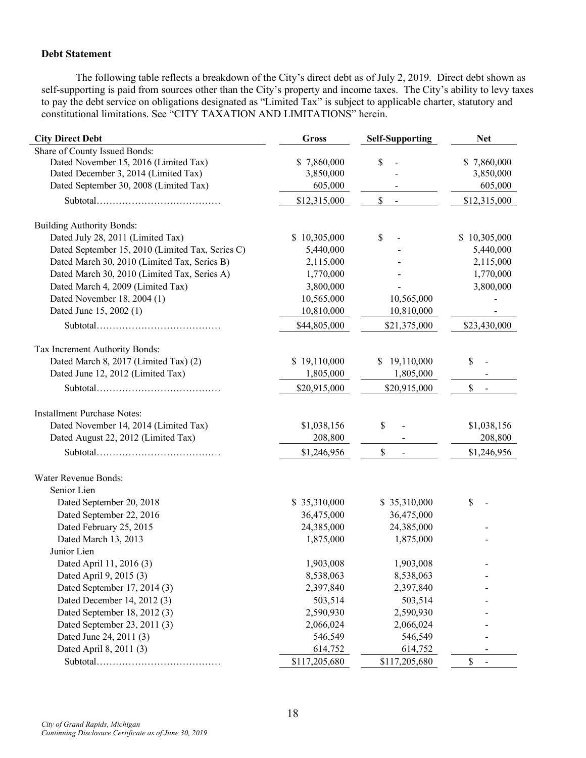**Debt Statement**

The following table reflects a breakdown of the City's direct debt as of July 2, 2019. Direct debt shown as self-supporting is paid from sources other than the City's property and income taxes. The City's ability to levy taxes to pay the debt service on obligations designated as "Limited Tax" is subject to applicable charter, statutory and constitutional limitations. See "CITY TAXATION AND LIMITATIONS" herein.

| City Direct Debt | Gross | Self-Supporting | Net |
|---|---|---|---|
| Share of County Issued Bonds: | | | |
| Dated November 15, 2016 (Limited Tax) | $ 7,860,000 | $ - | $ 7,860,000 |
| Dated December 3, 2014 (Limited Tax) | 3,850,000 | - | 3,850,000 |
| Dated September 30, 2008 (Limited Tax) | 605,000 | - | 605,000 |
| Subtotal…………………………………… | $12,315,000 | $ - | $12,315,000 |
| | | | |
| Building Authority Bonds: | | | |
| Dated July 28, 2011 (Limited Tax) | $ 10,305,000 | $ - | $ 10,305,000 |
| Dated September 15, 2010 (Limited Tax, Series C) | 5,440,000 | - | 5,440,000 |
| Dated March 30, 2010 (Limited Tax, Series B) | 2,115,000 | - | 2,115,000 |
| Dated March 30, 2010 (Limited Tax, Series A) | 1,770,000 | - | 1,770,000 |
| Dated March 4, 2009 (Limited Tax) | 3,800,000 | - | 3,800,000 |
| Dated November 18, 2004 (1) | 10,565,000 | 10,565,000 | - |
| Dated June 15, 2002 (1) | 10,810,000 | 10,810,000 | - |
| Subtotal…………………………………… | $44,805,000 | $21,375,000 | $23,430,000 |
| | | | |
| Tax Increment Authority Bonds: | | | |
| Dated March 8, 2017 (Limited Tax) (2) | $ 19,110,000 | $ 19,110,000 | $ - |
| Dated June 12, 2012 (Limited Tax) | 1,805,000 | 1,805,000 | - |
| Subtotal…………………………………… | $20,915,000 | $20,915,000 | $ - |
| | | | |
| Installment Purchase Notes: | | | |
| Dated November 14, 2014 (Limited Tax) | $1,038,156 | $ - | $1,038,156 |
| Dated August 22, 2012 (Limited Tax) | 208,800 | - | 208,800 |
| Subtotal…………………………………… | $1,246,956 | $ - | $1,246,956 |
| | | | |
| Water Revenue Bonds: | | | |
| Senior Lien | | | |
| Dated September 20, 2018 | $ 35,310,000 | $ 35,310,000 | $ - |
| Dated September 22, 2016 | 36,475,000 | 36,475,000 | |
| Dated February 25, 2015 | 24,385,000 | 24,385,000 | - |
| Dated March 13, 2013 | 1,875,000 | 1,875,000 | - |
| Junior Lien | | | |
| Dated April 11, 2016 (3) | 1,903,008 | 1,903,008 | - |
| Dated April 9, 2015 (3) | 8,538,063 | 8,538,063 | - |
| Dated September 17, 2014 (3) | 2,397,840 | 2,397,840 | - |
| Dated December 14, 2012 (3) | 503,514 | 503,514 | - |
| Dated September 18, 2012 (3) | 2,590,930 | 2,590,930 | - |
| Dated September 23, 2011 (3) | 2,066,024 | 2,066,024 | - |
| Dated June 24, 2011 (3) | 546,549 | 546,549 | - |
| Dated April 8, 2011 (3) | 614,752 | 614,752 | - |
| Subtotal…………………………………… | $117,205,680 | $117,205,680 | $ - |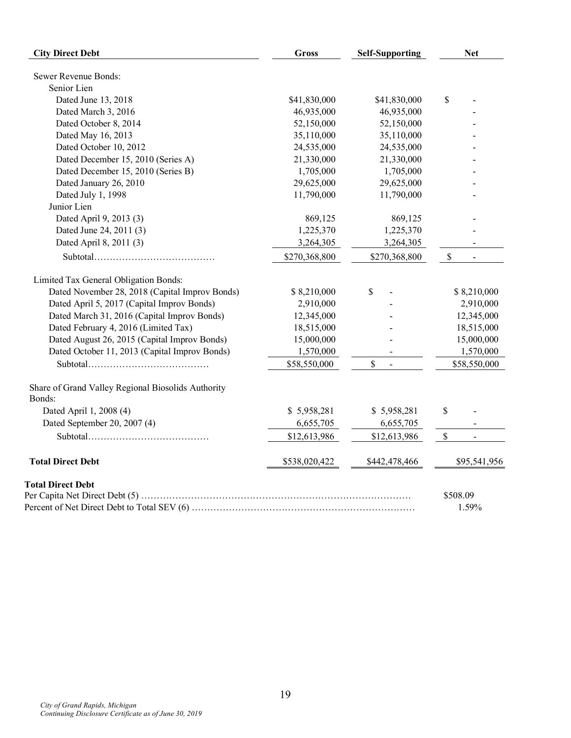| City Direct Debt | Gross | Self-Supporting | Net |
|---|---|---|---|
| Sewer Revenue Bonds: | | | |
| Senior Lien | | | |
| Dated June 13, 2018 | $41,830,000 | $41,830,000 | $ - |
| Dated March 3, 2016 | 46,935,000 | 46,935,000 | - |
| Dated October 8, 2014 | 52,150,000 | 52,150,000 | - |
| Dated May 16, 2013 | 35,110,000 | 35,110,000 | - |
| Dated October 10, 2012 | 24,535,000 | 24,535,000 | - |
| Dated December 15, 2010 (Series A) | 21,330,000 | 21,330,000 | - |
| Dated December 15, 2010 (Series B) | 1,705,000 | 1,705,000 | - |
| Dated January 26, 2010 | 29,625,000 | 29,625,000 | - |
| Dated July 1, 1998 | 11,790,000 | 11,790,000 | - |
| Junior Lien | | | |
| Dated April 9, 2013 (3) | 869,125 | 869,125 | - |
| Dated June 24, 2011 (3) | 1,225,370 | 1,225,370 | - |
| Dated April 8, 2011 (3) | 3,264,305 | 3,264,305 | - |
| Subtotal………………………………… | $270,368,800 | $270,368,800 | $ - |
| Limited Tax General Obligation Bonds: | | | |
| Dated November 28, 2018 (Capital Improv Bonds) | $ 8,210,000 | $ - | $ 8,210,000 |
| Dated April 5, 2017 (Capital Improv Bonds) | 2,910,000 | - | 2,910,000 |
| Dated March 31, 2016 (Capital Improv Bonds) | 12,345,000 | - | 12,345,000 |
| Dated February 4, 2016 (Limited Tax) | 18,515,000 | - | 18,515,000 |
| Dated August 26, 2015 (Capital Improv Bonds) | 15,000,000 | - | 15,000,000 |
| Dated October 11, 2013 (Capital Improv Bonds) | 1,570,000 | - | 1,570,000 |
| Subtotal………………………………… | $58,550,000 | $ - | $58,550,000 |
| Share of Grand Valley Regional Biosolids Authority Bonds: | | | |
| Dated April 1, 2008 (4) | $ 5,958,281 | $ 5,958,281 | $ - |
| Dated September 20, 2007 (4) | 6,655,705 | 6,655,705 | - |
| Subtotal………………………………… | $12,613,986 | $12,613,986 | $ - |
| **Total Direct Debt** | $538,020,422 | $442,478,466 | $95,541,956 |

**Total Direct Debt**

| | |
|---|---|
| Per Capita Net Direct Debt (5) …………………………………………………………………………… | $508.09 |
| Percent of Net Direct Debt to Total SEV (6) ……………………………………………………………… | 1.59% |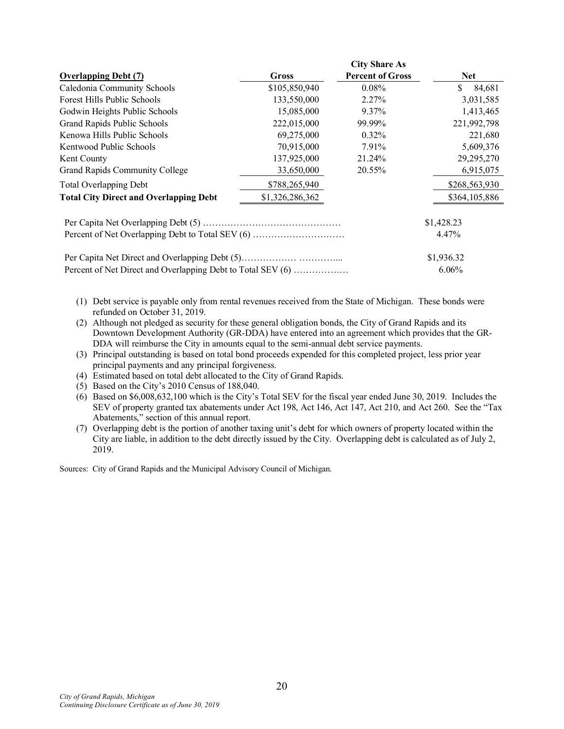| **Overlapping Debt (7)** | Gross | City Share As Percent of Gross | Net |
|---|---|---|---|
| Caledonia Community Schools | $105,850,940 | 0.08% | $ 84,681 |
| Forest Hills Public Schools | 133,550,000 | 2.27% | 3,031,585 |
| Godwin Heights Public Schools | 15,085,000 | 9.37% | 1,413,465 |
| Grand Rapids Public Schools | 222,015,000 | 99.99% | 221,992,798 |
| Kenowa Hills Public Schools | 69,275,000 | 0.32% | 221,680 |
| Kentwood Public Schools | 70,915,000 | 7.91% | 5,609,376 |
| Kent County | 137,925,000 | 21.24% | 29,295,270 |
| Grand Rapids Community College | 33,650,000 | 20.55% | 6,915,075 |
| Total Overlapping Debt | $788,265,940 | | $268,563,930 |
| **Total City Direct and Overlapping Debt** | $1,326,286,362 | | $364,105,886 |

| | |
|---|---|
| Per Capita Net Overlapping Debt (5) | $1,428.23 |
| Percent of Net Overlapping Debt to Total SEV (6) | 4.47% |
| Per Capita Net Direct and Overlapping Debt (5) | $1,936.32 |
| Percent of Net Direct and Overlapping Debt to Total SEV (6) | 6.06% |

(1) Debt service is payable only from rental revenues received from the State of Michigan. These bonds were refunded on October 31, 2019.

(2) Although not pledged as security for these general obligation bonds, the City of Grand Rapids and its Downtown Development Authority (GR-DDA) have entered into an agreement which provides that the GR-DDA will reimburse the City in amounts equal to the semi-annual debt service payments.

(3) Principal outstanding is based on total bond proceeds expended for this completed project, less prior year principal payments and any principal forgiveness.

(4) Estimated based on total debt allocated to the City of Grand Rapids.

(5) Based on the City's 2010 Census of 188,040.

(6) Based on $6,008,632,100 which is the City's Total SEV for the fiscal year ended June 30, 2019. Includes the SEV of property granted tax abatements under Act 198, Act 146, Act 147, Act 210, and Act 260. See the "Tax Abatements," section of this annual report.

(7) Overlapping debt is the portion of another taxing unit's debt for which owners of property located within the City are liable, in addition to the debt directly issued by the City. Overlapping debt is calculated as of July 2, 2019.

Sources: City of Grand Rapids and the Municipal Advisory Council of Michigan.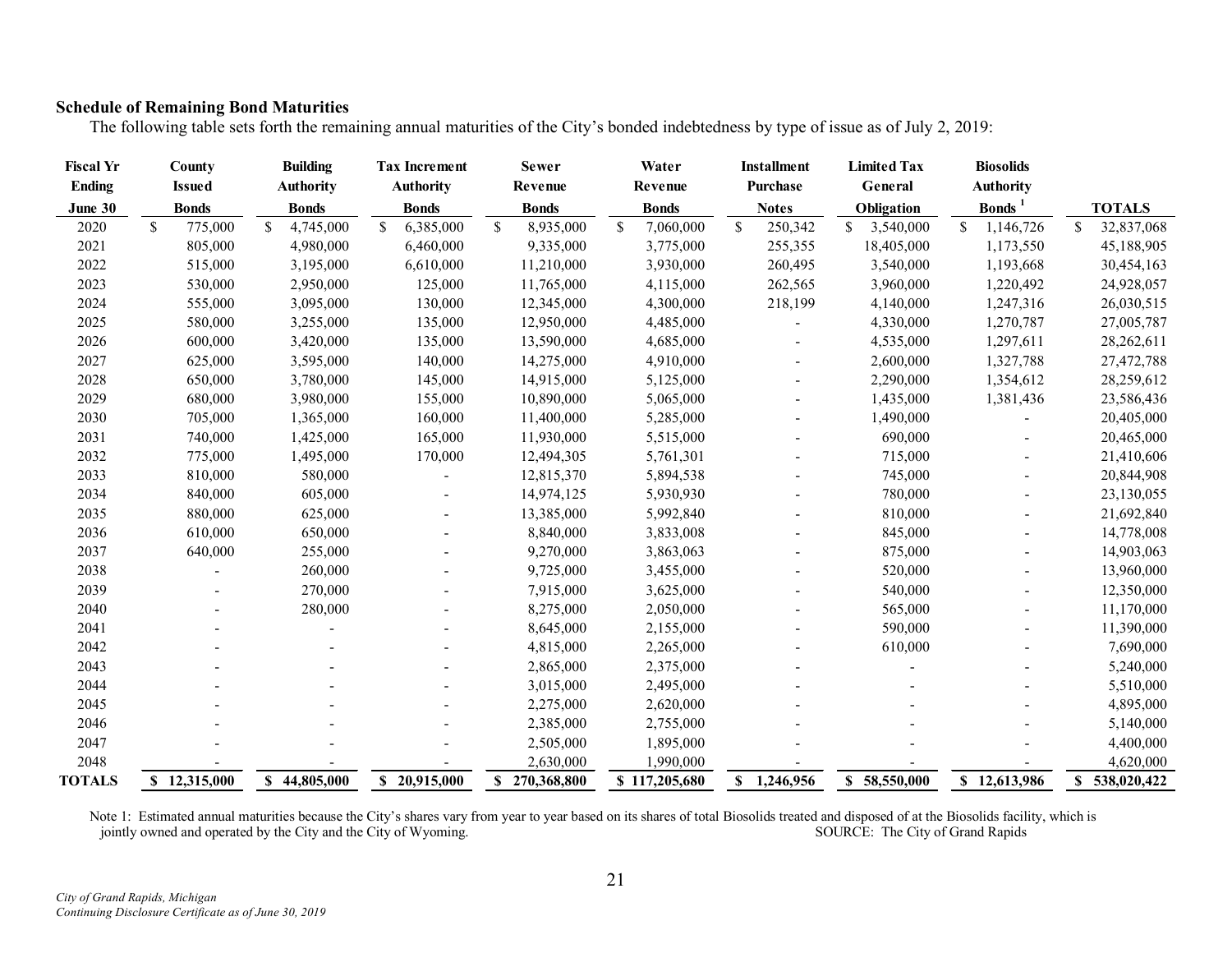**Schedule of Remaining Bond Maturities**

The following table sets forth the remaining annual maturities of the City's bonded indebtedness by type of issue as of July 2, 2019:

| Fiscal Yr Ending June 30 | County Issued Bonds | Building Authority Bonds | Tax Increment Authority Bonds | Sewer Revenue Bonds | Water Revenue Bonds | Installment Purchase Notes | Limited Tax General Obligation | Biosolids Authority Bonds [1] | TOTALS |
|---|---|---|---|---|---|---|---|---|---|
| 2020 | $ 775,000 | $ 4,745,000 | $ 6,385,000 | $ 8,935,000 | $ 7,060,000 | $ 250,342 | $ 3,540,000 | $ 1,146,726 | $ 32,837,068 |
| 2021 | 805,000 | 4,980,000 | 6,460,000 | 9,335,000 | 3,775,000 | 255,355 | 18,405,000 | 1,173,550 | 45,188,905 |
| 2022 | 515,000 | 3,195,000 | 6,610,000 | 11,210,000 | 3,930,000 | 260,495 | 3,540,000 | 1,193,668 | 30,454,163 |
| 2023 | 530,000 | 2,950,000 | 125,000 | 11,765,000 | 4,115,000 | 262,565 | 3,960,000 | 1,220,492 | 24,928,057 |
| 2024 | 555,000 | 3,095,000 | 130,000 | 12,345,000 | 4,300,000 | 218,199 | 4,140,000 | 1,247,316 | 26,030,515 |
| 2025 | 580,000 | 3,255,000 | 135,000 | 12,950,000 | 4,485,000 | - | 4,330,000 | 1,270,787 | 27,005,787 |
| 2026 | 600,000 | 3,420,000 | 135,000 | 13,590,000 | 4,685,000 | - | 4,535,000 | 1,297,611 | 28,262,611 |
| 2027 | 625,000 | 3,595,000 | 140,000 | 14,275,000 | 4,910,000 | - | 2,600,000 | 1,327,788 | 27,472,788 |
| 2028 | 650,000 | 3,780,000 | 145,000 | 14,915,000 | 5,125,000 | - | 2,290,000 | 1,354,612 | 28,259,612 |
| 2029 | 680,000 | 3,980,000 | 155,000 | 10,890,000 | 5,065,000 | - | 1,435,000 | 1,381,436 | 23,586,436 |
| 2030 | 705,000 | 1,365,000 | 160,000 | 11,400,000 | 5,285,000 | - | 1,490,000 | - | 20,405,000 |
| 2031 | 740,000 | 1,425,000 | 165,000 | 11,930,000 | 5,515,000 | - | 690,000 | - | 20,465,000 |
| 2032 | 775,000 | 1,495,000 | 170,000 | 12,494,305 | 5,761,301 | - | 715,000 | - | 21,410,606 |
| 2033 | 810,000 | 580,000 | - | 12,815,370 | 5,894,538 | - | 745,000 | - | 20,844,908 |
| 2034 | 840,000 | 605,000 | - | 14,974,125 | 5,930,930 | - | 780,000 | - | 23,130,055 |
| 2035 | 880,000 | 625,000 | - | 13,385,000 | 5,992,840 | - | 810,000 | - | 21,692,840 |
| 2036 | 610,000 | 650,000 | - | 8,840,000 | 3,833,008 | - | 845,000 | - | 14,778,008 |
| 2037 | 640,000 | 255,000 | - | 9,270,000 | 3,863,063 | - | 875,000 | - | 14,903,063 |
| 2038 | - | 260,000 | - | 9,725,000 | 3,455,000 | - | 520,000 | - | 13,960,000 |
| 2039 | - | 270,000 | - | 7,915,000 | 3,625,000 | - | 540,000 | - | 12,350,000 |
| 2040 | - | 280,000 | - | 8,275,000 | 2,050,000 | - | 565,000 | - | 11,170,000 |
| 2041 | - | - | - | 8,645,000 | 2,155,000 | - | 590,000 | - | 11,390,000 |
| 2042 | - | - | - | 4,815,000 | 2,265,000 | - | 610,000 | - | 7,690,000 |
| 2043 | - | - | - | 2,865,000 | 2,375,000 | - | - | - | 5,240,000 |
| 2044 | - | - | - | 3,015,000 | 2,495,000 | - | - | - | 5,510,000 |
| 2045 | - | - | - | 2,275,000 | 2,620,000 | - | - | - | 4,895,000 |
| 2046 | - | - | - | 2,385,000 | 2,755,000 | - | - | - | 5,140,000 |
| 2047 | - | - | - | 2,505,000 | 1,895,000 | - | - | - | 4,400,000 |
| 2048 | - | - | - | 2,630,000 | 1,990,000 | - | - | - | 4,620,000 |
| **TOTALS** | **$ 12,315,000** | **$ 44,805,000** | **$ 20,915,000** | **$ 270,368,800** | **$ 117,205,680** | **$ 1,246,956** | **$ 58,550,000** | **$ 12,613,986** | **$ 538,020,422** |

Note 1: Estimated annual maturities because the City's shares vary from year to year based on its shares of total Biosolids treated and disposed of at the Biosolids facility, which is jointly owned and operated by the City and the City of Wyoming.

SOURCE: The City of Grand Rapids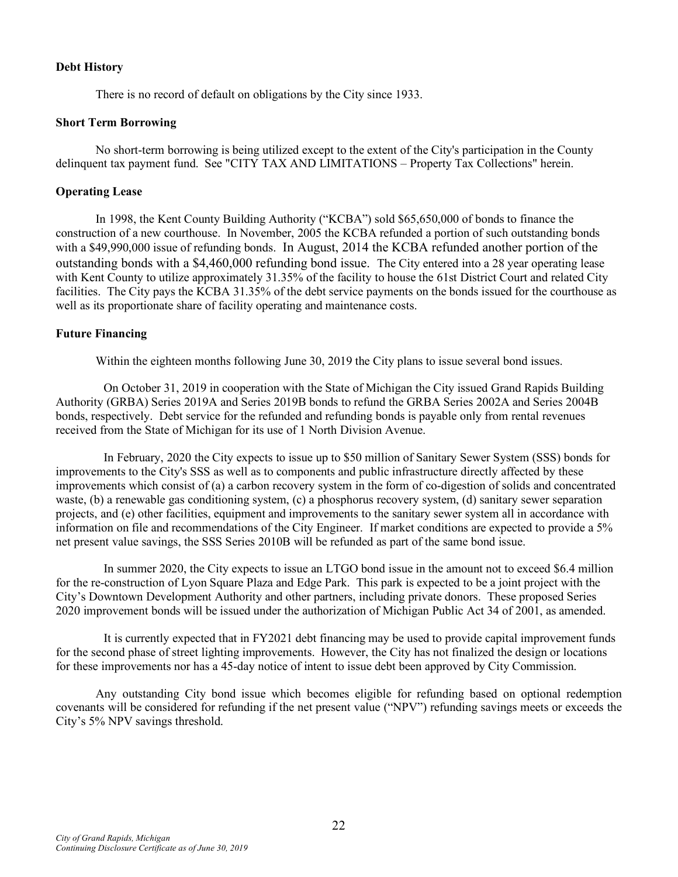**Debt History**

There is no record of default on obligations by the City since 1933.

**Short Term Borrowing**

No short-term borrowing is being utilized except to the extent of the City's participation in the County delinquent tax payment fund. See "CITY TAX AND LIMITATIONS – Property Tax Collections" herein.

**Operating Lease**

In 1998, the Kent County Building Authority ("KCBA") sold $65,650,000 of bonds to finance the construction of a new courthouse. In November, 2005 the KCBA refunded a portion of such outstanding bonds with a $49,990,000 issue of refunding bonds. In August, 2014 the KCBA refunded another portion of the outstanding bonds with a $4,460,000 refunding bond issue. The City entered into a 28 year operating lease with Kent County to utilize approximately 31.35% of the facility to house the 61st District Court and related City facilities. The City pays the KCBA 31.35% of the debt service payments on the bonds issued for the courthouse as well as its proportionate share of facility operating and maintenance costs.

**Future Financing**

Within the eighteen months following June 30, 2019 the City plans to issue several bond issues.

On October 31, 2019 in cooperation with the State of Michigan the City issued Grand Rapids Building Authority (GRBA) Series 2019A and Series 2019B bonds to refund the GRBA Series 2002A and Series 2004B bonds, respectively. Debt service for the refunded and refunding bonds is payable only from rental revenues received from the State of Michigan for its use of 1 North Division Avenue.

In February, 2020 the City expects to issue up to $50 million of Sanitary Sewer System (SSS) bonds for improvements to the City's SSS as well as to components and public infrastructure directly affected by these improvements which consist of (a) a carbon recovery system in the form of co-digestion of solids and concentrated waste, (b) a renewable gas conditioning system, (c) a phosphorus recovery system, (d) sanitary sewer separation projects, and (e) other facilities, equipment and improvements to the sanitary sewer system all in accordance with information on file and recommendations of the City Engineer. If market conditions are expected to provide a 5% net present value savings, the SSS Series 2010B will be refunded as part of the same bond issue.

In summer 2020, the City expects to issue an LTGO bond issue in the amount not to exceed $6.4 million for the re-construction of Lyon Square Plaza and Edge Park. This park is expected to be a joint project with the City's Downtown Development Authority and other partners, including private donors. These proposed Series 2020 improvement bonds will be issued under the authorization of Michigan Public Act 34 of 2001, as amended.

It is currently expected that in FY2021 debt financing may be used to provide capital improvement funds for the second phase of street lighting improvements. However, the City has not finalized the design or locations for these improvements nor has a 45-day notice of intent to issue debt been approved by City Commission.

Any outstanding City bond issue which becomes eligible for refunding based on optional redemption covenants will be considered for refunding if the net present value ("NPV") refunding savings meets or exceeds the City's 5% NPV savings threshold.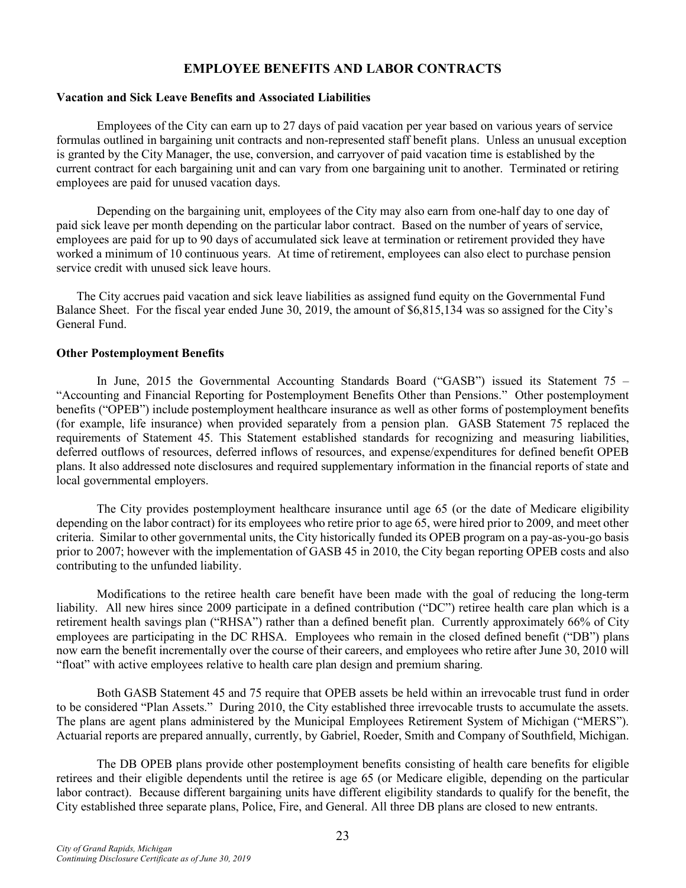# EMPLOYEE BENEFITS AND LABOR CONTRACTS

**Vacation and Sick Leave Benefits and Associated Liabilities**

Employees of the City can earn up to 27 days of paid vacation per year based on various years of service formulas outlined in bargaining unit contracts and non-represented staff benefit plans. Unless an unusual exception is granted by the City Manager, the use, conversion, and carryover of paid vacation time is established by the current contract for each bargaining unit and can vary from one bargaining unit to another. Terminated or retiring employees are paid for unused vacation days.

Depending on the bargaining unit, employees of the City may also earn from one-half day to one day of paid sick leave per month depending on the particular labor contract. Based on the number of years of service, employees are paid for up to 90 days of accumulated sick leave at termination or retirement provided they have worked a minimum of 10 continuous years. At time of retirement, employees can also elect to purchase pension service credit with unused sick leave hours.

The City accrues paid vacation and sick leave liabilities as assigned fund equity on the Governmental Fund Balance Sheet. For the fiscal year ended June 30, 2019, the amount of $6,815,134 was so assigned for the City's General Fund.

**Other Postemployment Benefits**

In June, 2015 the Governmental Accounting Standards Board ("GASB") issued its Statement 75 – "Accounting and Financial Reporting for Postemployment Benefits Other than Pensions." Other postemployment benefits ("OPEB") include postemployment healthcare insurance as well as other forms of postemployment benefits (for example, life insurance) when provided separately from a pension plan. GASB Statement 75 replaced the requirements of Statement 45. This Statement established standards for recognizing and measuring liabilities, deferred outflows of resources, deferred inflows of resources, and expense/expenditures for defined benefit OPEB plans. It also addressed note disclosures and required supplementary information in the financial reports of state and local governmental employers.

The City provides postemployment healthcare insurance until age 65 (or the date of Medicare eligibility depending on the labor contract) for its employees who retire prior to age 65, were hired prior to 2009, and meet other criteria. Similar to other governmental units, the City historically funded its OPEB program on a pay-as-you-go basis prior to 2007; however with the implementation of GASB 45 in 2010, the City began reporting OPEB costs and also contributing to the unfunded liability.

Modifications to the retiree health care benefit have been made with the goal of reducing the long-term liability. All new hires since 2009 participate in a defined contribution ("DC") retiree health care plan which is a retirement health savings plan ("RHSA") rather than a defined benefit plan. Currently approximately 66% of City employees are participating in the DC RHSA. Employees who remain in the closed defined benefit ("DB") plans now earn the benefit incrementally over the course of their careers, and employees who retire after June 30, 2010 will "float" with active employees relative to health care plan design and premium sharing.

Both GASB Statement 45 and 75 require that OPEB assets be held within an irrevocable trust fund in order to be considered "Plan Assets." During 2010, the City established three irrevocable trusts to accumulate the assets. The plans are agent plans administered by the Municipal Employees Retirement System of Michigan ("MERS"). Actuarial reports are prepared annually, currently, by Gabriel, Roeder, Smith and Company of Southfield, Michigan.

The DB OPEB plans provide other postemployment benefits consisting of health care benefits for eligible retirees and their eligible dependents until the retiree is age 65 (or Medicare eligible, depending on the particular labor contract). Because different bargaining units have different eligibility standards to qualify for the benefit, the City established three separate plans, Police, Fire, and General. All three DB plans are closed to new entrants.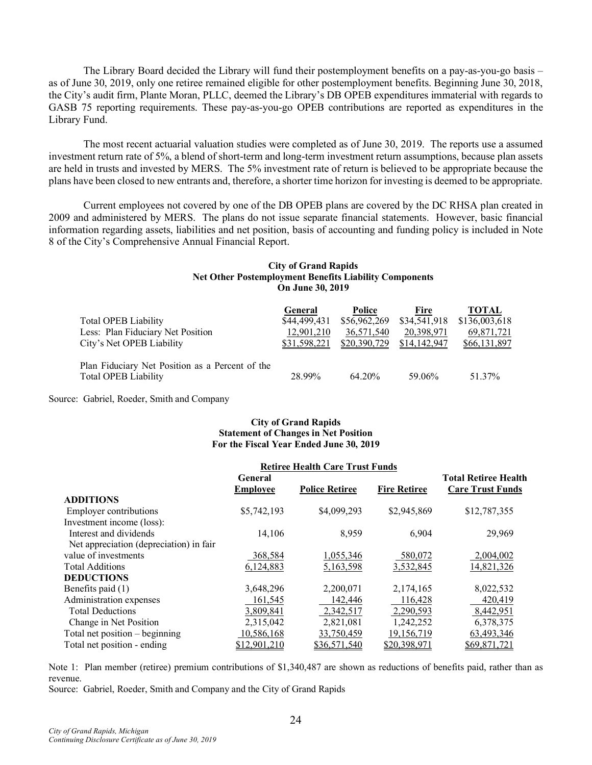The Library Board decided the Library will fund their postemployment benefits on a pay-as-you-go basis – as of June 30, 2019, only one retiree remained eligible for other postemployment benefits. Beginning June 30, 2018, the City's audit firm, Plante Moran, PLLC, deemed the Library's DB OPEB expenditures immaterial with regards to GASB 75 reporting requirements. These pay-as-you-go OPEB contributions are reported as expenditures in the Library Fund.

The most recent actuarial valuation studies were completed as of June 30, 2019. The reports use a assumed investment return rate of 5%, a blend of short-term and long-term investment return assumptions, because plan assets are held in trusts and invested by MERS. The 5% investment rate of return is believed to be appropriate because the plans have been closed to new entrants and, therefore, a shorter time horizon for investing is deemed to be appropriate.

Current employees not covered by one of the DB OPEB plans are covered by the DC RHSA plan created in 2009 and administered by MERS. The plans do not issue separate financial statements. However, basic financial information regarding assets, liabilities and net position, basis of accounting and funding policy is included in Note 8 of the City's Comprehensive Annual Financial Report.

**City of Grand Rapids**
**Net Other Postemployment Benefits Liability Components**
**On June 30, 2019**

| | General | Police | Fire | TOTAL |
|---|---|---|---|---|
| Total OPEB Liability | $44,499,431 | $56,962,269 | $34,541,918 | $136,003,618 |
| Less: Plan Fiduciary Net Position | 12,901,210 | 36,571,540 | 20,398,971 | 69,871,721 |
| City's Net OPEB Liability | $31,598,221 | $20,390,729 | $14,142,947 | $66,131,897 |
| Plan Fiduciary Net Position as a Percent of the Total OPEB Liability | 28.99% | 64.20% | 59.06% | 51.37% |

Source: Gabriel, Roeder, Smith and Company

**City of Grand Rapids**
**Statement of Changes in Net Position**
**For the Fiscal Year Ended June 30, 2019**

| | Retiree Health Care Trust Funds | | | |
|---|---|---|---|---|
| | General Employee | Police Retiree | Fire Retiree | Total Retiree Health Care Trust Funds |
| **ADDITIONS** | | | | |
| Employer contributions | $5,742,193 | $4,099,293 | $2,945,869 | $12,787,355 |
| Investment income (loss): | | | | |
| Interest and dividends | 14,106 | 8,959 | 6,904 | 29,969 |
| Net appreciation (depreciation) in fair value of investments | 368,584 | 1,055,346 | 580,072 | 2,004,002 |
| Total Additions | 6,124,883 | 5,163,598 | 3,532,845 | 14,821,326 |
| **DEDUCTIONS** | | | | |
| Benefits paid (1) | 3,648,296 | 2,200,071 | 2,174,165 | 8,022,532 |
| Administration expenses | 161,545 | 142,446 | 116,428 | 420,419 |
| Total Deductions | 3,809,841 | 2,342,517 | 2,290,593 | 8,442,951 |
| Change in Net Position | 2,315,042 | 2,821,081 | 1,242,252 | 6,378,375 |
| Total net position – beginning | 10,586,168 | 33,750,459 | 19,156,719 | 63,493,346 |
| Total net position - ending | $12,901,210 | $36,571,540 | $20,398,971 | $69,871,721 |

Note 1: Plan member (retiree) premium contributions of $1,340,487 are shown as reductions of benefits paid, rather than as revenue.

Source: Gabriel, Roeder, Smith and Company and the City of Grand Rapids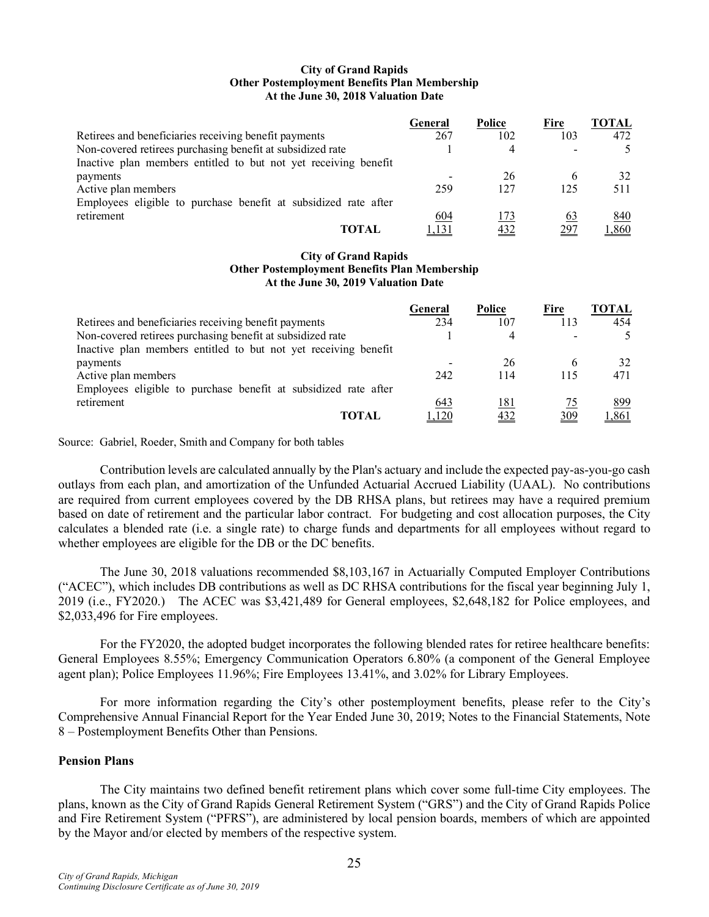**City of Grand Rapids**
**Other Postemployment Benefits Plan Membership**
**At the June 30, 2018 Valuation Date**

| | General | Police | Fire | TOTAL |
|---|---|---|---|---|
| Retirees and beneficiaries receiving benefit payments | 267 | 102 | 103 | 472 |
| Non-covered retirees purchasing benefit at subsidized rate | 1 | 4 | - | 5 |
| Inactive plan members entitled to but not yet receiving benefit payments | - | 26 | 6 | 32 |
| Active plan members | 259 | 127 | 125 | 511 |
| Employees eligible to purchase benefit at subsidized rate after retirement | 604 | 173 | 63 | 840 |
| **TOTAL** | 1,131 | 432 | 297 | 1,860 |

**City of Grand Rapids**
**Other Postemployment Benefits Plan Membership**
**At the June 30, 2019 Valuation Date**

| | General | Police | Fire | TOTAL |
|---|---|---|---|---|
| Retirees and beneficiaries receiving benefit payments | 234 | 107 | 113 | 454 |
| Non-covered retirees purchasing benefit at subsidized rate | 1 | 4 | - | 5 |
| Inactive plan members entitled to but not yet receiving benefit payments | - | 26 | 6 | 32 |
| Active plan members | 242 | 114 | 115 | 471 |
| Employees eligible to purchase benefit at subsidized rate after retirement | 643 | 181 | 75 | 899 |
| **TOTAL** | 1,120 | 432 | 309 | 1,861 |

Source: Gabriel, Roeder, Smith and Company for both tables

Contribution levels are calculated annually by the Plan's actuary and include the expected pay-as-you-go cash outlays from each plan, and amortization of the Unfunded Actuarial Accrued Liability (UAAL). No contributions are required from current employees covered by the DB RHSA plans, but retirees may have a required premium based on date of retirement and the particular labor contract. For budgeting and cost allocation purposes, the City calculates a blended rate (i.e. a single rate) to charge funds and departments for all employees without regard to whether employees are eligible for the DB or the DC benefits.

The June 30, 2018 valuations recommended $8,103,167 in Actuarially Computed Employer Contributions ("ACEC"), which includes DB contributions as well as DC RHSA contributions for the fiscal year beginning July 1, 2019 (i.e., FY2020.) The ACEC was $3,421,489 for General employees, $2,648,182 for Police employees, and $2,033,496 for Fire employees.

For the FY2020, the adopted budget incorporates the following blended rates for retiree healthcare benefits: General Employees 8.55%; Emergency Communication Operators 6.80% (a component of the General Employee agent plan); Police Employees 11.96%; Fire Employees 13.41%, and 3.02% for Library Employees.

For more information regarding the City's other postemployment benefits, please refer to the City's Comprehensive Annual Financial Report for the Year Ended June 30, 2019; Notes to the Financial Statements, Note 8 – Postemployment Benefits Other than Pensions.

**Pension Plans**

The City maintains two defined benefit retirement plans which cover some full-time City employees. The plans, known as the City of Grand Rapids General Retirement System ("GRS") and the City of Grand Rapids Police and Fire Retirement System ("PFRS"), are administered by local pension boards, members of which are appointed by the Mayor and/or elected by members of the respective system.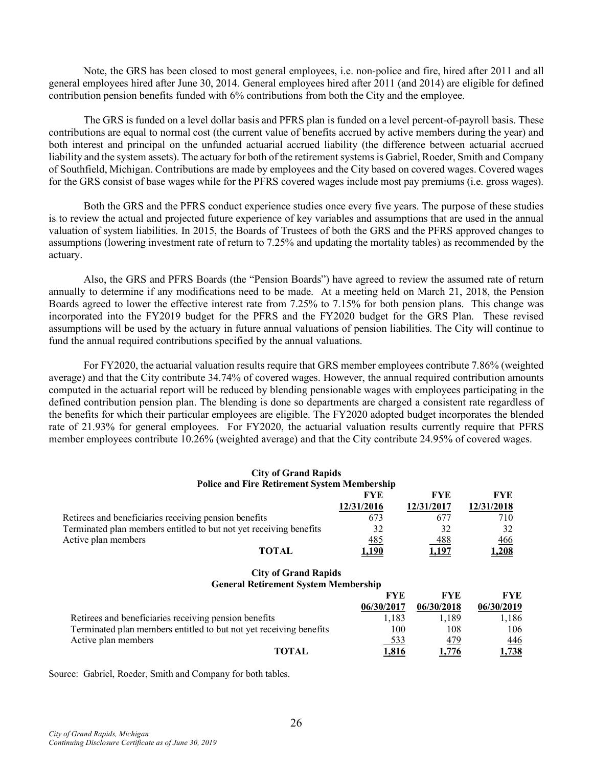Note, the GRS has been closed to most general employees, i.e. non-police and fire, hired after 2011 and all general employees hired after June 30, 2014. General employees hired after 2011 (and 2014) are eligible for defined contribution pension benefits funded with 6% contributions from both the City and the employee.

The GRS is funded on a level dollar basis and PFRS plan is funded on a level percent-of-payroll basis. These contributions are equal to normal cost (the current value of benefits accrued by active members during the year) and both interest and principal on the unfunded actuarial accrued liability (the difference between actuarial accrued liability and the system assets). The actuary for both of the retirement systems is Gabriel, Roeder, Smith and Company of Southfield, Michigan. Contributions are made by employees and the City based on covered wages. Covered wages for the GRS consist of base wages while for the PFRS covered wages include most pay premiums (i.e. gross wages).

Both the GRS and the PFRS conduct experience studies once every five years. The purpose of these studies is to review the actual and projected future experience of key variables and assumptions that are used in the annual valuation of system liabilities. In 2015, the Boards of Trustees of both the GRS and the PFRS approved changes to assumptions (lowering investment rate of return to 7.25% and updating the mortality tables) as recommended by the actuary.

Also, the GRS and PFRS Boards (the "Pension Boards") have agreed to review the assumed rate of return annually to determine if any modifications need to be made. At a meeting held on March 21, 2018, the Pension Boards agreed to lower the effective interest rate from 7.25% to 7.15% for both pension plans. This change was incorporated into the FY2019 budget for the PFRS and the FY2020 budget for the GRS Plan. These revised assumptions will be used by the actuary in future annual valuations of pension liabilities. The City will continue to fund the annual required contributions specified by the annual valuations.

For FY2020, the actuarial valuation results require that GRS member employees contribute 7.86% (weighted average) and that the City contribute 34.74% of covered wages. However, the annual required contribution amounts computed in the actuarial report will be reduced by blending pensionable wages with employees participating in the defined contribution pension plan. The blending is done so departments are charged a consistent rate regardless of the benefits for which their particular employees are eligible. The FY2020 adopted budget incorporates the blended rate of 21.93% for general employees. For FY2020, the actuarial valuation results currently require that PFRS member employees contribute 10.26% (weighted average) and that the City contribute 24.95% of covered wages.

**City of Grand Rapids**
**Police and Fire Retirement System Membership**

| | FYE 12/31/2016 | FYE 12/31/2017 | FYE 12/31/2018 |
|---|---|---|---|
| Retirees and beneficiaries receiving pension benefits | 673 | 677 | 710 |
| Terminated plan members entitled to but not yet receiving benefits | 32 | 32 | 32 |
| Active plan members | 485 | 488 | 466 |
| **TOTAL** | **1,190** | **1,197** | **1,208** |

**City of Grand Rapids**
**General Retirement System Membership**

| | FYE 06/30/2017 | FYE 06/30/2018 | FYE 06/30/2019 |
|---|---|---|---|
| Retirees and beneficiaries receiving pension benefits | 1,183 | 1,189 | 1,186 |
| Terminated plan members entitled to but not yet receiving benefits | 100 | 108 | 106 |
| Active plan members | 533 | 479 | 446 |
| **TOTAL** | **1,816** | **1,776** | **1,738** |

Source: Gabriel, Roeder, Smith and Company for both tables.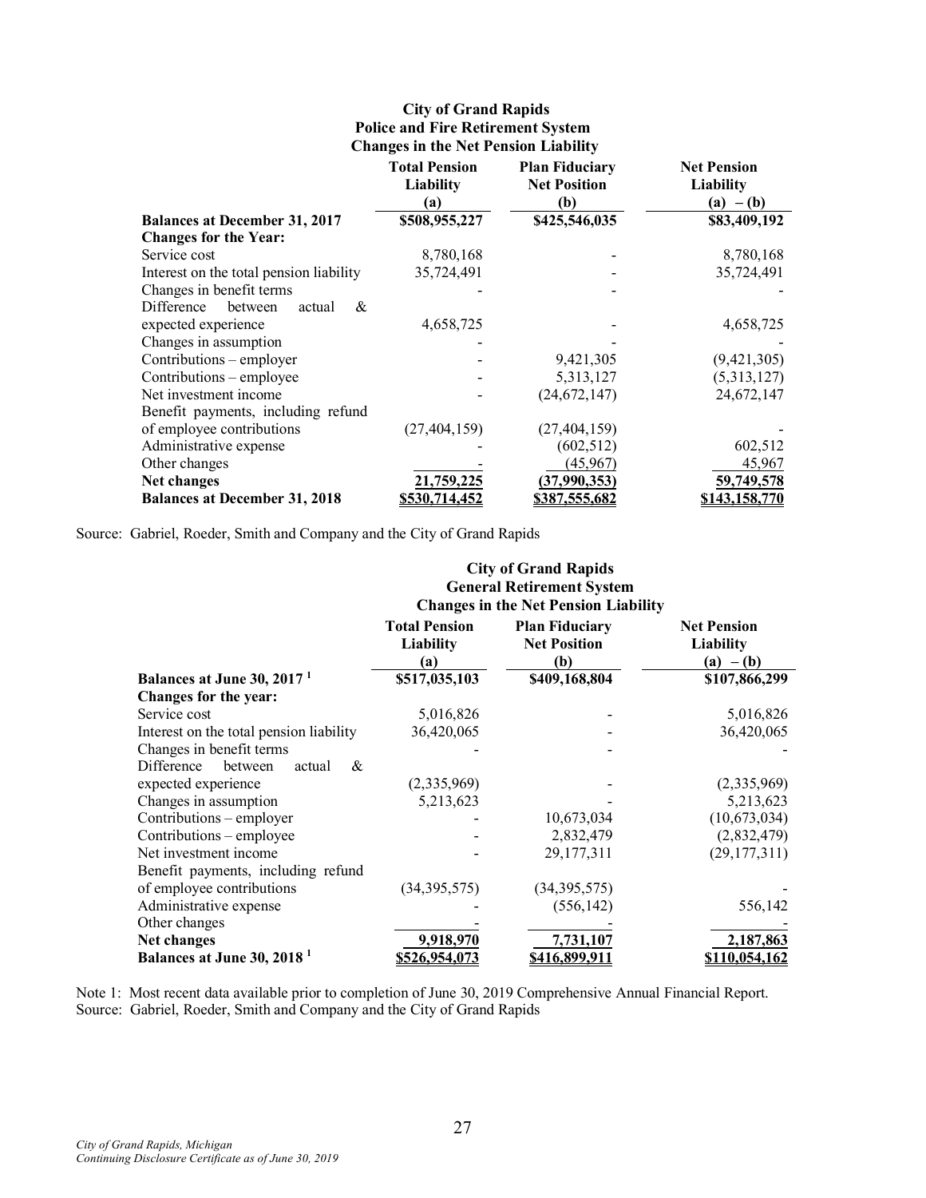**City of Grand Rapids**
**Police and Fire Retirement System**
**Changes in the Net Pension Liability**

| | Total Pension Liability (a) | Plan Fiduciary Net Position (b) | Net Pension Liability (a) – (b) |
|---|---|---|---|
| **Balances at December 31, 2017** | **$508,955,227** | **$425,546,035** | **$83,409,192** |
| **Changes for the Year:** | | | |
| Service cost | 8,780,168 | - | 8,780,168 |
| Interest on the total pension liability | 35,724,491 | - | 35,724,491 |
| Changes in benefit terms | - | - | - |
| Difference between actual & expected experience | 4,658,725 | - | 4,658,725 |
| Changes in assumption | - | - | - |
| Contributions – employer | - | 9,421,305 | (9,421,305) |
| Contributions – employee | - | 5,313,127 | (5,313,127) |
| Net investment income | - | (24,672,147) | 24,672,147 |
| Benefit payments, including refund of employee contributions | (27,404,159) | (27,404,159) | - |
| Administrative expense | - | (602,512) | 602,512 |
| Other changes | - | (45,967) | 45,967 |
| **Net changes** | **21,759,225** | **(37,990,353)** | **59,749,578** |
| **Balances at December 31, 2018** | **$530,714,452** | **$387,555,682** | **$143,158,770** |

Source: Gabriel, Roeder, Smith and Company and the City of Grand Rapids

**City of Grand Rapids**
**General Retirement System**
**Changes in the Net Pension Liability**

| | Total Pension Liability (a) | Plan Fiduciary Net Position (b) | Net Pension Liability (a) – (b) |
|---|---|---|---|
| **Balances at June 30, 2017 [1]** | **$517,035,103** | **$409,168,804** | **$107,866,299** |
| **Changes for the year:** | | | |
| Service cost | 5,016,826 | - | 5,016,826 |
| Interest on the total pension liability | 36,420,065 | - | 36,420,065 |
| Changes in benefit terms | - | - | - |
| Difference between actual & expected experience | (2,335,969) | - | (2,335,969) |
| Changes in assumption | 5,213,623 | - | 5,213,623 |
| Contributions – employer | - | 10,673,034 | (10,673,034) |
| Contributions – employee | - | 2,832,479 | (2,832,479) |
| Net investment income | - | 29,177,311 | (29,177,311) |
| Benefit payments, including refund of employee contributions | (34,395,575) | (34,395,575) | - |
| Administrative expense | - | (556,142) | 556,142 |
| Other changes | - | - | - |
| **Net changes** | **9,918,970** | **7,731,107** | **2,187,863** |
| **Balances at June 30, 2018 [1]** | **$526,954,073** | **$416,899,911** | **$110,054,162** |

Note 1: Most recent data available prior to completion of June 30, 2019 Comprehensive Annual Financial Report.
Source: Gabriel, Roeder, Smith and Company and the City of Grand Rapids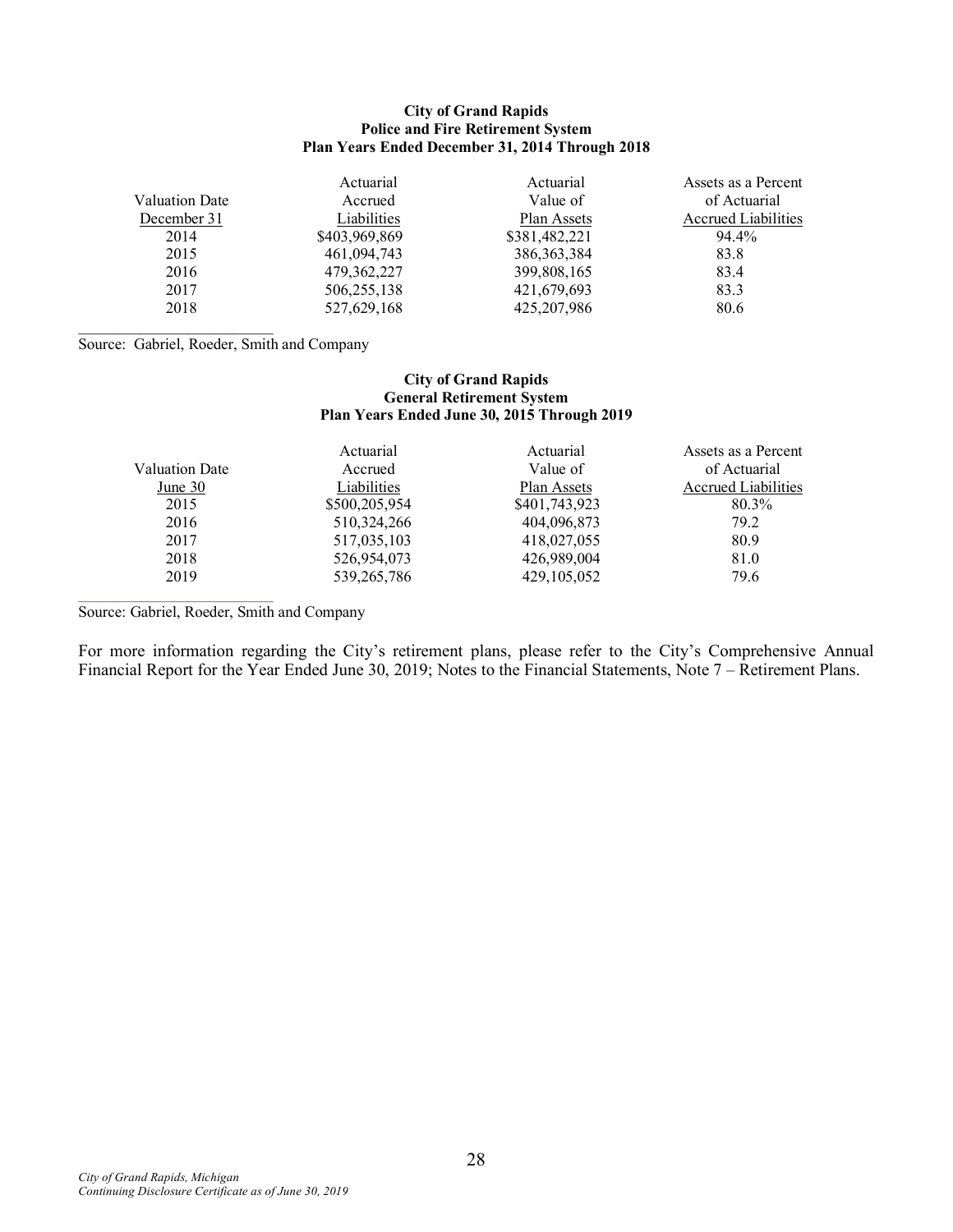**City of Grand Rapids**
**Police and Fire Retirement System**
**Plan Years Ended December 31, 2014 Through 2018**

| Valuation Date December 31 | Actuarial Accrued Liabilities | Actuarial Value of Plan Assets | Assets as a Percent of Actuarial Accrued Liabilities |
|---|---|---|---|
| 2014 | $403,969,869 | $381,482,221 | 94.4% |
| 2015 | 461,094,743 | 386,363,384 | 83.8 |
| 2016 | 479,362,227 | 399,808,165 | 83.4 |
| 2017 | 506,255,138 | 421,679,693 | 83.3 |
| 2018 | 527,629,168 | 425,207,986 | 80.6 |

Source: Gabriel, Roeder, Smith and Company

**City of Grand Rapids**
**General Retirement System**
**Plan Years Ended June 30, 2015 Through 2019**

| Valuation Date June 30 | Actuarial Accrued Liabilities | Actuarial Value of Plan Assets | Assets as a Percent of Actuarial Accrued Liabilities |
|---|---|---|---|
| 2015 | $500,205,954 | $401,743,923 | 80.3% |
| 2016 | 510,324,266 | 404,096,873 | 79.2 |
| 2017 | 517,035,103 | 418,027,055 | 80.9 |
| 2018 | 526,954,073 | 426,989,004 | 81.0 |
| 2019 | 539,265,786 | 429,105,052 | 79.6 |

Source: Gabriel, Roeder, Smith and Company

For more information regarding the City's retirement plans, please refer to the City's Comprehensive Annual Financial Report for the Year Ended June 30, 2019; Notes to the Financial Statements, Note 7 – Retirement Plans.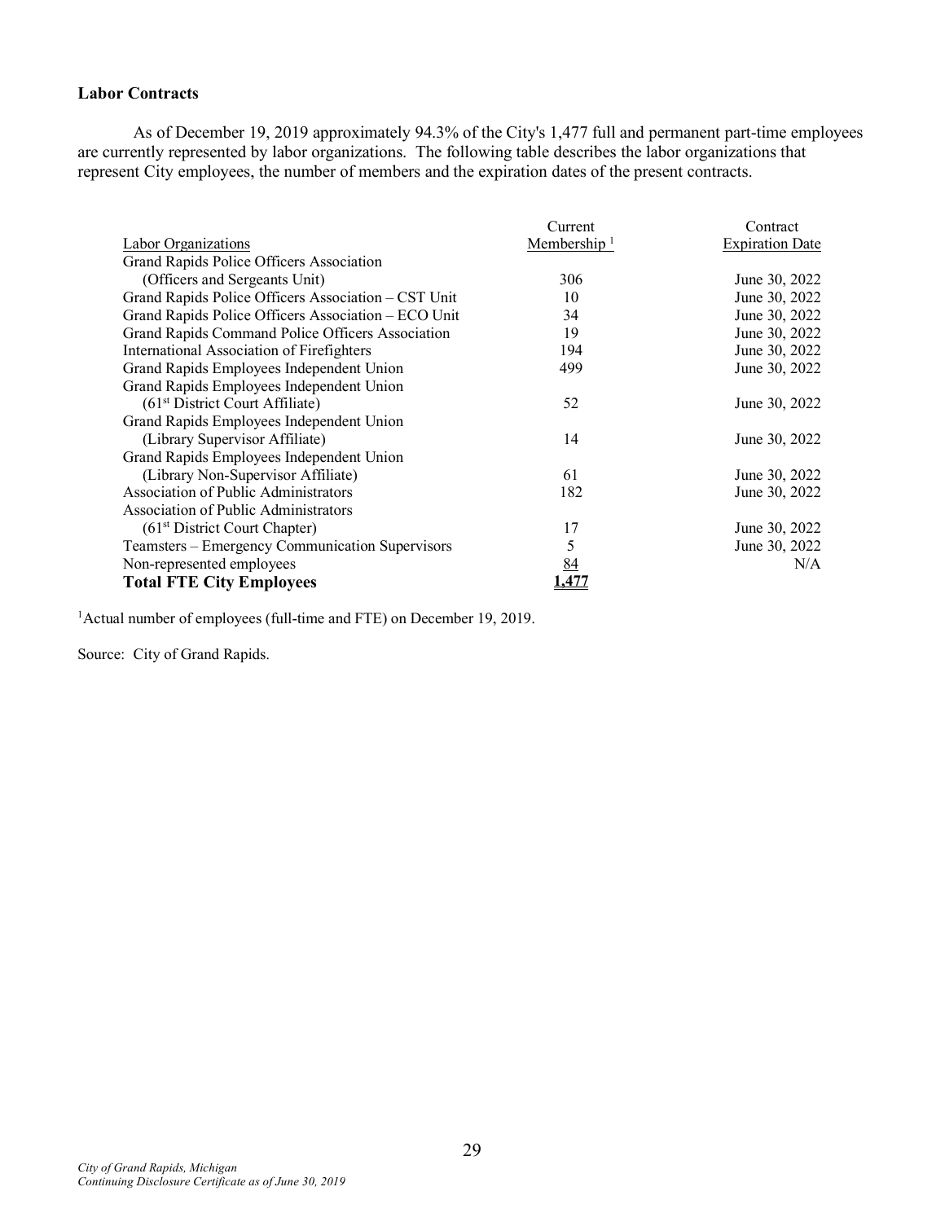### Labor Contracts

As of December 19, 2019 approximately 94.3% of the City's 1,477 full and permanent part-time employees are currently represented by labor organizations. The following table describes the labor organizations that represent City employees, the number of members and the expiration dates of the present contracts.

| Labor Organizations | Current Membership [1] | Contract Expiration Date |
|---|---|---|
| Grand Rapids Police Officers Association (Officers and Sergeants Unit) | 306 | June 30, 2022 |
| Grand Rapids Police Officers Association – CST Unit | 10 | June 30, 2022 |
| Grand Rapids Police Officers Association – ECO Unit | 34 | June 30, 2022 |
| Grand Rapids Command Police Officers Association | 19 | June 30, 2022 |
| International Association of Firefighters | 194 | June 30, 2022 |
| Grand Rapids Employees Independent Union | 499 | June 30, 2022 |
| Grand Rapids Employees Independent Union (61st District Court Affiliate) | 52 | June 30, 2022 |
| Grand Rapids Employees Independent Union (Library Supervisor Affiliate) | 14 | June 30, 2022 |
| Grand Rapids Employees Independent Union (Library Non-Supervisor Affiliate) | 61 | June 30, 2022 |
| Association of Public Administrators | 182 | June 30, 2022 |
| Association of Public Administrators (61st District Court Chapter) | 17 | June 30, 2022 |
| Teamsters – Emergency Communication Supervisors | 5 | June 30, 2022 |
| Non-represented employees | 84 | N/A |
| **Total FTE City Employees** | **1,477** | |

[1] Actual number of employees (full-time and FTE) on December 19, 2019.

Source: City of Grand Rapids.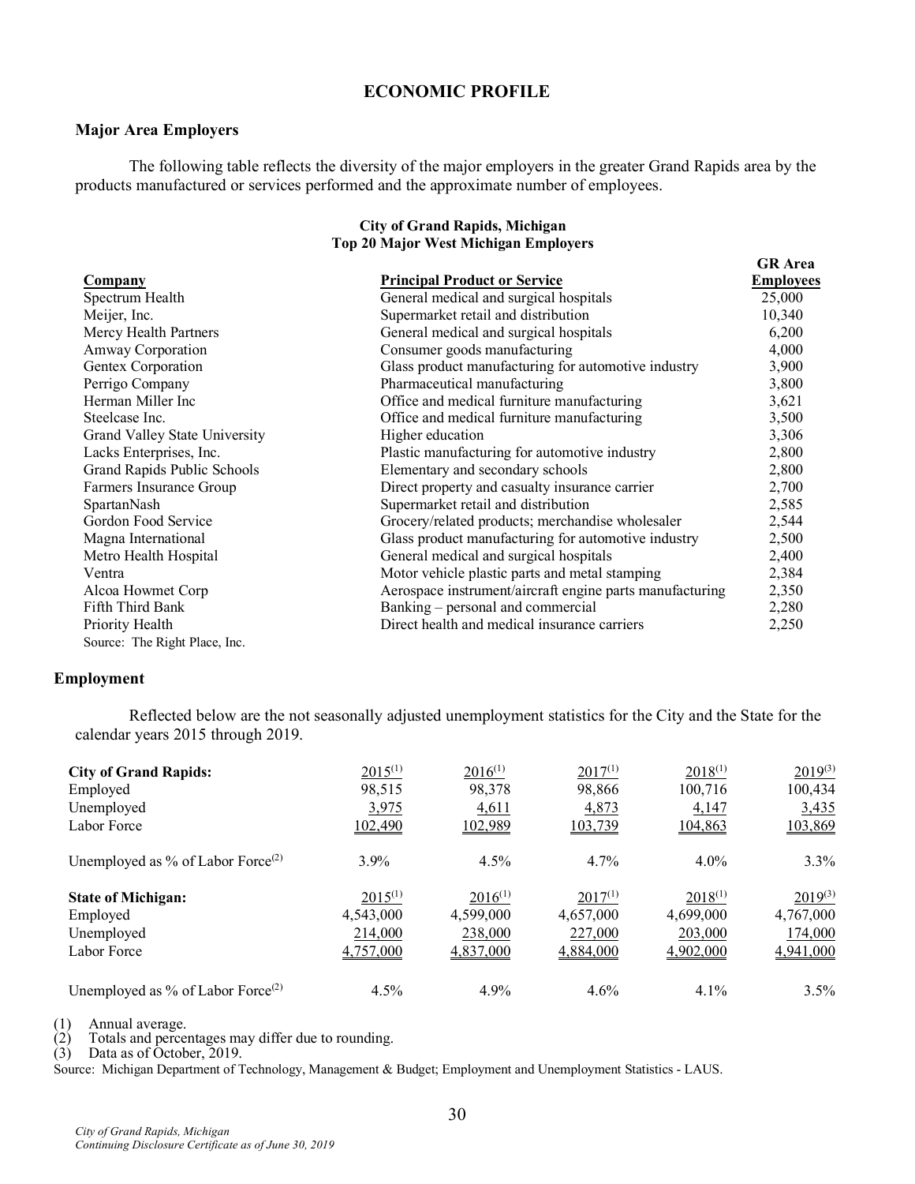## ECONOMIC PROFILE

### Major Area Employers

The following table reflects the diversity of the major employers in the greater Grand Rapids area by the products manufactured or services performed and the approximate number of employees.

**City of Grand Rapids, Michigan**
**Top 20 Major West Michigan Employers**

| Company | Principal Product or Service | GR Area Employees |
|---|---|---|
| Spectrum Health | General medical and surgical hospitals | 25,000 |
| Meijer, Inc. | Supermarket retail and distribution | 10,340 |
| Mercy Health Partners | General medical and surgical hospitals | 6,200 |
| Amway Corporation | Consumer goods manufacturing | 4,000 |
| Gentex Corporation | Glass product manufacturing for automotive industry | 3,900 |
| Perrigo Company | Pharmaceutical manufacturing | 3,800 |
| Herman Miller Inc | Office and medical furniture manufacturing | 3,621 |
| Steelcase Inc. | Office and medical furniture manufacturing | 3,500 |
| Grand Valley State University | Higher education | 3,306 |
| Lacks Enterprises, Inc. | Plastic manufacturing for automotive industry | 2,800 |
| Grand Rapids Public Schools | Elementary and secondary schools | 2,800 |
| Farmers Insurance Group | Direct property and casualty insurance carrier | 2,700 |
| SpartanNash | Supermarket retail and distribution | 2,585 |
| Gordon Food Service | Grocery/related products; merchandise wholesaler | 2,544 |
| Magna International | Glass product manufacturing for automotive industry | 2,500 |
| Metro Health Hospital | General medical and surgical hospitals | 2,400 |
| Ventra | Motor vehicle plastic parts and metal stamping | 2,384 |
| Alcoa Howmet Corp | Aerospace instrument/aircraft engine parts manufacturing | 2,350 |
| Fifth Third Bank | Banking – personal and commercial | 2,280 |
| Priority Health | Direct health and medical insurance carriers | 2,250 |

Source: The Right Place, Inc.

### Employment

Reflected below are the not seasonally adjusted unemployment statistics for the City and the State for the calendar years 2015 through 2019.

| City of Grand Rapids: | 2015[1] | 2016[1] | 2017[1] | 2018[1] | 2019[3] |
|---|---|---|---|---|---|
| Employed | 98,515 | 98,378 | 98,866 | 100,716 | 100,434 |
| Unemployed | 3,975 | 4,611 | 4,873 | 4,147 | 3,435 |
| Labor Force | 102,490 | 102,989 | 103,739 | 104,863 | 103,869 |
| Unemployed as % of Labor Force[2] | 3.9% | 4.5% | 4.7% | 4.0% | 3.3% |

| State of Michigan: | 2015[1] | 2016[1] | 2017[1] | 2018[1] | 2019[3] |
|---|---|---|---|---|---|
| Employed | 4,543,000 | 4,599,000 | 4,657,000 | 4,699,000 | 4,767,000 |
| Unemployed | 214,000 | 238,000 | 227,000 | 203,000 | 174,000 |
| Labor Force | 4,757,000 | 4,837,000 | 4,884,000 | 4,902,000 | 4,941,000 |
| Unemployed as % of Labor Force[2] | 4.5% | 4.9% | 4.6% | 4.1% | 3.5% |

(1) Annual average.
(2) Totals and percentages may differ due to rounding.
(3) Data as of October, 2019.

Source: Michigan Department of Technology, Management & Budget; Employment and Unemployment Statistics - LAUS.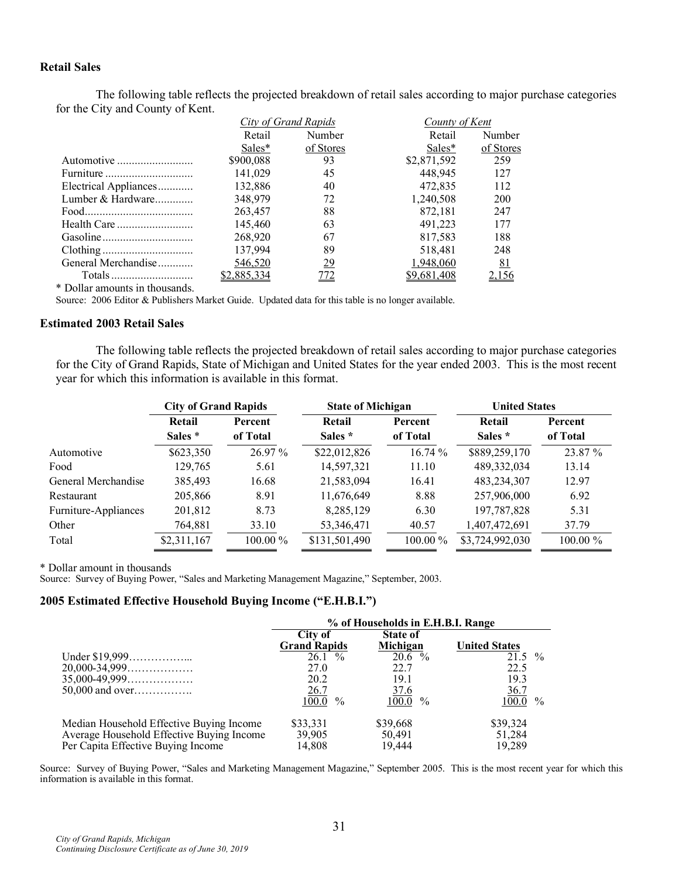**Retail Sales**

The following table reflects the projected breakdown of retail sales according to major purchase categories for the City and County of Kent.

| | City of Grand Rapids | | County of Kent | |
|---|---|---|---|---|
| | Retail Sales* | Number of Stores | Retail Sales* | Number of Stores |
| Automotive | $900,088 | 93 | $2,871,592 | 259 |
| Furniture | 141,029 | 45 | 448,945 | 127 |
| Electrical Appliances | 132,886 | 40 | 472,835 | 112 |
| Lumber & Hardware | 348,979 | 72 | 1,240,508 | 200 |
| Food | 263,457 | 88 | 872,181 | 247 |
| Health Care | 145,460 | 63 | 491,223 | 177 |
| Gasoline | 268,920 | 67 | 817,583 | 188 |
| Clothing | 137,994 | 89 | 518,481 | 248 |
| General Merchandise | 546,520 | 29 | 1,948,060 | 81 |
| Totals | $2,885,334 | 772 | $9,681,408 | 2,156 |

* Dollar amounts in thousands.

Source: 2006 Editor & Publishers Market Guide. Updated data for this table is no longer available.

**Estimated 2003 Retail Sales**

The following table reflects the projected breakdown of retail sales according to major purchase categories for the City of Grand Rapids, State of Michigan and United States for the year ended 2003. This is the most recent year for which this information is available in this format.

| | City of Grand Rapids | | State of Michigan | | United States | |
|---|---|---|---|---|---|---|
| | Retail Sales * | Percent of Total | Retail Sales * | Percent of Total | Retail Sales * | Percent of Total |
| Automotive | $623,350 | 26.97 % | $22,012,826 | 16.74 % | $889,259,170 | 23.87 % |
| Food | 129,765 | 5.61 | 14,597,321 | 11.10 | 489,332,034 | 13.14 |
| General Merchandise | 385,493 | 16.68 | 21,583,094 | 16.41 | 483,234,307 | 12.97 |
| Restaurant | 205,866 | 8.91 | 11,676,649 | 8.88 | 257,906,000 | 6.92 |
| Furniture-Appliances | 201,812 | 8.73 | 8,285,129 | 6.30 | 197,787,828 | 5.31 |
| Other | 764,881 | 33.10 | 53,346,471 | 40.57 | 1,407,472,691 | 37.79 |
| Total | $2,311,167 | 100.00 % | $131,501,490 | 100.00 % | $3,724,992,030 | 100.00 % |

* Dollar amount in thousands

Source: Survey of Buying Power, "Sales and Marketing Management Magazine," September, 2003.

**2005 Estimated Effective Household Buying Income ("E.H.B.I.")**

| | % of Households in E.H.B.I. Range | | |
|---|---|---|---|
| | City of Grand Rapids | State of Michigan | United States |
| Under $19,999 | 26.1 % | 20.6 % | 21.5 % |
| 20,000-34,999 | 27.0 | 22.7 | 22.5 |
| 35,000-49,999 | 20.2 | 19.1 | 19.3 |
| 50,000 and over | 26.7 | 37.6 | 36.7 |
| | 100.0 % | 100.0 % | 100.0 % |
| Median Household Effective Buying Income | $33,331 | $39,668 | $39,324 |
| Average Household Effective Buying Income | 39,905 | 50,491 | 51,284 |
| Per Capita Effective Buying Income | 14,808 | 19,444 | 19,289 |

Source: Survey of Buying Power, "Sales and Marketing Management Magazine," September 2005. This is the most recent year for which this information is available in this format.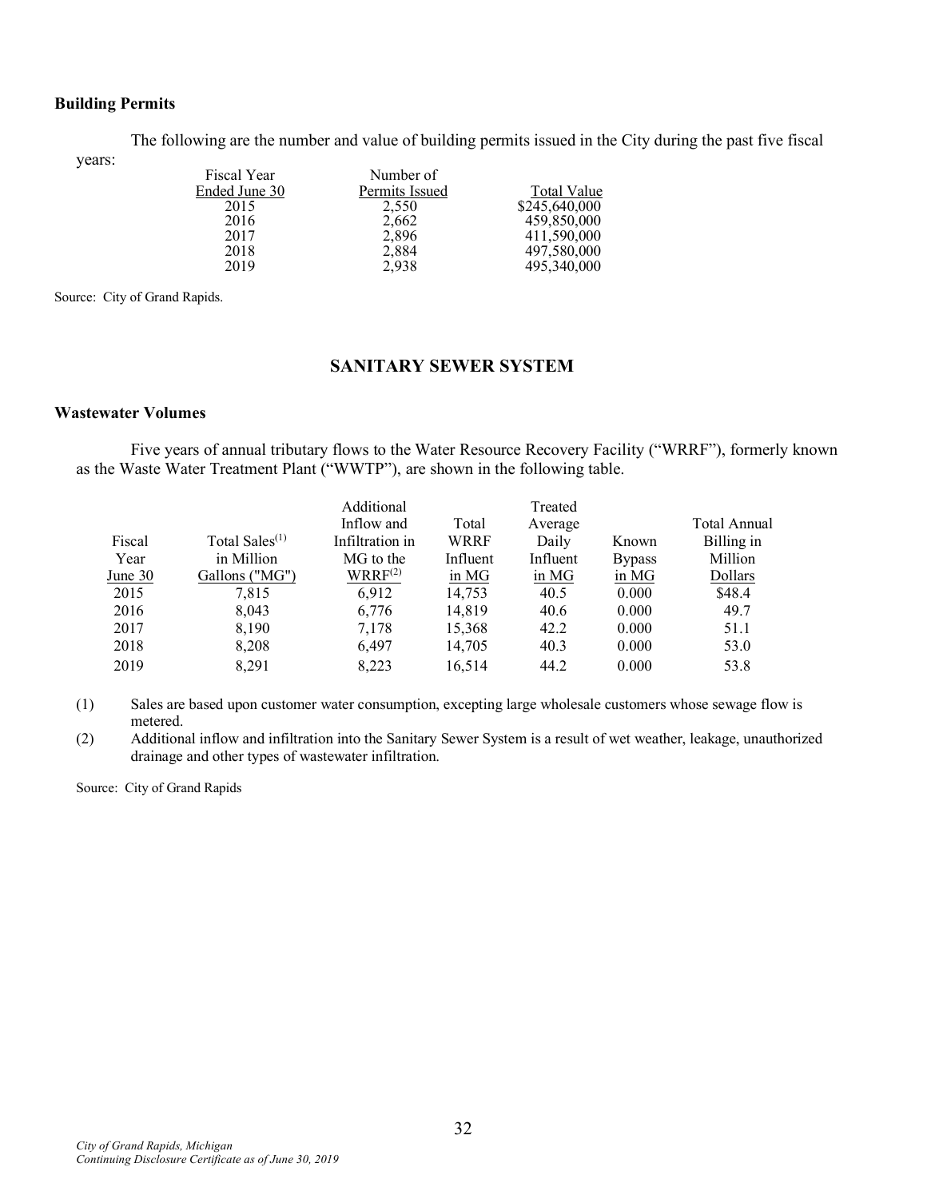### Building Permits

The following are the number and value of building permits issued in the City during the past five fiscal years:

| Fiscal Year Ended June 30 | Number of Permits Issued | Total Value |
|---|---|---|
| 2015 | 2,550 | $245,640,000 |
| 2016 | 2,662 | 459,850,000 |
| 2017 | 2,896 | 411,590,000 |
| 2018 | 2,884 | 497,580,000 |
| 2019 | 2,938 | 495,340,000 |

Source: City of Grand Rapids.

## SANITARY SEWER SYSTEM

### Wastewater Volumes

Five years of annual tributary flows to the Water Resource Recovery Facility ("WRRF"), formerly known as the Waste Water Treatment Plant ("WWTP"), are shown in the following table.

| Fiscal Year June 30 | Total Sales[(1)] in Million Gallons ("MG") | Additional Inflow and Infiltration in MG to the WRRF[(2)] | Total WRRF Influent in MG | Treated Average Daily Influent in MG | Known Bypass in MG | Total Annual Billing in Million Dollars |
|---|---|---|---|---|---|---|
| 2015 | 7,815 | 6,912 | 14,753 | 40.5 | 0.000 | $48.4 |
| 2016 | 8,043 | 6,776 | 14,819 | 40.6 | 0.000 | 49.7 |
| 2017 | 8,190 | 7,178 | 15,368 | 42.2 | 0.000 | 51.1 |
| 2018 | 8,208 | 6,497 | 14,705 | 40.3 | 0.000 | 53.0 |
| 2019 | 8,291 | 8,223 | 16,514 | 44.2 | 0.000 | 53.8 |

(1) Sales are based upon customer water consumption, excepting large wholesale customers whose sewage flow is metered.

(2) Additional inflow and infiltration into the Sanitary Sewer System is a result of wet weather, leakage, unauthorized drainage and other types of wastewater infiltration.

Source: City of Grand Rapids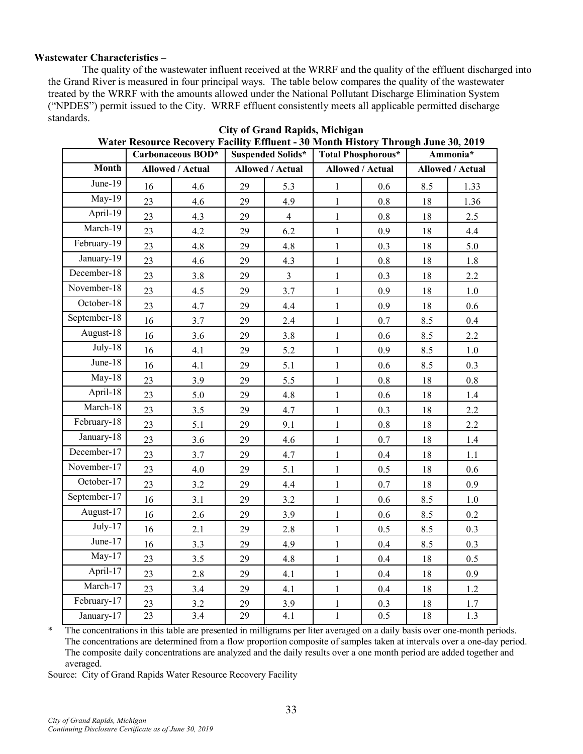**Wastewater Characteristics –**

The quality of the wastewater influent received at the WRRF and the quality of the effluent discharged into the Grand River is measured in four principal ways. The table below compares the quality of the wastewater treated by the WRRF with the amounts allowed under the National Pollutant Discharge Elimination System ("NPDES") permit issued to the City. WRRF effluent consistently meets all applicable permitted discharge standards.

**City of Grand Rapids, Michigan**
**Water Resource Recovery Facility Effluent - 30 Month History Through June 30, 2019**

| | Carbonaceous BOD* | | Suspended Solids* | | Total Phosphorous* | | Ammonia* | |
|---|---|---|---|---|---|---|---|---|
| **Month** | **Allowed / Actual** | | **Allowed / Actual** | | **Allowed / Actual** | | **Allowed / Actual** | |
| June-19 | 16 | 4.6 | 29 | 5.3 | 1 | 0.6 | 8.5 | 1.33 |
| May-19 | 23 | 4.6 | 29 | 4.9 | 1 | 0.8 | 18 | 1.36 |
| April-19 | 23 | 4.3 | 29 | 4 | 1 | 0.8 | 18 | 2.5 |
| March-19 | 23 | 4.2 | 29 | 6.2 | 1 | 0.9 | 18 | 4.4 |
| February-19 | 23 | 4.8 | 29 | 4.8 | 1 | 0.3 | 18 | 5.0 |
| January-19 | 23 | 4.6 | 29 | 4.3 | 1 | 0.8 | 18 | 1.8 |
| December-18 | 23 | 3.8 | 29 | 3 | 1 | 0.3 | 18 | 2.2 |
| November-18 | 23 | 4.5 | 29 | 3.7 | 1 | 0.9 | 18 | 1.0 |
| October-18 | 23 | 4.7 | 29 | 4.4 | 1 | 0.9 | 18 | 0.6 |
| September-18 | 16 | 3.7 | 29 | 2.4 | 1 | 0.7 | 8.5 | 0.4 |
| August-18 | 16 | 3.6 | 29 | 3.8 | 1 | 0.6 | 8.5 | 2.2 |
| July-18 | 16 | 4.1 | 29 | 5.2 | 1 | 0.9 | 8.5 | 1.0 |
| June-18 | 16 | 4.1 | 29 | 5.1 | 1 | 0.6 | 8.5 | 0.3 |
| May-18 | 23 | 3.9 | 29 | 5.5 | 1 | 0.8 | 18 | 0.8 |
| April-18 | 23 | 5.0 | 29 | 4.8 | 1 | 0.6 | 18 | 1.4 |
| March-18 | 23 | 3.5 | 29 | 4.7 | 1 | 0.3 | 18 | 2.2 |
| February-18 | 23 | 5.1 | 29 | 9.1 | 1 | 0.8 | 18 | 2.2 |
| January-18 | 23 | 3.6 | 29 | 4.6 | 1 | 0.7 | 18 | 1.4 |
| December-17 | 23 | 3.7 | 29 | 4.7 | 1 | 0.4 | 18 | 1.1 |
| November-17 | 23 | 4.0 | 29 | 5.1 | 1 | 0.5 | 18 | 0.6 |
| October-17 | 23 | 3.2 | 29 | 4.4 | 1 | 0.7 | 18 | 0.9 |
| September-17 | 16 | 3.1 | 29 | 3.2 | 1 | 0.6 | 8.5 | 1.0 |
| August-17 | 16 | 2.6 | 29 | 3.9 | 1 | 0.6 | 8.5 | 0.2 |
| July-17 | 16 | 2.1 | 29 | 2.8 | 1 | 0.5 | 8.5 | 0.3 |
| June-17 | 16 | 3.3 | 29 | 4.9 | 1 | 0.4 | 8.5 | 0.3 |
| May-17 | 23 | 3.5 | 29 | 4.8 | 1 | 0.4 | 18 | 0.5 |
| April-17 | 23 | 2.8 | 29 | 4.1 | 1 | 0.4 | 18 | 0.9 |
| March-17 | 23 | 3.4 | 29 | 4.1 | 1 | 0.4 | 18 | 1.2 |
| February-17 | 23 | 3.2 | 29 | 3.9 | 1 | 0.3 | 18 | 1.7 |
| January-17 | 23 | 3.4 | 29 | 4.1 | 1 | 0.5 | 18 | 1.3 |

\* The concentrations in this table are presented in milligrams per liter averaged on a daily basis over one-month periods. The concentrations are determined from a flow proportion composite of samples taken at intervals over a one-day period. The composite daily concentrations are analyzed and the daily results over a one month period are added together and averaged.

Source: City of Grand Rapids Water Resource Recovery Facility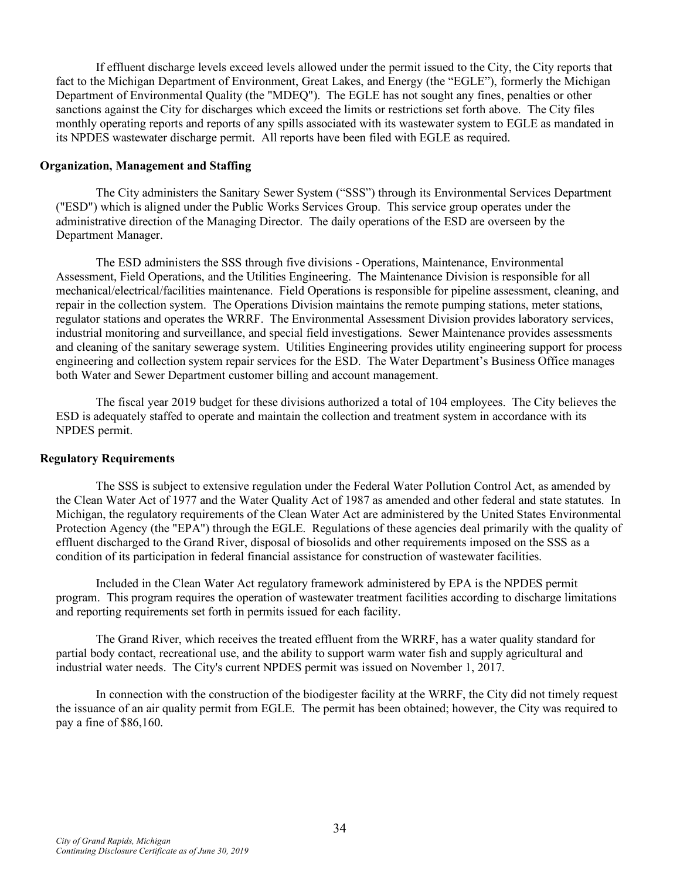If effluent discharge levels exceed levels allowed under the permit issued to the City, the City reports that fact to the Michigan Department of Environment, Great Lakes, and Energy (the "EGLE"), formerly the Michigan Department of Environmental Quality (the "MDEQ"). The EGLE has not sought any fines, penalties or other sanctions against the City for discharges which exceed the limits or restrictions set forth above. The City files monthly operating reports and reports of any spills associated with its wastewater system to EGLE as mandated in its NPDES wastewater discharge permit. All reports have been filed with EGLE as required.

**Organization, Management and Staffing**

The City administers the Sanitary Sewer System ("SSS") through its Environmental Services Department ("ESD") which is aligned under the Public Works Services Group. This service group operates under the administrative direction of the Managing Director. The daily operations of the ESD are overseen by the Department Manager.

The ESD administers the SSS through five divisions - Operations, Maintenance, Environmental Assessment, Field Operations, and the Utilities Engineering. The Maintenance Division is responsible for all mechanical/electrical/facilities maintenance. Field Operations is responsible for pipeline assessment, cleaning, and repair in the collection system. The Operations Division maintains the remote pumping stations, meter stations, regulator stations and operates the WRRF. The Environmental Assessment Division provides laboratory services, industrial monitoring and surveillance, and special field investigations. Sewer Maintenance provides assessments and cleaning of the sanitary sewerage system. Utilities Engineering provides utility engineering support for process engineering and collection system repair services for the ESD. The Water Department's Business Office manages both Water and Sewer Department customer billing and account management.

The fiscal year 2019 budget for these divisions authorized a total of 104 employees. The City believes the ESD is adequately staffed to operate and maintain the collection and treatment system in accordance with its NPDES permit.

**Regulatory Requirements**

The SSS is subject to extensive regulation under the Federal Water Pollution Control Act, as amended by the Clean Water Act of 1977 and the Water Quality Act of 1987 as amended and other federal and state statutes. In Michigan, the regulatory requirements of the Clean Water Act are administered by the United States Environmental Protection Agency (the "EPA") through the EGLE. Regulations of these agencies deal primarily with the quality of effluent discharged to the Grand River, disposal of biosolids and other requirements imposed on the SSS as a condition of its participation in federal financial assistance for construction of wastewater facilities.

Included in the Clean Water Act regulatory framework administered by EPA is the NPDES permit program. This program requires the operation of wastewater treatment facilities according to discharge limitations and reporting requirements set forth in permits issued for each facility.

The Grand River, which receives the treated effluent from the WRRF, has a water quality standard for partial body contact, recreational use, and the ability to support warm water fish and supply agricultural and industrial water needs. The City's current NPDES permit was issued on November 1, 2017.

In connection with the construction of the biodigester facility at the WRRF, the City did not timely request the issuance of an air quality permit from EGLE. The permit has been obtained; however, the City was required to pay a fine of $86,160.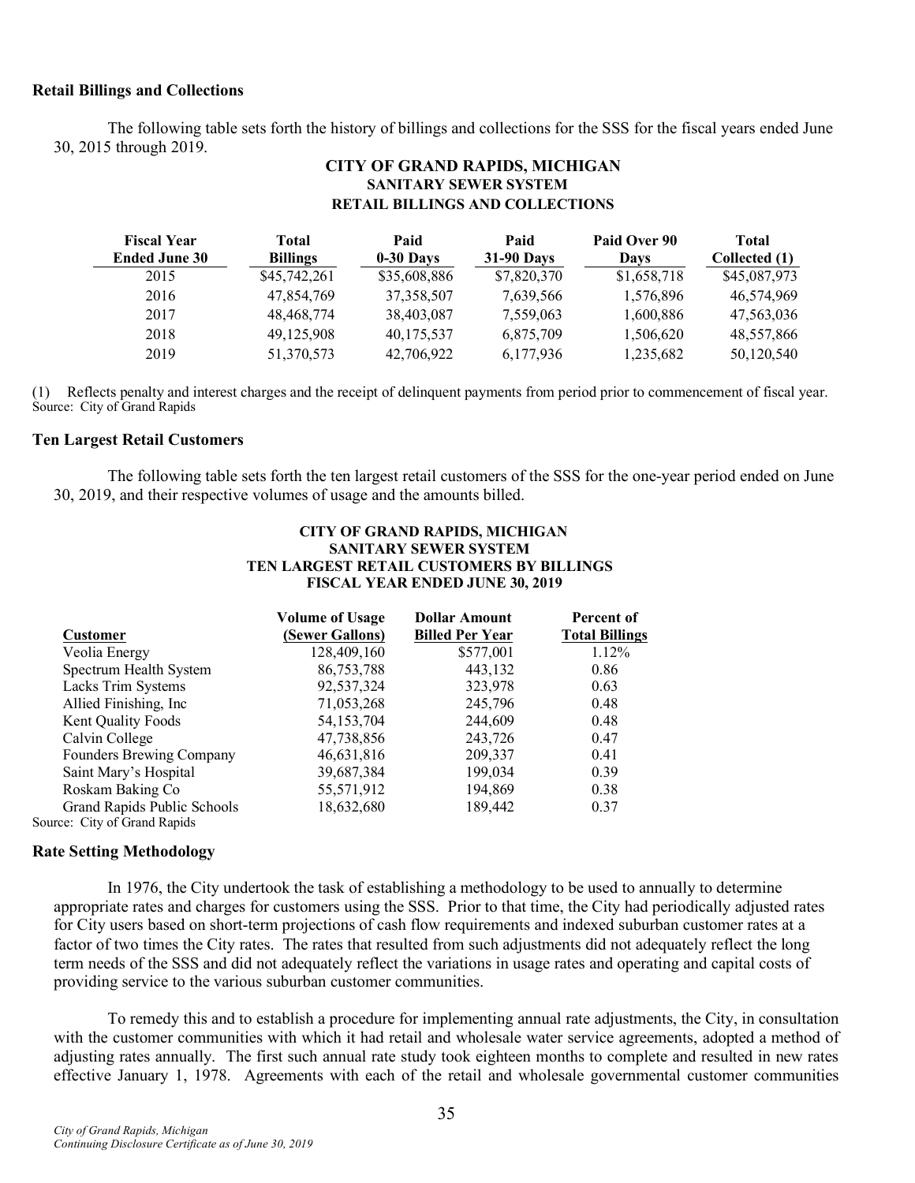### Retail Billings and Collections

The following table sets forth the history of billings and collections for the SSS for the fiscal years ended June 30, 2015 through 2019.

**CITY OF GRAND RAPIDS, MICHIGAN**
**SANITARY SEWER SYSTEM**
**RETAIL BILLINGS AND COLLECTIONS**

| Fiscal Year Ended June 30 | Total Billings | Paid 0-30 Days | Paid 31-90 Days | Paid Over 90 Days | Total Collected (1) |
|---|---|---|---|---|---|
| 2015 | $45,742,261 | $35,608,886 | $7,820,370 | $1,658,718 | $45,087,973 |
| 2016 | 47,854,769 | 37,358,507 | 7,639,566 | 1,576,896 | 46,574,969 |
| 2017 | 48,468,774 | 38,403,087 | 7,559,063 | 1,600,886 | 47,563,036 |
| 2018 | 49,125,908 | 40,175,537 | 6,875,709 | 1,506,620 | 48,557,866 |
| 2019 | 51,370,573 | 42,706,922 | 6,177,936 | 1,235,682 | 50,120,540 |

(1) Reflects penalty and interest charges and the receipt of delinquent payments from period prior to commencement of fiscal year.
Source: City of Grand Rapids

### Ten Largest Retail Customers

The following table sets forth the ten largest retail customers of the SSS for the one-year period ended on June 30, 2019, and their respective volumes of usage and the amounts billed.

**CITY OF GRAND RAPIDS, MICHIGAN**
**SANITARY SEWER SYSTEM**
**TEN LARGEST RETAIL CUSTOMERS BY BILLINGS**
**FISCAL YEAR ENDED JUNE 30, 2019**

| Customer | Volume of Usage (Sewer Gallons) | Dollar Amount Billed Per Year | Percent of Total Billings |
|---|---|---|---|
| Veolia Energy | 128,409,160 | $577,001 | 1.12% |
| Spectrum Health System | 86,753,788 | 443,132 | 0.86 |
| Lacks Trim Systems | 92,537,324 | 323,978 | 0.63 |
| Allied Finishing, Inc | 71,053,268 | 245,796 | 0.48 |
| Kent Quality Foods | 54,153,704 | 244,609 | 0.48 |
| Calvin College | 47,738,856 | 243,726 | 0.47 |
| Founders Brewing Company | 46,631,816 | 209,337 | 0.41 |
| Saint Mary's Hospital | 39,687,384 | 199,034 | 0.39 |
| Roskam Baking Co | 55,571,912 | 194,869 | 0.38 |
| Grand Rapids Public Schools | 18,632,680 | 189,442 | 0.37 |

Source: City of Grand Rapids

### Rate Setting Methodology

In 1976, the City undertook the task of establishing a methodology to be used to annually to determine appropriate rates and charges for customers using the SSS. Prior to that time, the City had periodically adjusted rates for City users based on short-term projections of cash flow requirements and indexed suburban customer rates at a factor of two times the City rates. The rates that resulted from such adjustments did not adequately reflect the long term needs of the SSS and did not adequately reflect the variations in usage rates and operating and capital costs of providing service to the various suburban customer communities.

To remedy this and to establish a procedure for implementing annual rate adjustments, the City, in consultation with the customer communities with which it had retail and wholesale water service agreements, adopted a method of adjusting rates annually. The first such annual rate study took eighteen months to complete and resulted in new rates effective January 1, 1978. Agreements with each of the retail and wholesale governmental customer communities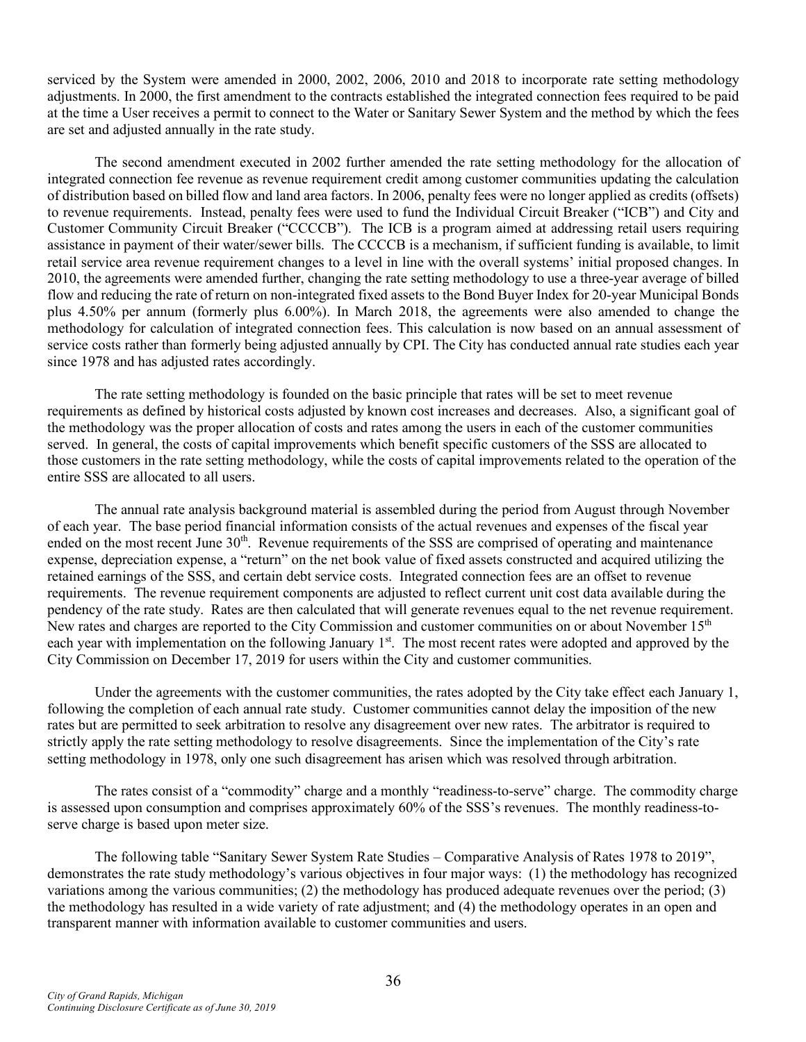serviced by the System were amended in 2000, 2002, 2006, 2010 and 2018 to incorporate rate setting methodology adjustments. In 2000, the first amendment to the contracts established the integrated connection fees required to be paid at the time a User receives a permit to connect to the Water or Sanitary Sewer System and the method by which the fees are set and adjusted annually in the rate study.

The second amendment executed in 2002 further amended the rate setting methodology for the allocation of integrated connection fee revenue as revenue requirement credit among customer communities updating the calculation of distribution based on billed flow and land area factors. In 2006, penalty fees were no longer applied as credits (offsets) to revenue requirements. Instead, penalty fees were used to fund the Individual Circuit Breaker ("ICB") and City and Customer Community Circuit Breaker ("CCCCB"). The ICB is a program aimed at addressing retail users requiring assistance in payment of their water/sewer bills. The CCCCB is a mechanism, if sufficient funding is available, to limit retail service area revenue requirement changes to a level in line with the overall systems' initial proposed changes. In 2010, the agreements were amended further, changing the rate setting methodology to use a three-year average of billed flow and reducing the rate of return on non-integrated fixed assets to the Bond Buyer Index for 20-year Municipal Bonds plus 4.50% per annum (formerly plus 6.00%). In March 2018, the agreements were also amended to change the methodology for calculation of integrated connection fees. This calculation is now based on an annual assessment of service costs rather than formerly being adjusted annually by CPI. The City has conducted annual rate studies each year since 1978 and has adjusted rates accordingly.

The rate setting methodology is founded on the basic principle that rates will be set to meet revenue requirements as defined by historical costs adjusted by known cost increases and decreases. Also, a significant goal of the methodology was the proper allocation of costs and rates among the users in each of the customer communities served. In general, the costs of capital improvements which benefit specific customers of the SSS are allocated to those customers in the rate setting methodology, while the costs of capital improvements related to the operation of the entire SSS are allocated to all users.

The annual rate analysis background material is assembled during the period from August through November of each year. The base period financial information consists of the actual revenues and expenses of the fiscal year ended on the most recent June 30th. Revenue requirements of the SSS are comprised of operating and maintenance expense, depreciation expense, a "return" on the net book value of fixed assets constructed and acquired utilizing the retained earnings of the SSS, and certain debt service costs. Integrated connection fees are an offset to revenue requirements. The revenue requirement components are adjusted to reflect current unit cost data available during the pendency of the rate study. Rates are then calculated that will generate revenues equal to the net revenue requirement. New rates and charges are reported to the City Commission and customer communities on or about November 15th each year with implementation on the following January 1st. The most recent rates were adopted and approved by the City Commission on December 17, 2019 for users within the City and customer communities.

Under the agreements with the customer communities, the rates adopted by the City take effect each January 1, following the completion of each annual rate study. Customer communities cannot delay the imposition of the new rates but are permitted to seek arbitration to resolve any disagreement over new rates. The arbitrator is required to strictly apply the rate setting methodology to resolve disagreements. Since the implementation of the City's rate setting methodology in 1978, only one such disagreement has arisen which was resolved through arbitration.

The rates consist of a "commodity" charge and a monthly "readiness-to-serve" charge. The commodity charge is assessed upon consumption and comprises approximately 60% of the SSS's revenues. The monthly readiness-to-serve charge is based upon meter size.

The following table "Sanitary Sewer System Rate Studies – Comparative Analysis of Rates 1978 to 2019", demonstrates the rate study methodology's various objectives in four major ways: (1) the methodology has recognized variations among the various communities; (2) the methodology has produced adequate revenues over the period; (3) the methodology has resulted in a wide variety of rate adjustment; and (4) the methodology operates in an open and transparent manner with information available to customer communities and users.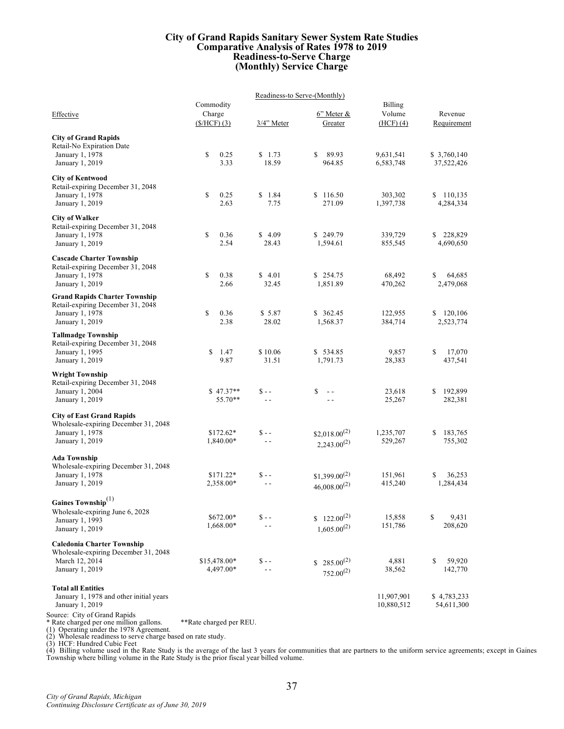# City of Grand Rapids Sanitary Sewer System Rate Studies
## Comparative Analysis of Rates 1978 to 2019
## Readiness-to-Serve Charge
## (Monthly) Service Charge

| Effective | Commodity Charge ($/HCF) (3) | Readiness-to Serve-(Monthly) 3/4" Meter | 6" Meter & Greater | Billing Volume (HCF) (4) | Revenue Requirement |
|---|---|---|---|---|---|
| **City of Grand Rapids** | | | | | |
| Retail-No Expiration Date | | | | | |
| January 1, 1978 | $ 0.25 | $ 1.73 | $ 89.93 | 9,631,541 | $ 3,760,140 |
| January 1, 2019 | 3.33 | 18.59 | 964.85 | 6,583,748 | 37,522,426 |
| **City of Kentwood** | | | | | |
| Retail-expiring December 31, 2048 | | | | | |
| January 1, 1978 | $ 0.25 | $ 1.84 | $ 116.50 | 303,302 | $ 110,135 |
| January 1, 2019 | 2.63 | 7.75 | 271.09 | 1,397,738 | 4,284,334 |
| **City of Walker** | | | | | |
| Retail-expiring December 31, 2048 | | | | | |
| January 1, 1978 | $ 0.36 | $ 4.09 | $ 249.79 | 339,729 | $ 228,829 |
| January 1, 2019 | 2.54 | 28.43 | 1,594.61 | 855,545 | 4,690,650 |
| **Cascade Charter Township** | | | | | |
| Retail-expiring December 31, 2048 | | | | | |
| January 1, 1978 | $ 0.38 | $ 4.01 | $ 254.75 | 68,492 | $ 64,685 |
| January 1, 2019 | 2.66 | 32.45 | 1,851.89 | 470,262 | 2,479,068 |
| **Grand Rapids Charter Township** | | | | | |
| Retail-expiring December 31, 2048 | | | | | |
| January 1, 1978 | $ 0.36 | $ 5.87 | $ 362.45 | 122,955 | $ 120,106 |
| January 1, 2019 | 2.38 | 28.02 | 1,568.37 | 384,714 | 2,523,774 |
| **Tallmadge Township** | | | | | |
| Retail-expiring December 31, 2048 | | | | | |
| January 1, 1995 | $ 1.47 | $ 10.06 | $ 534.85 | 9,857 | $ 17,070 |
| January 1, 2019 | 9.87 | 31.51 | 1,791.73 | 28,383 | 437,541 |
| **Wright Township** | | | | | |
| Retail-expiring December 31, 2048 | | | | | |
| January 1, 2004 | $ 47.37** | $ - - | $ - - | 23,618 | $ 192,899 |
| January 1, 2019 | 55.70** | - - | - - | 25,267 | 282,381 |
| **City of East Grand Rapids** | | | | | |
| Wholesale-expiring December 31, 2048 | | | | | |
| January 1, 1978 | $172.62* | $ - - | $2,018.00(2) | 1,235,707 | $ 183,765 |
| January 1, 2019 | 1,840.00* | - - | 2,243.00(2) | 529,267 | 755,302 |
| **Ada Township** | | | | | |
| Wholesale-expiring December 31, 2048 | | | | | |
| January 1, 1978 | $171.22* | $ - - | $1,399.00(2) | 151,961 | $ 36,253 |
| January 1, 2019 | 2,358.00* | - - | 46,008.00(2) | 415,240 | 1,284,434 |
| **Gaines Township**(1) | | | | | |
| Wholesale-expiring June 6, 2028 | | | | | |
| January 1, 1993 | $672.00* | $ - - | $ 122.00(2) | 15,858 | $ 9,431 |
| January 1, 2019 | 1,668.00* | - - | 1,605.00(2) | 151,786 | 208,620 |
| **Caledonia Charter Township** | | | | | |
| Wholesale-expiring December 31, 2048 | | | | | |
| March 12, 2014 | $15,478.00* | $ - - | $ 285.00(2) | 4,881 | $ 59,920 |
| January 1, 2019 | 4,497.00* | - - | 752.00(2) | 38,562 | 142,770 |
| **Total all Entities** | | | | | |
| January 1, 1978 and other initial years | | | | 11,907,901 | $ 4,783,233 |
| January 1, 2019 | | | | 10,880,512 | 54,611,300 |

Source: City of Grand Rapids

\* Rate charged per one million gallons. **Rate charged per REU.

(1) Operating under the 1978 Agreement.

(2) Wholesale readiness to serve charge based on rate study.

(3) HCF: Hundred Cubic Feet

(4) Billing volume used in the Rate Study is the average of the last 3 years for communities that are partners to the uniform service agreements; except in Gaines Township where billing volume in the Rate Study is the prior fiscal year billed volume.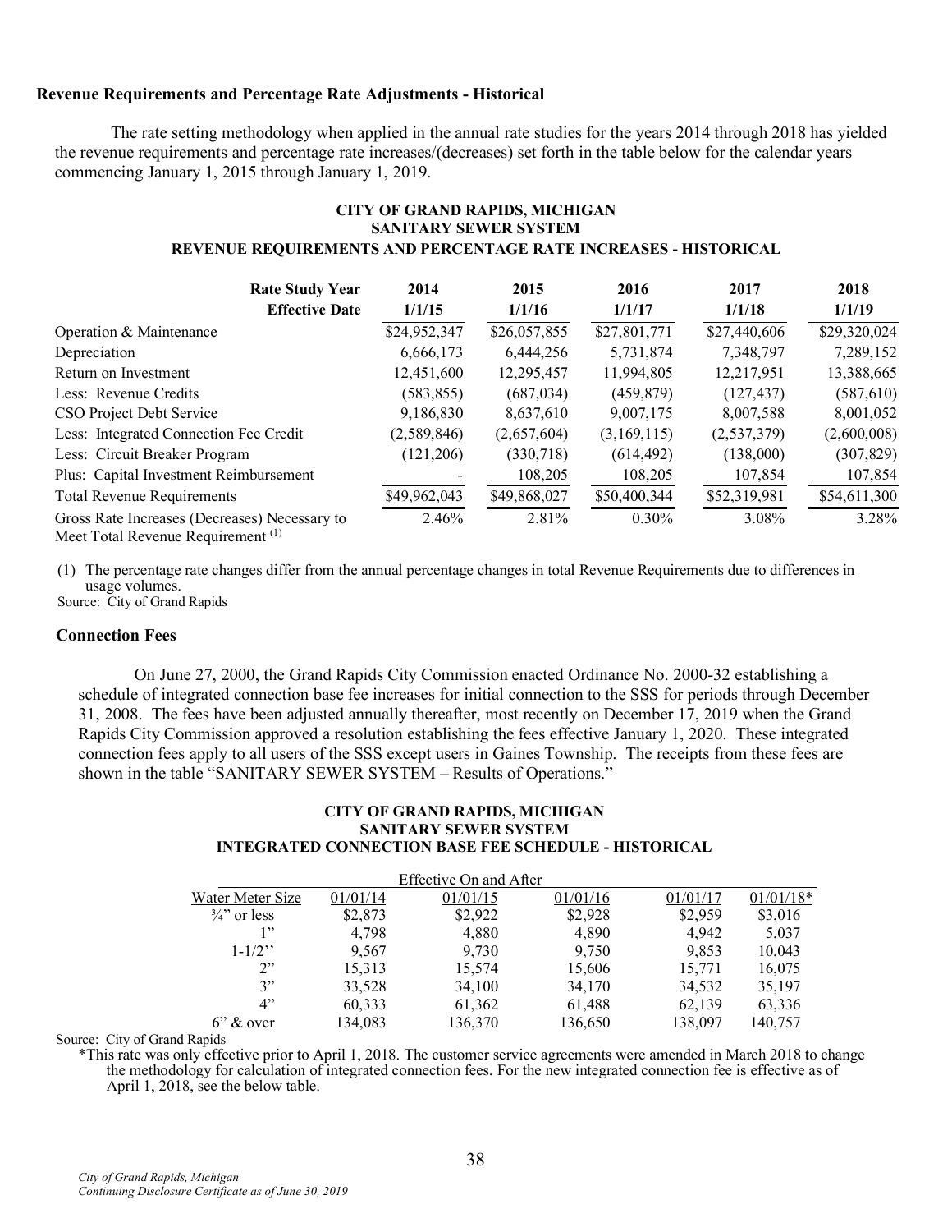**Revenue Requirements and Percentage Rate Adjustments - Historical**

The rate setting methodology when applied in the annual rate studies for the years 2014 through 2018 has yielded the revenue requirements and percentage rate increases/(decreases) set forth in the table below for the calendar years commencing January 1, 2015 through January 1, 2019.

**CITY OF GRAND RAPIDS, MICHIGAN**
**SANITARY SEWER SYSTEM**
**REVENUE REQUIREMENTS AND PERCENTAGE RATE INCREASES - HISTORICAL**

| Rate Study Year / Effective Date | 2014 1/1/15 | 2015 1/1/16 | 2016 1/1/17 | 2017 1/1/18 | 2018 1/1/19 |
|---|---|---|---|---|---|
| Operation & Maintenance | $24,952,347 | $26,057,855 | $27,801,771 | $27,440,606 | $29,320,024 |
| Depreciation | 6,666,173 | 6,444,256 | 5,731,874 | 7,348,797 | 7,289,152 |
| Return on Investment | 12,451,600 | 12,295,457 | 11,994,805 | 12,217,951 | 13,388,665 |
| Less: Revenue Credits | (583,855) | (687,034) | (459,879) | (127,437) | (587,610) |
| CSO Project Debt Service | 9,186,830 | 8,637,610 | 9,007,175 | 8,007,588 | 8,001,052 |
| Less: Integrated Connection Fee Credit | (2,589,846) | (2,657,604) | (3,169,115) | (2,537,379) | (2,600,008) |
| Less: Circuit Breaker Program | (121,206) | (330,718) | (614,492) | (138,000) | (307,829) |
| Plus: Capital Investment Reimbursement | - | 108,205 | 108,205 | 107,854 | 107,854 |
| Total Revenue Requirements | $49,962,043 | $49,868,027 | $50,400,344 | $52,319,981 | $54,611,300 |
| Gross Rate Increases (Decreases) Necessary to Meet Total Revenue Requirement (1) | 2.46% | 2.81% | 0.30% | 3.08% | 3.28% |

(1) The percentage rate changes differ from the annual percentage changes in total Revenue Requirements due to differences in usage volumes.
Source: City of Grand Rapids

**Connection Fees**

On June 27, 2000, the Grand Rapids City Commission enacted Ordinance No. 2000-32 establishing a schedule of integrated connection base fee increases for initial connection to the SSS for periods through December 31, 2008. The fees have been adjusted annually thereafter, most recently on December 17, 2019 when the Grand Rapids City Commission approved a resolution establishing the fees effective January 1, 2020. These integrated connection fees apply to all users of the SSS except users in Gaines Township. The receipts from these fees are shown in the table "SANITARY SEWER SYSTEM – Results of Operations."

**CITY OF GRAND RAPIDS, MICHIGAN**
**SANITARY SEWER SYSTEM**
**INTEGRATED CONNECTION BASE FEE SCHEDULE - HISTORICAL**

| | Effective On and After | | | | |
|---|---|---|---|---|---|
| Water Meter Size | 01/01/14 | 01/01/15 | 01/01/16 | 01/01/17 | 01/01/18* |
| ¾" or less | $2,873 | $2,922 | $2,928 | $2,959 | $3,016 |
| 1" | 4,798 | 4,880 | 4,890 | 4,942 | 5,037 |
| 1-1/2" | 9,567 | 9,730 | 9,750 | 9,853 | 10,043 |
| 2" | 15,313 | 15,574 | 15,606 | 15,771 | 16,075 |
| 3" | 33,528 | 34,100 | 34,170 | 34,532 | 35,197 |
| 4" | 60,333 | 61,362 | 61,488 | 62,139 | 63,336 |
| 6" & over | 134,083 | 136,370 | 136,650 | 138,097 | 140,757 |

Source: City of Grand Rapids

*This rate was only effective prior to April 1, 2018. The customer service agreements were amended in March 2018 to change the methodology for calculation of integrated connection fees. For the new integrated connection fee is effective as of April 1, 2018, see the below table.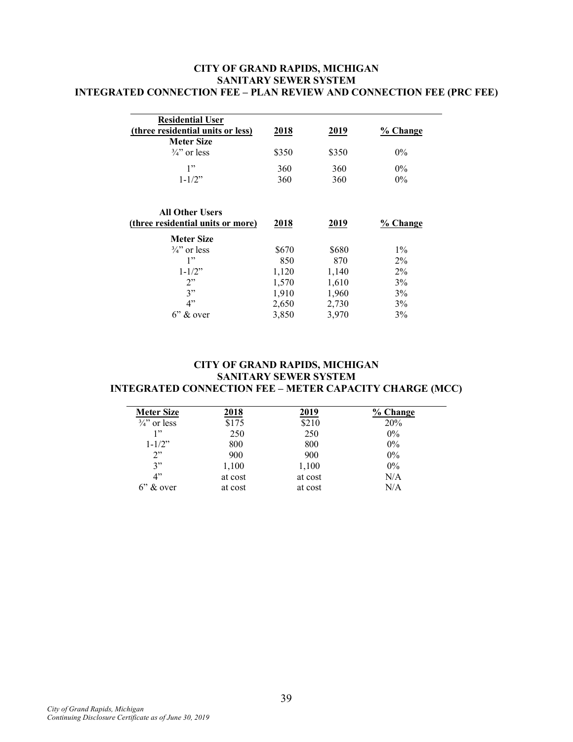## CITY OF GRAND RAPIDS, MICHIGAN
## SANITARY SEWER SYSTEM
## INTEGRATED CONNECTION FEE – PLAN REVIEW AND CONNECTION FEE (PRC FEE)

| Residential User (three residential units or less) Meter Size | 2018 | 2019 | % Change |
|---|---|---|---|
| ¾" or less | $350 | $350 | 0% |
| 1" | 360 | 360 | 0% |
| 1-1/2" | 360 | 360 | 0% |

| All Other Users (three residential units or more) | 2018 | 2019 | % Change |
|---|---|---|---|
| **Meter Size** | | | |
| ¾" or less | $670 | $680 | 1% |
| 1" | 850 | 870 | 2% |
| 1-1/2" | 1,120 | 1,140 | 2% |
| 2" | 1,570 | 1,610 | 3% |
| 3" | 1,910 | 1,960 | 3% |
| 4" | 2,650 | 2,730 | 3% |
| 6" & over | 3,850 | 3,970 | 3% |

## CITY OF GRAND RAPIDS, MICHIGAN
## SANITARY SEWER SYSTEM
## INTEGRATED CONNECTION FEE – METER CAPACITY CHARGE (MCC)

| Meter Size | 2018 | 2019 | % Change |
|---|---|---|---|
| ¾" or less | $175 | $210 | 20% |
| 1" | 250 | 250 | 0% |
| 1-1/2" | 800 | 800 | 0% |
| 2" | 900 | 900 | 0% |
| 3" | 1,100 | 1,100 | 0% |
| 4" | at cost | at cost | N/A |
| 6" & over | at cost | at cost | N/A |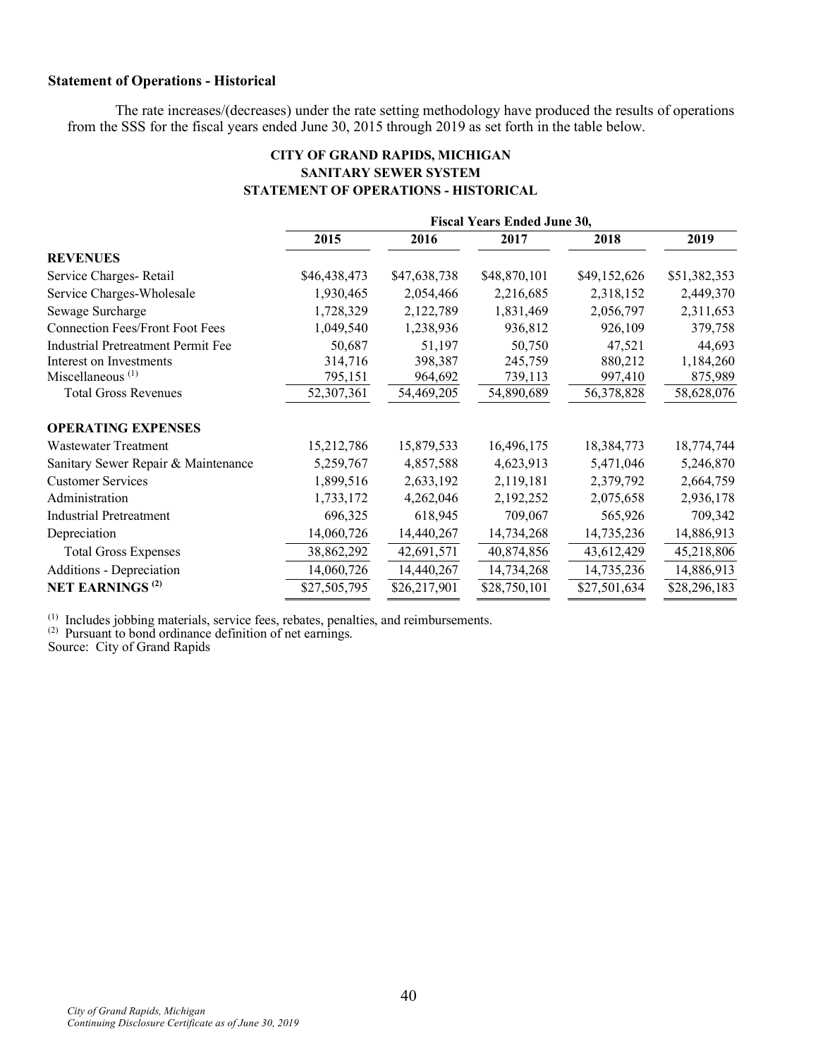**Statement of Operations - Historical**

The rate increases/(decreases) under the rate setting methodology have produced the results of operations from the SSS for the fiscal years ended June 30, 2015 through 2019 as set forth in the table below.

**CITY OF GRAND RAPIDS, MICHIGAN**
**SANITARY SEWER SYSTEM**
**STATEMENT OF OPERATIONS - HISTORICAL**

| | Fiscal Years Ended June 30, | | | | |
|---|---|---|---|---|---|
| | **2015** | **2016** | **2017** | **2018** | **2019** |
| **REVENUES** | | | | | |
| Service Charges- Retail | $46,438,473 | $47,638,738 | $48,870,101 | $49,152,626 | $51,382,353 |
| Service Charges-Wholesale | 1,930,465 | 2,054,466 | 2,216,685 | 2,318,152 | 2,449,370 |
| Sewage Surcharge | 1,728,329 | 2,122,789 | 1,831,469 | 2,056,797 | 2,311,653 |
| Connection Fees/Front Foot Fees | 1,049,540 | 1,238,936 | 936,812 | 926,109 | 379,758 |
| Industrial Pretreatment Permit Fee | 50,687 | 51,197 | 50,750 | 47,521 | 44,693 |
| Interest on Investments | 314,716 | 398,387 | 245,759 | 880,212 | 1,184,260 |
| Miscellaneous [(1)] | 795,151 | 964,692 | 739,113 | 997,410 | 875,989 |
| Total Gross Revenues | 52,307,361 | 54,469,205 | 54,890,689 | 56,378,828 | 58,628,076 |
| **OPERATING EXPENSES** | | | | | |
| Wastewater Treatment | 15,212,786 | 15,879,533 | 16,496,175 | 18,384,773 | 18,774,744 |
| Sanitary Sewer Repair & Maintenance | 5,259,767 | 4,857,588 | 4,623,913 | 5,471,046 | 5,246,870 |
| Customer Services | 1,899,516 | 2,633,192 | 2,119,181 | 2,379,792 | 2,664,759 |
| Administration | 1,733,172 | 4,262,046 | 2,192,252 | 2,075,658 | 2,936,178 |
| Industrial Pretreatment | 696,325 | 618,945 | 709,067 | 565,926 | 709,342 |
| Depreciation | 14,060,726 | 14,440,267 | 14,734,268 | 14,735,236 | 14,886,913 |
| Total Gross Expenses | 38,862,292 | 42,691,571 | 40,874,856 | 43,612,429 | 45,218,806 |
| Additions - Depreciation | 14,060,726 | 14,440,267 | 14,734,268 | 14,735,236 | 14,886,913 |
| **NET EARNINGS [(2)]** | $27,505,795 | $26,217,901 | $28,750,101 | $27,501,634 | $28,296,183 |

[(1)] Includes jobbing materials, service fees, rebates, penalties, and reimbursements.
[(2)] Pursuant to bond ordinance definition of net earnings.
Source: City of Grand Rapids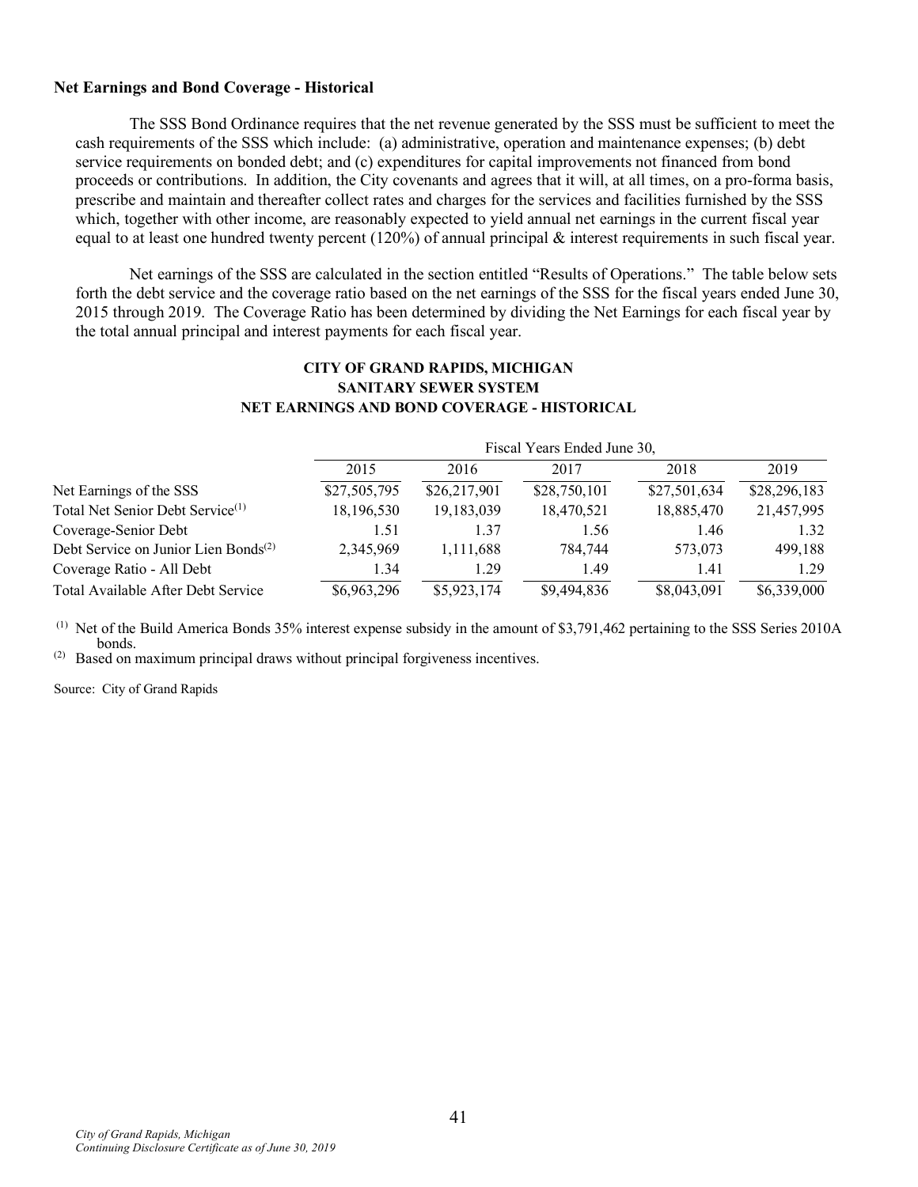### Net Earnings and Bond Coverage - Historical

The SSS Bond Ordinance requires that the net revenue generated by the SSS must be sufficient to meet the cash requirements of the SSS which include: (a) administrative, operation and maintenance expenses; (b) debt service requirements on bonded debt; and (c) expenditures for capital improvements not financed from bond proceeds or contributions. In addition, the City covenants and agrees that it will, at all times, on a pro-forma basis, prescribe and maintain and thereafter collect rates and charges for the services and facilities furnished by the SSS which, together with other income, are reasonably expected to yield annual net earnings in the current fiscal year equal to at least one hundred twenty percent (120%) of annual principal & interest requirements in such fiscal year.

Net earnings of the SSS are calculated in the section entitled "Results of Operations." The table below sets forth the debt service and the coverage ratio based on the net earnings of the SSS for the fiscal years ended June 30, 2015 through 2019. The Coverage Ratio has been determined by dividing the Net Earnings for each fiscal year by the total annual principal and interest payments for each fiscal year.

**CITY OF GRAND RAPIDS, MICHIGAN**
**SANITARY SEWER SYSTEM**
**NET EARNINGS AND BOND COVERAGE - HISTORICAL**

| | Fiscal Years Ended June 30, | | | | |
|---|---|---|---|---|---|
| | 2015 | 2016 | 2017 | 2018 | 2019 |
| Net Earnings of the SSS | $27,505,795 | $26,217,901 | $28,750,101 | $27,501,634 | $28,296,183 |
| Total Net Senior Debt Service[(1)] | 18,196,530 | 19,183,039 | 18,470,521 | 18,885,470 | 21,457,995 |
| Coverage-Senior Debt | 1.51 | 1.37 | 1.56 | 1.46 | 1.32 |
| Debt Service on Junior Lien Bonds[(2)] | 2,345,969 | 1,111,688 | 784,744 | 573,073 | 499,188 |
| Coverage Ratio - All Debt | 1.34 | 1.29 | 1.49 | 1.41 | 1.29 |
| Total Available After Debt Service | $6,963,296 | $5,923,174 | $9,494,836 | $8,043,091 | $6,339,000 |

[(1)] Net of the Build America Bonds 35% interest expense subsidy in the amount of $3,791,462 pertaining to the SSS Series 2010A bonds.
[(2)] Based on maximum principal draws without principal forgiveness incentives.

Source: City of Grand Rapids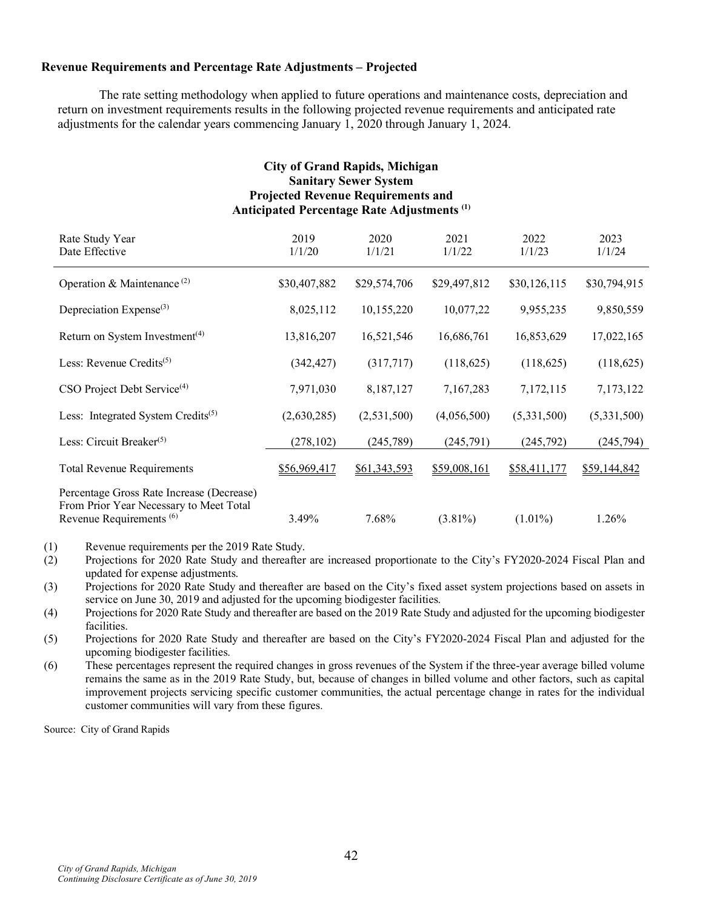**Revenue Requirements and Percentage Rate Adjustments – Projected**

The rate setting methodology when applied to future operations and maintenance costs, depreciation and return on investment requirements results in the following projected revenue requirements and anticipated rate adjustments for the calendar years commencing January 1, 2020 through January 1, 2024.

**City of Grand Rapids, Michigan**
**Sanitary Sewer System**
**Projected Revenue Requirements and**
**Anticipated Percentage Rate Adjustments (1)**

| Rate Study Year<br>Date Effective | 2019<br>1/1/20 | 2020<br>1/1/21 | 2021<br>1/1/22 | 2022<br>1/1/23 | 2023<br>1/1/24 |
|---|---|---|---|---|---|
| Operation & Maintenance (2) | $30,407,882 | $29,574,706 | $29,497,812 | $30,126,115 | $30,794,915 |
| Depreciation Expense(3) | 8,025,112 | 10,155,220 | 10,077,22 | 9,955,235 | 9,850,559 |
| Return on System Investment(4) | 13,816,207 | 16,521,546 | 16,686,761 | 16,853,629 | 17,022,165 |
| Less: Revenue Credits(5) | (342,427) | (317,717) | (118,625) | (118,625) | (118,625) |
| CSO Project Debt Service(4) | 7,971,030 | 8,187,127 | 7,167,283 | 7,172,115 | 7,173,122 |
| Less: Integrated System Credits(5) | (2,630,285) | (2,531,500) | (4,056,500) | (5,331,500) | (5,331,500) |
| Less: Circuit Breaker(5) | (278,102) | (245,789) | (245,791) | (245,792) | (245,794) |
| Total Revenue Requirements | $56,969,417 | $61,343,593 | $59,008,161 | $58,411,177 | $59,144,842 |
| Percentage Gross Rate Increase (Decrease) From Prior Year Necessary to Meet Total Revenue Requirements (6) | 3.49% | 7.68% | (3.81%) | (1.01%) | 1.26% |

(1) Revenue requirements per the 2019 Rate Study.
(2) Projections for 2020 Rate Study and thereafter are increased proportionate to the City's FY2020-2024 Fiscal Plan and updated for expense adjustments.
(3) Projections for 2020 Rate Study and thereafter are based on the City's fixed asset system projections based on assets in service on June 30, 2019 and adjusted for the upcoming biodigester facilities.
(4) Projections for 2020 Rate Study and thereafter are based on the 2019 Rate Study and adjusted for the upcoming biodigester facilities.
(5) Projections for 2020 Rate Study and thereafter are based on the City's FY2020-2024 Fiscal Plan and adjusted for the upcoming biodigester facilities.
(6) These percentages represent the required changes in gross revenues of the System if the three-year average billed volume remains the same as in the 2019 Rate Study, but, because of changes in billed volume and other factors, such as capital improvement projects servicing specific customer communities, the actual percentage change in rates for the individual customer communities will vary from these figures.

Source: City of Grand Rapids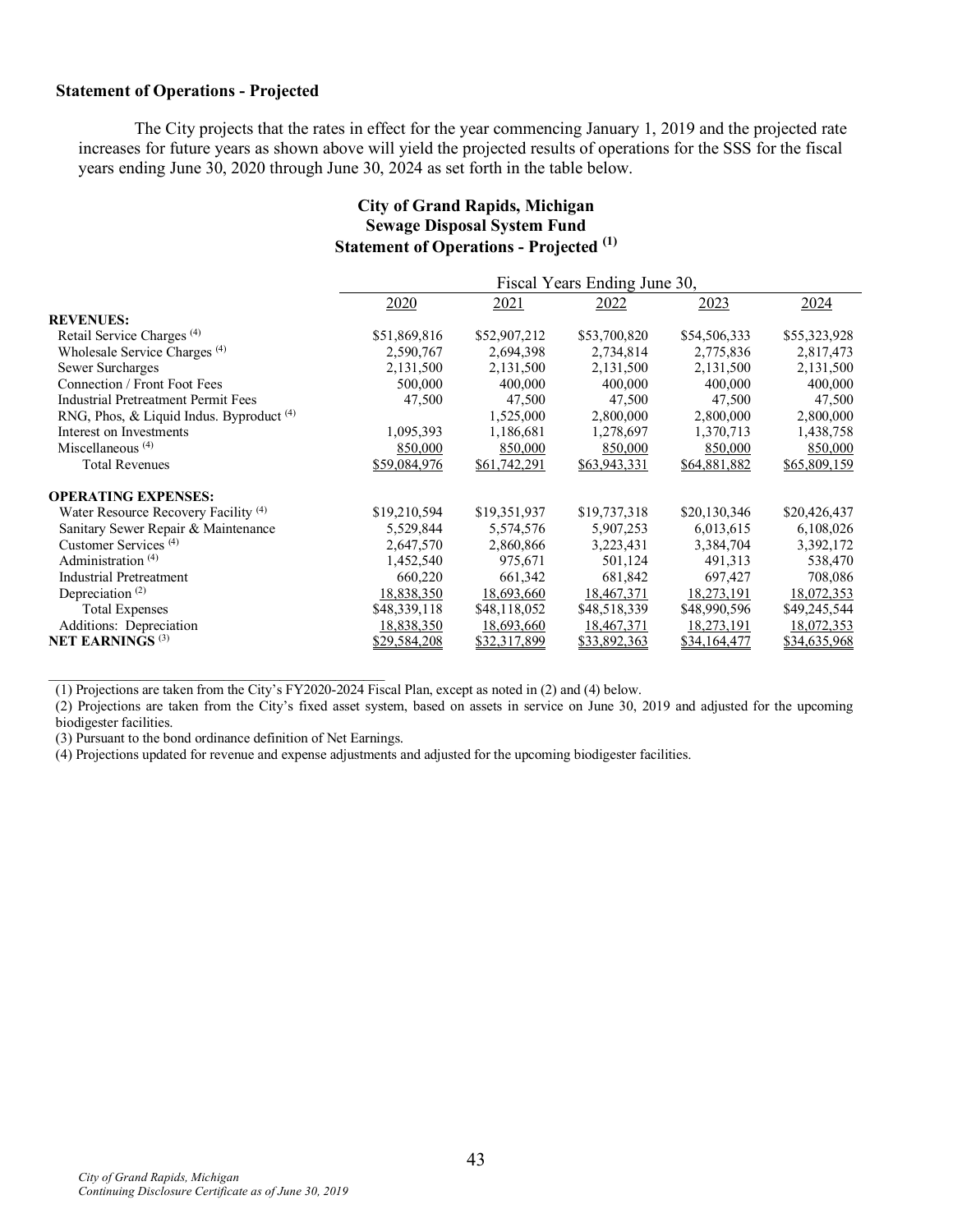**Statement of Operations - Projected**

The City projects that the rates in effect for the year commencing January 1, 2019 and the projected rate increases for future years as shown above will yield the projected results of operations for the SSS for the fiscal years ending June 30, 2020 through June 30, 2024 as set forth in the table below.

**City of Grand Rapids, Michigan**
**Sewage Disposal System Fund**
**Statement of Operations - Projected [1]**

| | Fiscal Years Ending June 30, | | | | |
|---|---|---|---|---|---|
| | 2020 | 2021 | 2022 | 2023 | 2024 |
| **REVENUES:** | | | | | |
| Retail Service Charges [4] | $51,869,816 | $52,907,212 | $53,700,820 | $54,506,333 | $55,323,928 |
| Wholesale Service Charges [4] | 2,590,767 | 2,694,398 | 2,734,814 | 2,775,836 | 2,817,473 |
| Sewer Surcharges | 2,131,500 | 2,131,500 | 2,131,500 | 2,131,500 | 2,131,500 |
| Connection / Front Foot Fees | 500,000 | 400,000 | 400,000 | 400,000 | 400,000 |
| Industrial Pretreatment Permit Fees | 47,500 | 47,500 | 47,500 | 47,500 | 47,500 |
| RNG, Phos, & Liquid Indus. Byproduct [4] | | 1,525,000 | 2,800,000 | 2,800,000 | 2,800,000 |
| Interest on Investments | 1,095,393 | 1,186,681 | 1,278,697 | 1,370,713 | 1,438,758 |
| Miscellaneous [4] | 850,000 | 850,000 | 850,000 | 850,000 | 850,000 |
| Total Revenues | $59,084,976 | $61,742,291 | $63,943,331 | $64,881,882 | $65,809,159 |
| **OPERATING EXPENSES:** | | | | | |
| Water Resource Recovery Facility [4] | $19,210,594 | $19,351,937 | $19,737,318 | $20,130,346 | $20,426,437 |
| Sanitary Sewer Repair & Maintenance | 5,529,844 | 5,574,576 | 5,907,253 | 6,013,615 | 6,108,026 |
| Customer Services [4] | 2,647,570 | 2,860,866 | 3,223,431 | 3,384,704 | 3,392,172 |
| Administration [4] | 1,452,540 | 975,671 | 501,124 | 491,313 | 538,470 |
| Industrial Pretreatment | 660,220 | 661,342 | 681,842 | 697,427 | 708,086 |
| Depreciation [2] | 18,838,350 | 18,693,660 | 18,467,371 | 18,273,191 | 18,072,353 |
| Total Expenses | $48,339,118 | $48,118,052 | $48,518,339 | $48,990,596 | $49,245,544 |
| Additions: Depreciation | 18,838,350 | 18,693,660 | 18,467,371 | 18,273,191 | 18,072,353 |
| **NET EARNINGS** [3] | $29,584,208 | $32,317,899 | $33,892,363 | $34,164,477 | $34,635,968 |

(1) Projections are taken from the City's FY2020-2024 Fiscal Plan, except as noted in (2) and (4) below.
(2) Projections are taken from the City's fixed asset system, based on assets in service on June 30, 2019 and adjusted for the upcoming biodigester facilities.
(3) Pursuant to the bond ordinance definition of Net Earnings.
(4) Projections updated for revenue and expense adjustments and adjusted for the upcoming biodigester facilities.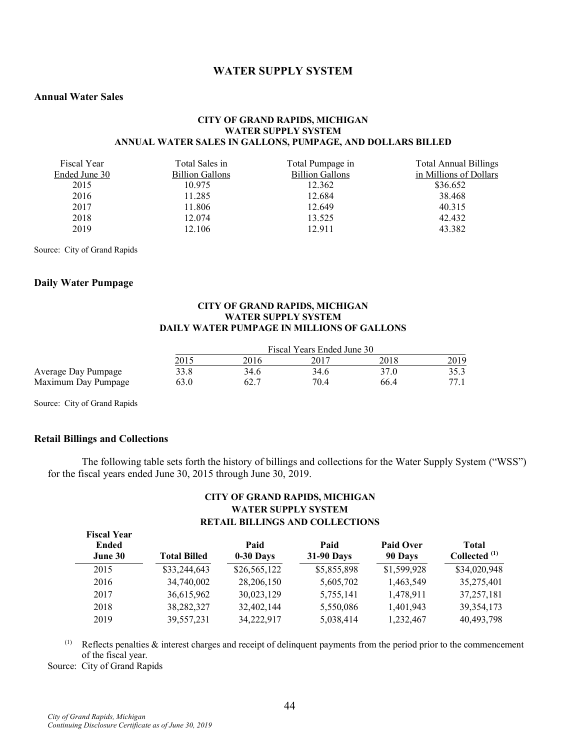## WATER SUPPLY SYSTEM

### Annual Water Sales

**CITY OF GRAND RAPIDS, MICHIGAN**
**WATER SUPPLY SYSTEM**
**ANNUAL WATER SALES IN GALLONS, PUMPAGE, AND DOLLARS BILLED**

| Fiscal Year Ended June 30 | Total Sales in Billion Gallons | Total Pumpage in Billion Gallons | Total Annual Billings in Millions of Dollars |
|---|---|---|---|
| 2015 | 10.975 | 12.362 | $36.652 |
| 2016 | 11.285 | 12.684 | 38.468 |
| 2017 | 11.806 | 12.649 | 40.315 |
| 2018 | 12.074 | 13.525 | 42.432 |
| 2019 | 12.106 | 12.911 | 43.382 |

Source: City of Grand Rapids

### Daily Water Pumpage

**CITY OF GRAND RAPIDS, MICHIGAN**
**WATER SUPPLY SYSTEM**
**DAILY WATER PUMPAGE IN MILLIONS OF GALLONS**

| | Fiscal Years Ended June 30 | | | | |
|---|---|---|---|---|---|
| | 2015 | 2016 | 2017 | 2018 | 2019 |
| Average Day Pumpage | 33.8 | 34.6 | 34.6 | 37.0 | 35.3 |
| Maximum Day Pumpage | 63.0 | 62.7 | 70.4 | 66.4 | 77.1 |

Source: City of Grand Rapids

### Retail Billings and Collections

The following table sets forth the history of billings and collections for the Water Supply System ("WSS") for the fiscal years ended June 30, 2015 through June 30, 2019.

**CITY OF GRAND RAPIDS, MICHIGAN**
**WATER SUPPLY SYSTEM**
**RETAIL BILLINGS AND COLLECTIONS**

| Fiscal Year Ended June 30 | Total Billed | Paid 0-30 Days | Paid 31-90 Days | Paid Over 90 Days | Total Collected [(1)] |
|---|---|---|---|---|---|
| 2015 | $33,244,643 | $26,565,122 | $5,855,898 | $1,599,928 | $34,020,948 |
| 2016 | 34,740,002 | 28,206,150 | 5,605,702 | 1,463,549 | 35,275,401 |
| 2017 | 36,615,962 | 30,023,129 | 5,755,141 | 1,478,911 | 37,257,181 |
| 2018 | 38,282,327 | 32,402,144 | 5,550,086 | 1,401,943 | 39,354,173 |
| 2019 | 39,557,231 | 34,222,917 | 5,038,414 | 1,232,467 | 40,493,798 |

(1) Reflects penalties & interest charges and receipt of delinquent payments from the period prior to the commencement of the fiscal year.

Source: City of Grand Rapids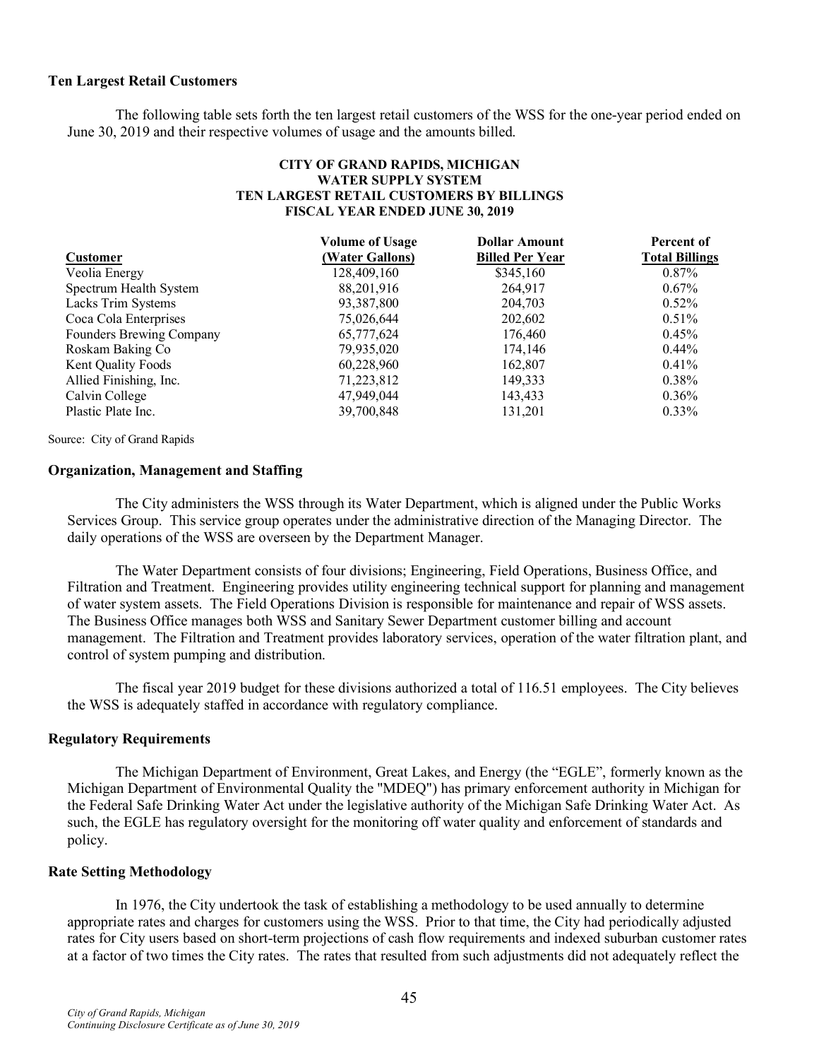### Ten Largest Retail Customers

The following table sets forth the ten largest retail customers of the WSS for the one-year period ended on June 30, 2019 and their respective volumes of usage and the amounts billed.

**CITY OF GRAND RAPIDS, MICHIGAN**
**WATER SUPPLY SYSTEM**
**TEN LARGEST RETAIL CUSTOMERS BY BILLINGS**
**FISCAL YEAR ENDED JUNE 30, 2019**

| Customer | Volume of Usage (Water Gallons) | Dollar Amount Billed Per Year | Percent of Total Billings |
|---|---|---|---|
| Veolia Energy | 128,409,160 | $345,160 | 0.87% |
| Spectrum Health System | 88,201,916 | 264,917 | 0.67% |
| Lacks Trim Systems | 93,387,800 | 204,703 | 0.52% |
| Coca Cola Enterprises | 75,026,644 | 202,602 | 0.51% |
| Founders Brewing Company | 65,777,624 | 176,460 | 0.45% |
| Roskam Baking Co | 79,935,020 | 174,146 | 0.44% |
| Kent Quality Foods | 60,228,960 | 162,807 | 0.41% |
| Allied Finishing, Inc. | 71,223,812 | 149,333 | 0.38% |
| Calvin College | 47,949,044 | 143,433 | 0.36% |
| Plastic Plate Inc. | 39,700,848 | 131,201 | 0.33% |

Source: City of Grand Rapids

### Organization, Management and Staffing

The City administers the WSS through its Water Department, which is aligned under the Public Works Services Group. This service group operates under the administrative direction of the Managing Director. The daily operations of the WSS are overseen by the Department Manager.

The Water Department consists of four divisions; Engineering, Field Operations, Business Office, and Filtration and Treatment. Engineering provides utility engineering technical support for planning and management of water system assets. The Field Operations Division is responsible for maintenance and repair of WSS assets. The Business Office manages both WSS and Sanitary Sewer Department customer billing and account management. The Filtration and Treatment provides laboratory services, operation of the water filtration plant, and control of system pumping and distribution.

The fiscal year 2019 budget for these divisions authorized a total of 116.51 employees. The City believes the WSS is adequately staffed in accordance with regulatory compliance.

### Regulatory Requirements

The Michigan Department of Environment, Great Lakes, and Energy (the "EGLE", formerly known as the Michigan Department of Environmental Quality the "MDEQ") has primary enforcement authority in Michigan for the Federal Safe Drinking Water Act under the legislative authority of the Michigan Safe Drinking Water Act. As such, the EGLE has regulatory oversight for the monitoring off water quality and enforcement of standards and policy.

### Rate Setting Methodology

In 1976, the City undertook the task of establishing a methodology to be used annually to determine appropriate rates and charges for customers using the WSS. Prior to that time, the City had periodically adjusted rates for City users based on short-term projections of cash flow requirements and indexed suburban customer rates at a factor of two times the City rates. The rates that resulted from such adjustments did not adequately reflect the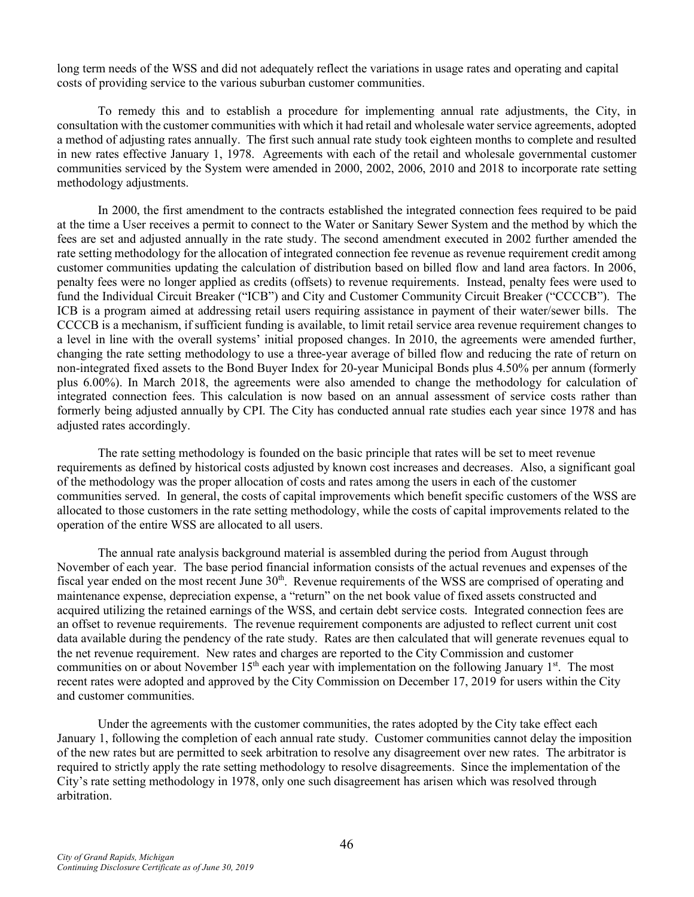long term needs of the WSS and did not adequately reflect the variations in usage rates and operating and capital costs of providing service to the various suburban customer communities.

To remedy this and to establish a procedure for implementing annual rate adjustments, the City, in consultation with the customer communities with which it had retail and wholesale water service agreements, adopted a method of adjusting rates annually. The first such annual rate study took eighteen months to complete and resulted in new rates effective January 1, 1978. Agreements with each of the retail and wholesale governmental customer communities serviced by the System were amended in 2000, 2002, 2006, 2010 and 2018 to incorporate rate setting methodology adjustments.

In 2000, the first amendment to the contracts established the integrated connection fees required to be paid at the time a User receives a permit to connect to the Water or Sanitary Sewer System and the method by which the fees are set and adjusted annually in the rate study. The second amendment executed in 2002 further amended the rate setting methodology for the allocation of integrated connection fee revenue as revenue requirement credit among customer communities updating the calculation of distribution based on billed flow and land area factors. In 2006, penalty fees were no longer applied as credits (offsets) to revenue requirements. Instead, penalty fees were used to fund the Individual Circuit Breaker ("ICB") and City and Customer Community Circuit Breaker ("CCCCB"). The ICB is a program aimed at addressing retail users requiring assistance in payment of their water/sewer bills. The CCCCB is a mechanism, if sufficient funding is available, to limit retail service area revenue requirement changes to a level in line with the overall systems' initial proposed changes. In 2010, the agreements were amended further, changing the rate setting methodology to use a three-year average of billed flow and reducing the rate of return on non-integrated fixed assets to the Bond Buyer Index for 20-year Municipal Bonds plus 4.50% per annum (formerly plus 6.00%). In March 2018, the agreements were also amended to change the methodology for calculation of integrated connection fees. This calculation is now based on an annual assessment of service costs rather than formerly being adjusted annually by CPI. The City has conducted annual rate studies each year since 1978 and has adjusted rates accordingly.

The rate setting methodology is founded on the basic principle that rates will be set to meet revenue requirements as defined by historical costs adjusted by known cost increases and decreases. Also, a significant goal of the methodology was the proper allocation of costs and rates among the users in each of the customer communities served. In general, the costs of capital improvements which benefit specific customers of the WSS are allocated to those customers in the rate setting methodology, while the costs of capital improvements related to the operation of the entire WSS are allocated to all users.

The annual rate analysis background material is assembled during the period from August through November of each year. The base period financial information consists of the actual revenues and expenses of the fiscal year ended on the most recent June 30th. Revenue requirements of the WSS are comprised of operating and maintenance expense, depreciation expense, a "return" on the net book value of fixed assets constructed and acquired utilizing the retained earnings of the WSS, and certain debt service costs. Integrated connection fees are an offset to revenue requirements. The revenue requirement components are adjusted to reflect current unit cost data available during the pendency of the rate study. Rates are then calculated that will generate revenues equal to the net revenue requirement. New rates and charges are reported to the City Commission and customer communities on or about November 15th each year with implementation on the following January 1st. The most recent rates were adopted and approved by the City Commission on December 17, 2019 for users within the City and customer communities.

Under the agreements with the customer communities, the rates adopted by the City take effect each January 1, following the completion of each annual rate study. Customer communities cannot delay the imposition of the new rates but are permitted to seek arbitration to resolve any disagreement over new rates. The arbitrator is required to strictly apply the rate setting methodology to resolve disagreements. Since the implementation of the City's rate setting methodology in 1978, only one such disagreement has arisen which was resolved through arbitration.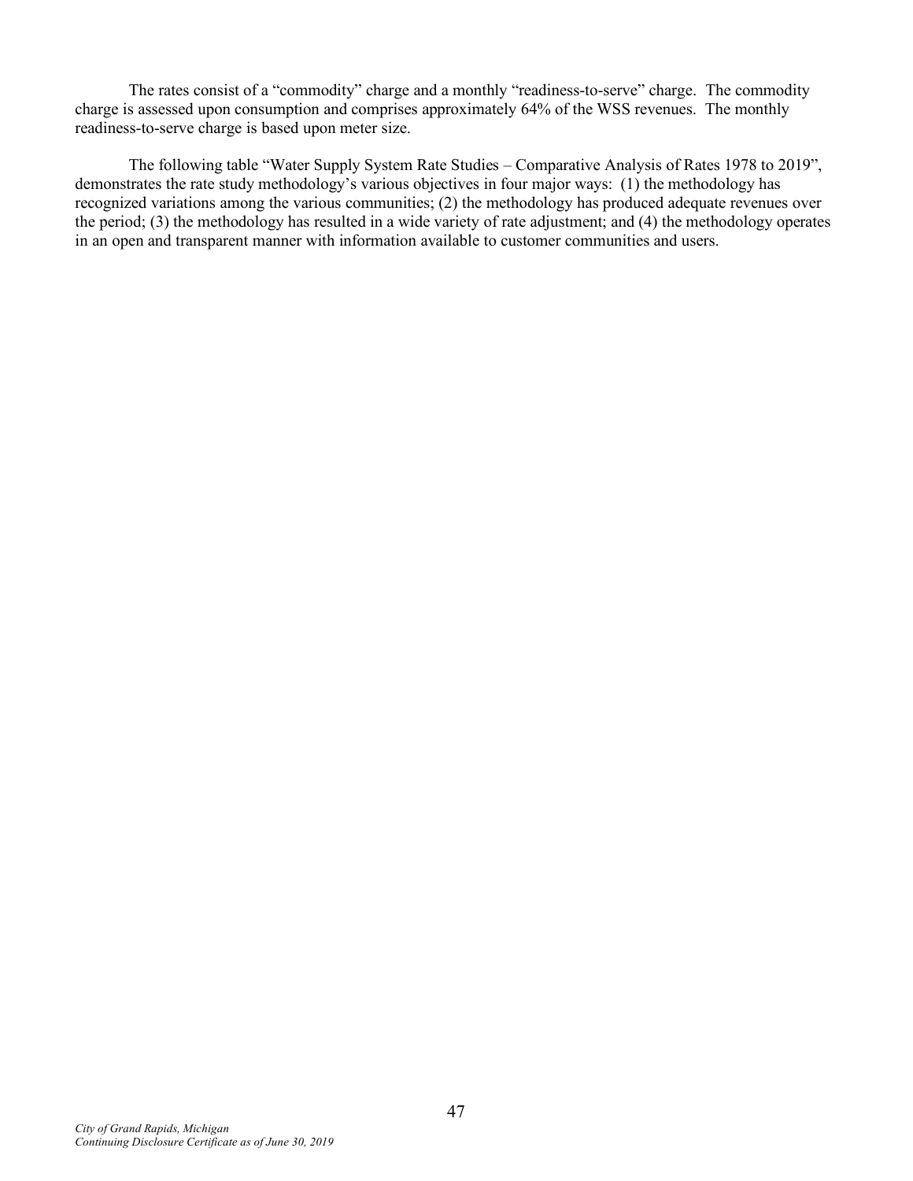The rates consist of a "commodity" charge and a monthly "readiness-to-serve" charge. The commodity charge is assessed upon consumption and comprises approximately 64% of the WSS revenues. The monthly readiness-to-serve charge is based upon meter size.

The following table "Water Supply System Rate Studies – Comparative Analysis of Rates 1978 to 2019", demonstrates the rate study methodology's various objectives in four major ways: (1) the methodology has recognized variations among the various communities; (2) the methodology has produced adequate revenues over the period; (3) the methodology has resulted in a wide variety of rate adjustment; and (4) the methodology operates in an open and transparent manner with information available to customer communities and users.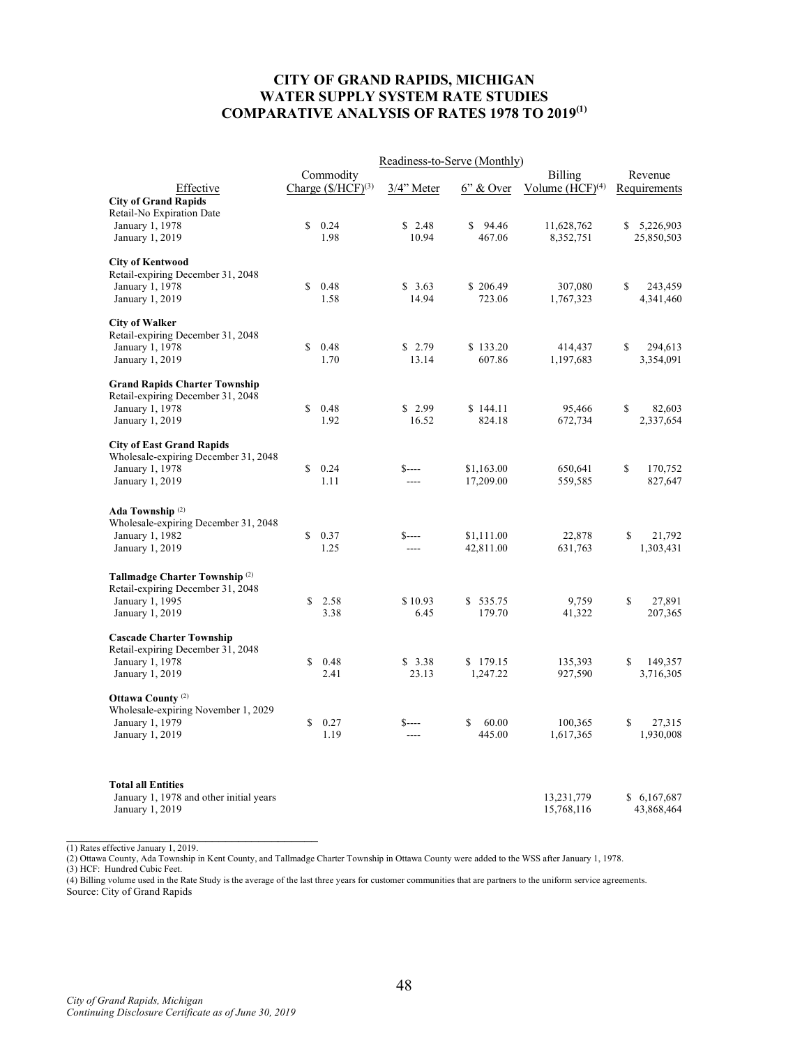# CITY OF GRAND RAPIDS, MICHIGAN
# WATER SUPPLY SYSTEM RATE STUDIES
# COMPARATIVE ANALYSIS OF RATES 1978 TO 2019[1]

| | | Readiness-to-Serve (Monthly) | | | |
|---|---|---|---|---|---|
| Effective | Commodity Charge ($/HCF)[3] | 3/4" Meter | 6" & Over | Billing Volume (HCF)[4] | Revenue Requirements |
| **City of Grand Rapids** | | | | | |
| Retail-No Expiration Date | | | | | |
| January 1, 1978 | $ 0.24 | $ 2.48 | $ 94.46 | 11,628,762 | $ 5,226,903 |
| January 1, 2019 | 1.98 | 10.94 | 467.06 | 8,352,751 | 25,850,503 |
| **City of Kentwood** | | | | | |
| Retail-expiring December 31, 2048 | | | | | |
| January 1, 1978 | $ 0.48 | $ 3.63 | $ 206.49 | 307,080 | $ 243,459 |
| January 1, 2019 | 1.58 | 14.94 | 723.06 | 1,767,323 | 4,341,460 |
| **City of Walker** | | | | | |
| Retail-expiring December 31, 2048 | | | | | |
| January 1, 1978 | $ 0.48 | $ 2.79 | $ 133.20 | 414,437 | $ 294,613 |
| January 1, 2019 | 1.70 | 13.14 | 607.86 | 1,197,683 | 3,354,091 |
| **Grand Rapids Charter Township** | | | | | |
| Retail-expiring December 31, 2048 | | | | | |
| January 1, 1978 | $ 0.48 | $ 2.99 | $ 144.11 | 95,466 | $ 82,603 |
| January 1, 2019 | 1.92 | 16.52 | 824.18 | 672,734 | 2,337,654 |
| **City of East Grand Rapids** | | | | | |
| Wholesale-expiring December 31, 2048 | | | | | |
| January 1, 1978 | $ 0.24 | $---- | $1,163.00 | 650,641 | $ 170,752 |
| January 1, 2019 | 1.11 | ---- | 17,209.00 | 559,585 | 827,647 |
| **Ada Township** [2] | | | | | |
| Wholesale-expiring December 31, 2048 | | | | | |
| January 1, 1982 | $ 0.37 | $---- | $1,111.00 | 22,878 | $ 21,792 |
| January 1, 2019 | 1.25 | ---- | 42,811.00 | 631,763 | 1,303,431 |
| **Tallmadge Charter Township** [2] | | | | | |
| Retail-expiring December 31, 2048 | | | | | |
| January 1, 1995 | $ 2.58 | $ 10.93 | $ 535.75 | 9,759 | $ 27,891 |
| January 1, 2019 | 3.38 | 6.45 | 179.70 | 41,322 | 207,365 |
| **Cascade Charter Township** | | | | | |
| Retail-expiring December 31, 2048 | | | | | |
| January 1, 1978 | $ 0.48 | $ 3.38 | $ 179.15 | 135,393 | $ 149,357 |
| January 1, 2019 | 2.41 | 23.13 | 1,247.22 | 927,590 | 3,716,305 |
| **Ottawa County** [2] | | | | | |
| Wholesale-expiring November 1, 2029 | | | | | |
| January 1, 1979 | $ 0.27 | $---- | $ 60.00 | 100,365 | $ 27,315 |
| January 1, 2019 | 1.19 | ---- | 445.00 | 1,617,365 | 1,930,008 |
| **Total all Entities** | | | | | |
| January 1, 1978 and other initial years | | | | 13,231,779 | $ 6,167,687 |
| January 1, 2019 | | | | 15,768,116 | 43,868,464 |

(1) Rates effective January 1, 2019.
(2) Ottawa County, Ada Township in Kent County, and Tallmadge Charter Township in Ottawa County were added to the WSS after January 1, 1978.
(3) HCF: Hundred Cubic Feet.
(4) Billing volume used in the Rate Study is the average of the last three years for customer communities that are partners to the uniform service agreements.
Source: City of Grand Rapids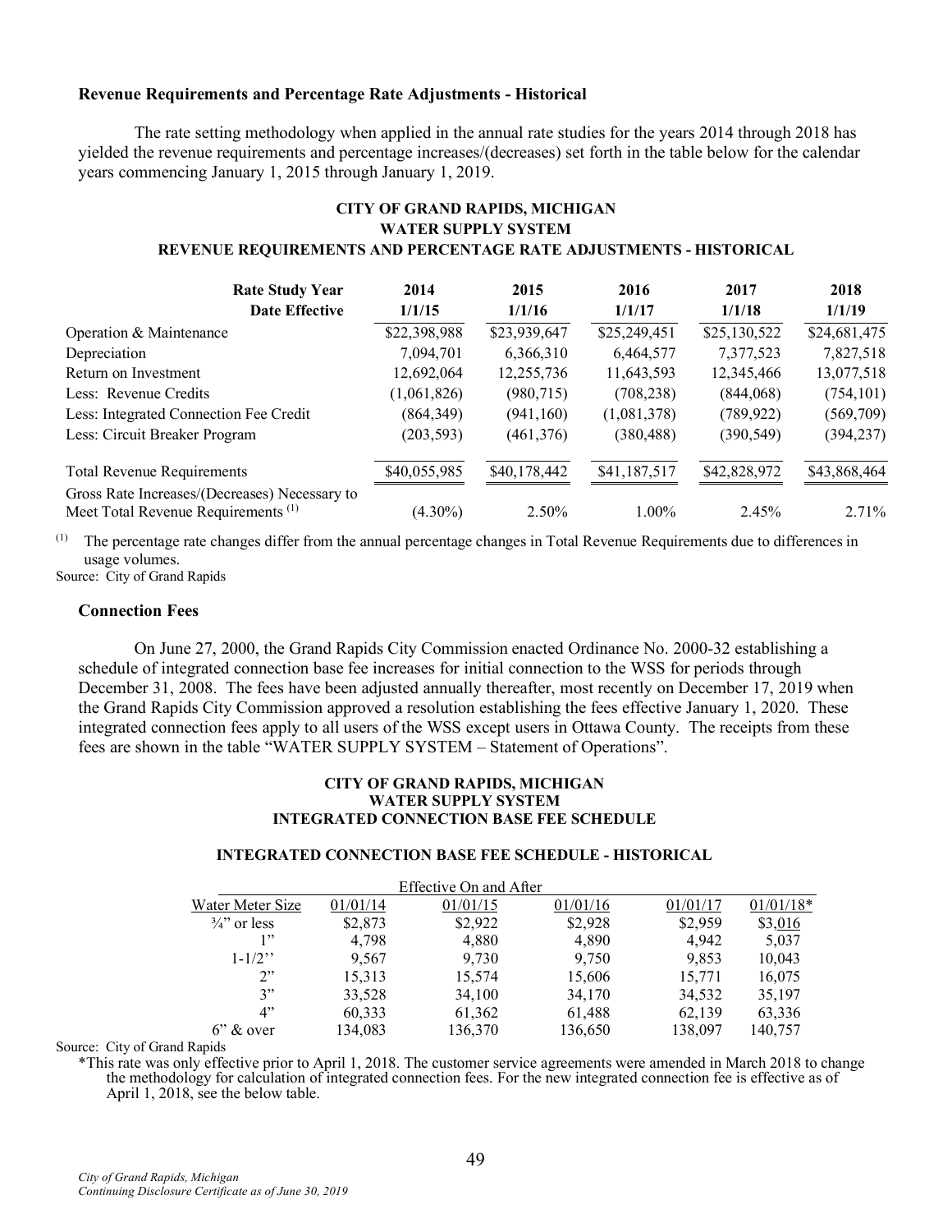**Revenue Requirements and Percentage Rate Adjustments - Historical**

The rate setting methodology when applied in the annual rate studies for the years 2014 through 2018 has yielded the revenue requirements and percentage increases/(decreases) set forth in the table below for the calendar years commencing January 1, 2015 through January 1, 2019.

**CITY OF GRAND RAPIDS, MICHIGAN**
**WATER SUPPLY SYSTEM**
**REVENUE REQUIREMENTS AND PERCENTAGE RATE ADJUSTMENTS - HISTORICAL**

| Rate Study Year | 2014 | 2015 | 2016 | 2017 | 2018 |
|---|---|---|---|---|---|
| Date Effective | 1/1/15 | 1/1/16 | 1/1/17 | 1/1/18 | 1/1/19 |
| Operation & Maintenance | $22,398,988 | $23,939,647 | $25,249,451 | $25,130,522 | $24,681,475 |
| Depreciation | 7,094,701 | 6,366,310 | 6,464,577 | 7,377,523 | 7,827,518 |
| Return on Investment | 12,692,064 | 12,255,736 | 11,643,593 | 12,345,466 | 13,077,518 |
| Less: Revenue Credits | (1,061,826) | (980,715) | (708,238) | (844,068) | (754,101) |
| Less: Integrated Connection Fee Credit | (864,349) | (941,160) | (1,081,378) | (789,922) | (569,709) |
| Less: Circuit Breaker Program | (203,593) | (461,376) | (380,488) | (390,549) | (394,237) |
| Total Revenue Requirements | $40,055,985 | $40,178,442 | $41,187,517 | $42,828,972 | $43,868,464 |
| Gross Rate Increases/(Decreases) Necessary to Meet Total Revenue Requirements (1) | (4.30%) | 2.50% | 1.00% | 2.45% | 2.71% |

(1) The percentage rate changes differ from the annual percentage changes in Total Revenue Requirements due to differences in usage volumes.

Source: City of Grand Rapids

**Connection Fees**

On June 27, 2000, the Grand Rapids City Commission enacted Ordinance No. 2000-32 establishing a schedule of integrated connection base fee increases for initial connection to the WSS for periods through December 31, 2008. The fees have been adjusted annually thereafter, most recently on December 17, 2019 when the Grand Rapids City Commission approved a resolution establishing the fees effective January 1, 2020. These integrated connection fees apply to all users of the WSS except users in Ottawa County. The receipts from these fees are shown in the table "WATER SUPPLY SYSTEM – Statement of Operations".

**CITY OF GRAND RAPIDS, MICHIGAN**
**WATER SUPPLY SYSTEM**
**INTEGRATED CONNECTION BASE FEE SCHEDULE**

**INTEGRATED CONNECTION BASE FEE SCHEDULE - HISTORICAL**

| | Effective On and After | | | | |
|---|---|---|---|---|---|
| Water Meter Size | 01/01/14 | 01/01/15 | 01/01/16 | 01/01/17 | 01/01/18* |
| ¾" or less | $2,873 | $2,922 | $2,928 | $2,959 | $3,016 |
| 1" | 4,798 | 4,880 | 4,890 | 4,942 | 5,037 |
| 1-1/2" | 9,567 | 9,730 | 9,750 | 9,853 | 10,043 |
| 2" | 15,313 | 15,574 | 15,606 | 15,771 | 16,075 |
| 3" | 33,528 | 34,100 | 34,170 | 34,532 | 35,197 |
| 4" | 60,333 | 61,362 | 61,488 | 62,139 | 63,336 |
| 6" & over | 134,083 | 136,370 | 136,650 | 138,097 | 140,757 |

Source: City of Grand Rapids

*This rate was only effective prior to April 1, 2018. The customer service agreements were amended in March 2018 to change the methodology for calculation of integrated connection fees. For the new integrated connection fee is effective as of April 1, 2018, see the below table.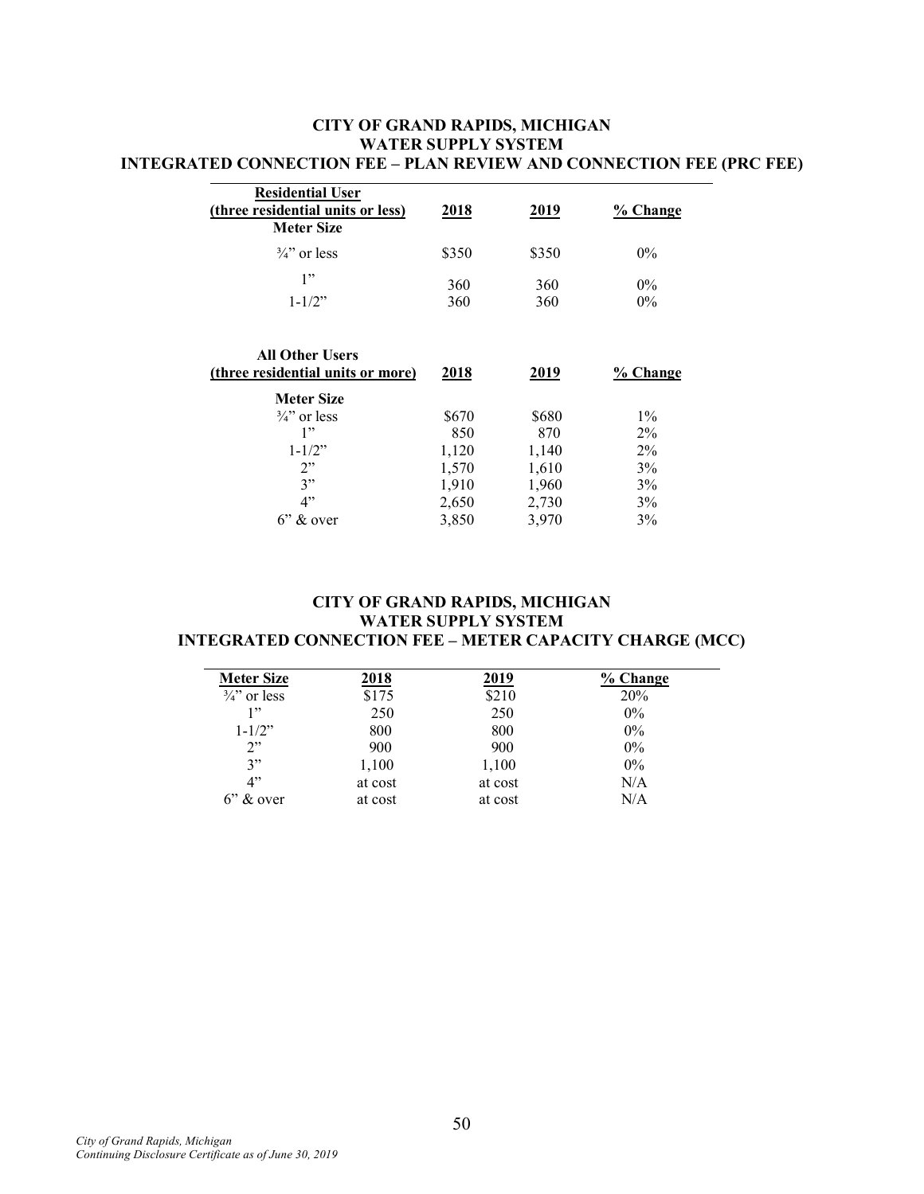## CITY OF GRAND RAPIDS, MICHIGAN
## WATER SUPPLY SYSTEM
## INTEGRATED CONNECTION FEE – PLAN REVIEW AND CONNECTION FEE (PRC FEE)

| Residential User (three residential units or less) Meter Size | 2018 | 2019 | % Change |
|---|---|---|---|
| ¾" or less | $350 | $350 | 0% |
| 1" | 360 | 360 | 0% |
| 1-1/2" | 360 | 360 | 0% |

| All Other Users (three residential units or more) | 2018 | 2019 | % Change |
|---|---|---|---|
| Meter Size | | | |
| ¾" or less | $670 | $680 | 1% |
| 1" | 850 | 870 | 2% |
| 1-1/2" | 1,120 | 1,140 | 2% |
| 2" | 1,570 | 1,610 | 3% |
| 3" | 1,910 | 1,960 | 3% |
| 4" | 2,650 | 2,730 | 3% |
| 6" & over | 3,850 | 3,970 | 3% |

## CITY OF GRAND RAPIDS, MICHIGAN
## WATER SUPPLY SYSTEM
## INTEGRATED CONNECTION FEE – METER CAPACITY CHARGE (MCC)

| Meter Size | 2018 | 2019 | % Change |
|---|---|---|---|
| ¾" or less | $175 | $210 | 20% |
| 1" | 250 | 250 | 0% |
| 1-1/2" | 800 | 800 | 0% |
| 2" | 900 | 900 | 0% |
| 3" | 1,100 | 1,100 | 0% |
| 4" | at cost | at cost | N/A |
| 6" & over | at cost | at cost | N/A |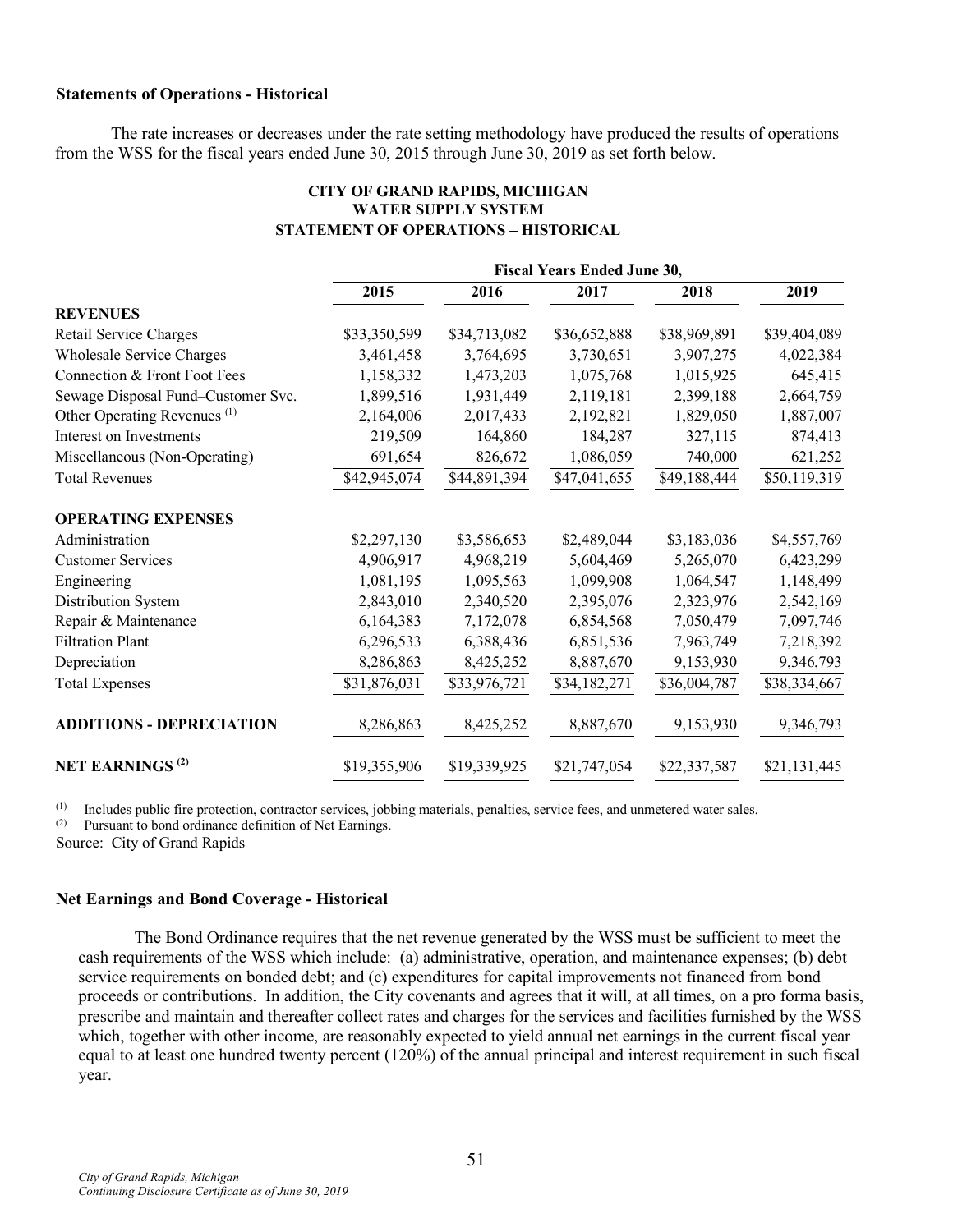**Statements of Operations - Historical**

The rate increases or decreases under the rate setting methodology have produced the results of operations from the WSS for the fiscal years ended June 30, 2015 through June 30, 2019 as set forth below.

**CITY OF GRAND RAPIDS, MICHIGAN**
**WATER SUPPLY SYSTEM**
**STATEMENT OF OPERATIONS – HISTORICAL**

| | Fiscal Years Ended June 30, | | | | |
|---|---|---|---|---|---|
| | **2015** | **2016** | **2017** | **2018** | **2019** |
| **REVENUES** | | | | | |
| Retail Service Charges | $33,350,599 | $34,713,082 | $36,652,888 | $38,969,891 | $39,404,089 |
| Wholesale Service Charges | 3,461,458 | 3,764,695 | 3,730,651 | 3,907,275 | 4,022,384 |
| Connection & Front Foot Fees | 1,158,332 | 1,473,203 | 1,075,768 | 1,015,925 | 645,415 |
| Sewage Disposal Fund–Customer Svc. | 1,899,516 | 1,931,449 | 2,119,181 | 2,399,188 | 2,664,759 |
| Other Operating Revenues [1] | 2,164,006 | 2,017,433 | 2,192,821 | 1,829,050 | 1,887,007 |
| Interest on Investments | 219,509 | 164,860 | 184,287 | 327,115 | 874,413 |
| Miscellaneous (Non-Operating) | 691,654 | 826,672 | 1,086,059 | 740,000 | 621,252 |
| Total Revenues | $42,945,074 | $44,891,394 | $47,041,655 | $49,188,444 | $50,119,319 |
| **OPERATING EXPENSES** | | | | | |
| Administration | $2,297,130 | $3,586,653 | $2,489,044 | $3,183,036 | $4,557,769 |
| Customer Services | 4,906,917 | 4,968,219 | 5,604,469 | 5,265,070 | 6,423,299 |
| Engineering | 1,081,195 | 1,095,563 | 1,099,908 | 1,064,547 | 1,148,499 |
| Distribution System | 2,843,010 | 2,340,520 | 2,395,076 | 2,323,976 | 2,542,169 |
| Repair & Maintenance | 6,164,383 | 7,172,078 | 6,854,568 | 7,050,479 | 7,097,746 |
| Filtration Plant | 6,296,533 | 6,388,436 | 6,851,536 | 7,963,749 | 7,218,392 |
| Depreciation | 8,286,863 | 8,425,252 | 8,887,670 | 9,153,930 | 9,346,793 |
| Total Expenses | $31,876,031 | $33,976,721 | $34,182,271 | $36,004,787 | $38,334,667 |
| **ADDITIONS - DEPRECIATION** | 8,286,863 | 8,425,252 | 8,887,670 | 9,153,930 | 9,346,793 |
| **NET EARNINGS [2]** | $19,355,906 | $19,339,925 | $21,747,054 | $22,337,587 | $21,131,445 |

[1] Includes public fire protection, contractor services, jobbing materials, penalties, service fees, and unmetered water sales.
[2] Pursuant to bond ordinance definition of Net Earnings.

Source: City of Grand Rapids

**Net Earnings and Bond Coverage - Historical**

The Bond Ordinance requires that the net revenue generated by the WSS must be sufficient to meet the cash requirements of the WSS which include: (a) administrative, operation, and maintenance expenses; (b) debt service requirements on bonded debt; and (c) expenditures for capital improvements not financed from bond proceeds or contributions. In addition, the City covenants and agrees that it will, at all times, on a pro forma basis, prescribe and maintain and thereafter collect rates and charges for the services and facilities furnished by the WSS which, together with other income, are reasonably expected to yield annual net earnings in the current fiscal year equal to at least one hundred twenty percent (120%) of the annual principal and interest requirement in such fiscal year.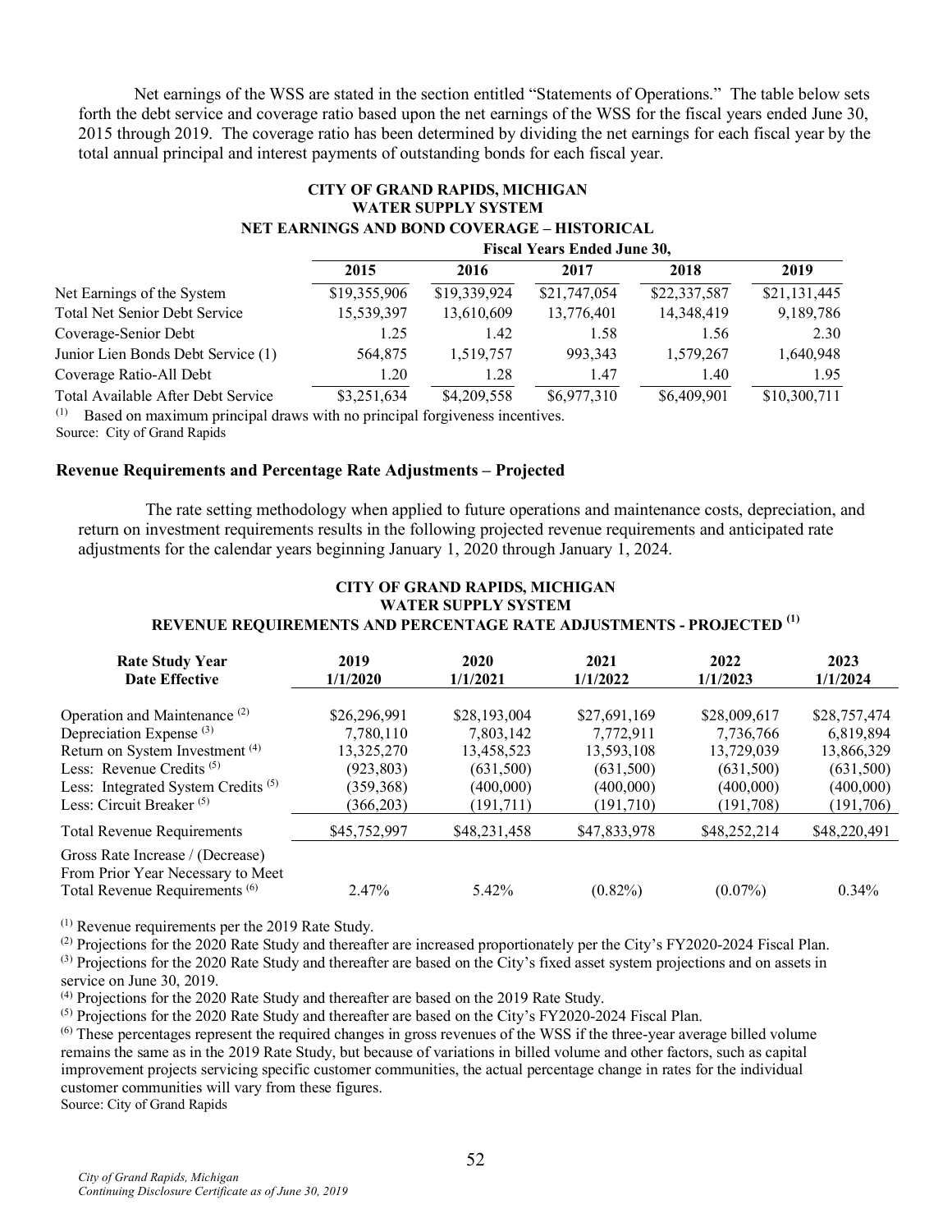Net earnings of the WSS are stated in the section entitled "Statements of Operations." The table below sets forth the debt service and coverage ratio based upon the net earnings of the WSS for the fiscal years ended June 30, 2015 through 2019. The coverage ratio has been determined by dividing the net earnings for each fiscal year by the total annual principal and interest payments of outstanding bonds for each fiscal year.

**CITY OF GRAND RAPIDS, MICHIGAN**
**WATER SUPPLY SYSTEM**
**NET EARNINGS AND BOND COVERAGE – HISTORICAL**

| | Fiscal Years Ended June 30, | | | | |
|---|---|---|---|---|---|
| | **2015** | **2016** | **2017** | **2018** | **2019** |
| Net Earnings of the System | $19,355,906 | $19,339,924 | $21,747,054 | $22,337,587 | $21,131,445 |
| Total Net Senior Debt Service | 15,539,397 | 13,610,609 | 13,776,401 | 14,348,419 | 9,189,786 |
| Coverage-Senior Debt | 1.25 | 1.42 | 1.58 | 1.56 | 2.30 |
| Junior Lien Bonds Debt Service (1) | 564,875 | 1,519,757 | 993,343 | 1,579,267 | 1,640,948 |
| Coverage Ratio-All Debt | 1.20 | 1.28 | 1.47 | 1.40 | 1.95 |
| Total Available After Debt Service | $3,251,634 | $4,209,558 | $6,977,310 | $6,409,901 | $10,300,711 |

(1) Based on maximum principal draws with no principal forgiveness incentives.
Source: City of Grand Rapids

### Revenue Requirements and Percentage Rate Adjustments – Projected

The rate setting methodology when applied to future operations and maintenance costs, depreciation, and return on investment requirements results in the following projected revenue requirements and anticipated rate adjustments for the calendar years beginning January 1, 2020 through January 1, 2024.

**CITY OF GRAND RAPIDS, MICHIGAN**
**WATER SUPPLY SYSTEM**
**REVENUE REQUIREMENTS AND PERCENTAGE RATE ADJUSTMENTS - PROJECTED [(1)]**

| Rate Study Year<br>Date Effective | 2019<br>1/1/2020 | 2020<br>1/1/2021 | 2021<br>1/1/2022 | 2022<br>1/1/2023 | 2023<br>1/1/2024 |
|---|---|---|---|---|---|
| Operation and Maintenance [(2)] | $26,296,991 | $28,193,004 | $27,691,169 | $28,009,617 | $28,757,474 |
| Depreciation Expense [(3)] | 7,780,110 | 7,803,142 | 7,772,911 | 7,736,766 | 6,819,894 |
| Return on System Investment [(4)] | 13,325,270 | 13,458,523 | 13,593,108 | 13,729,039 | 13,866,329 |
| Less: Revenue Credits [(5)] | (923,803) | (631,500) | (631,500) | (631,500) | (631,500) |
| Less: Integrated System Credits [(5)] | (359,368) | (400,000) | (400,000) | (400,000) | (400,000) |
| Less: Circuit Breaker [(5)] | (366,203) | (191,711) | (191,710) | (191,708) | (191,706) |
| Total Revenue Requirements | $45,752,997 | $48,231,458 | $47,833,978 | $48,252,214 | $48,220,491 |
| Gross Rate Increase / (Decrease) From Prior Year Necessary to Meet Total Revenue Requirements [(6)] | 2.47% | 5.42% | (0.82%) | (0.07%) | 0.34% |

(1) Revenue requirements per the 2019 Rate Study.
(2) Projections for the 2020 Rate Study and thereafter are increased proportionately per the City's FY2020-2024 Fiscal Plan.
(3) Projections for the 2020 Rate Study and thereafter are based on the City's fixed asset system projections and on assets in service on June 30, 2019.
(4) Projections for the 2020 Rate Study and thereafter are based on the 2019 Rate Study.
(5) Projections for the 2020 Rate Study and thereafter are based on the City's FY2020-2024 Fiscal Plan.
(6) These percentages represent the required changes in gross revenues of the WSS if the three-year average billed volume remains the same as in the 2019 Rate Study, but because of variations in billed volume and other factors, such as capital improvement projects servicing specific customer communities, the actual percentage change in rates for the individual customer communities will vary from these figures.
Source: City of Grand Rapids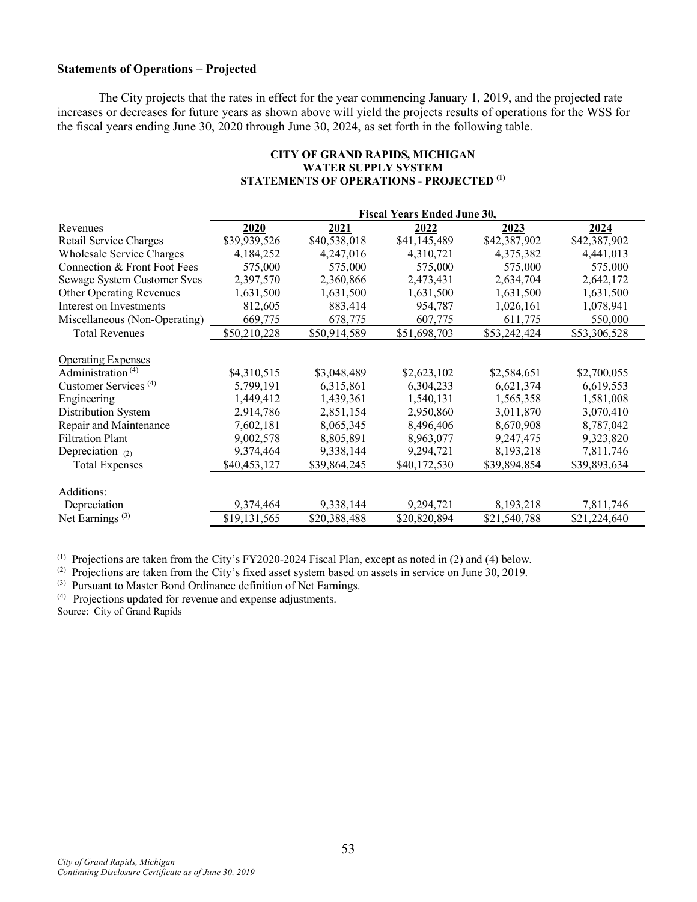**Statements of Operations – Projected**

The City projects that the rates in effect for the year commencing January 1, 2019, and the projected rate increases or decreases for future years as shown above will yield the projects results of operations for the WSS for the fiscal years ending June 30, 2020 through June 30, 2024, as set forth in the following table.

**CITY OF GRAND RAPIDS, MICHIGAN**
**WATER SUPPLY SYSTEM**
**STATEMENTS OF OPERATIONS - PROJECTED [1]**

| | Fiscal Years Ended June 30, | | | | |
|---|---|---|---|---|---|
| Revenues | **2020** | **2021** | **2022** | **2023** | **2024** |
| Retail Service Charges | $39,939,526 | $40,538,018 | $41,145,489 | $42,387,902 | $42,387,902 |
| Wholesale Service Charges | 4,184,252 | 4,247,016 | 4,310,721 | 4,375,382 | 4,441,013 |
| Connection & Front Foot Fees | 575,000 | 575,000 | 575,000 | 575,000 | 575,000 |
| Sewage System Customer Svcs | 2,397,570 | 2,360,866 | 2,473,431 | 2,634,704 | 2,642,172 |
| Other Operating Revenues | 1,631,500 | 1,631,500 | 1,631,500 | 1,631,500 | 1,631,500 |
| Interest on Investments | 812,605 | 883,414 | 954,787 | 1,026,161 | 1,078,941 |
| Miscellaneous (Non-Operating) | 669,775 | 678,775 | 607,775 | 611,775 | 550,000 |
| Total Revenues | $50,210,228 | $50,914,589 | $51,698,703 | $53,242,424 | $53,306,528 |
| | | | | | |
| Operating Expenses | | | | | |
| Administration [4] | $4,310,515 | $3,048,489 | $2,623,102 | $2,584,651 | $2,700,055 |
| Customer Services [4] | 5,799,191 | 6,315,861 | 6,304,233 | 6,621,374 | 6,619,553 |
| Engineering | 1,449,412 | 1,439,361 | 1,540,131 | 1,565,358 | 1,581,008 |
| Distribution System | 2,914,786 | 2,851,154 | 2,950,860 | 3,011,870 | 3,070,410 |
| Repair and Maintenance | 7,602,181 | 8,065,345 | 8,496,406 | 8,670,908 | 8,787,042 |
| Filtration Plant | 9,002,578 | 8,805,891 | 8,963,077 | 9,247,475 | 9,323,820 |
| Depreciation [2] | 9,374,464 | 9,338,144 | 9,294,721 | 8,193,218 | 7,811,746 |
| Total Expenses | $40,453,127 | $39,864,245 | $40,172,530 | $39,894,854 | $39,893,634 |
| | | | | | |
| Additions: | | | | | |
| Depreciation | 9,374,464 | 9,338,144 | 9,294,721 | 8,193,218 | 7,811,746 |
| Net Earnings [3] | $19,131,565 | $20,388,488 | $20,820,894 | $21,540,788 | $21,224,640 |

[1] Projections are taken from the City's FY2020-2024 Fiscal Plan, except as noted in (2) and (4) below.
[2] Projections are taken from the City's fixed asset system based on assets in service on June 30, 2019.
[3] Pursuant to Master Bond Ordinance definition of Net Earnings.
[4] Projections updated for revenue and expense adjustments.
Source: City of Grand Rapids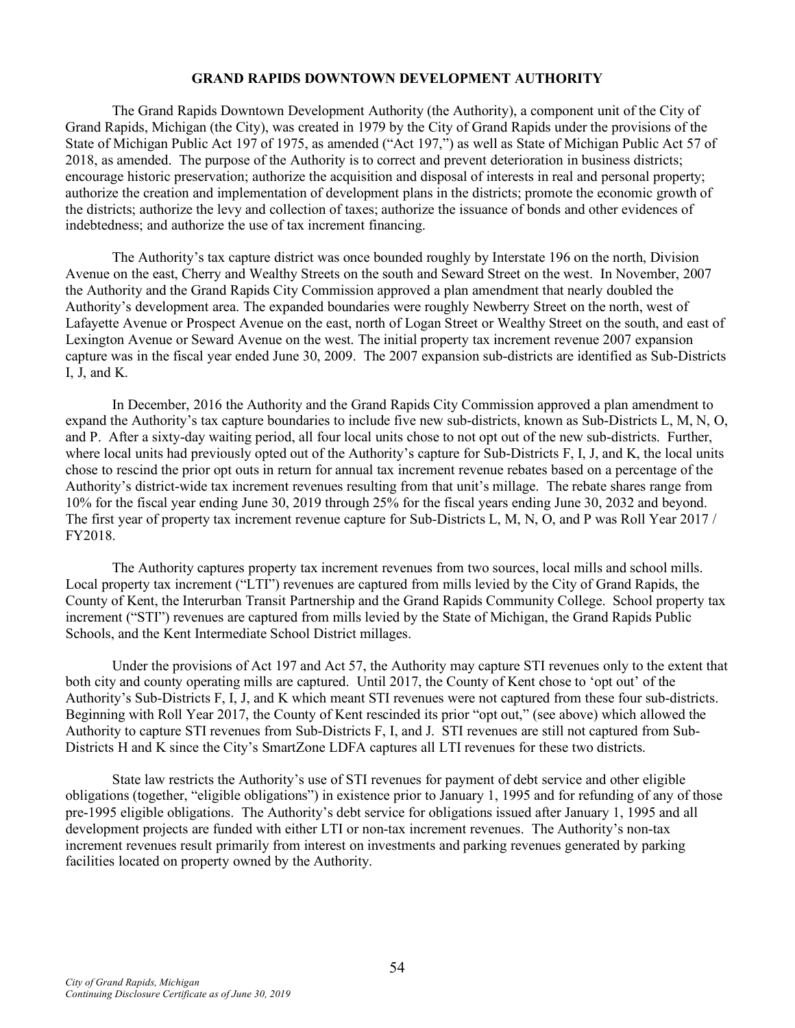# GRAND RAPIDS DOWNTOWN DEVELOPMENT AUTHORITY

The Grand Rapids Downtown Development Authority (the Authority), a component unit of the City of Grand Rapids, Michigan (the City), was created in 1979 by the City of Grand Rapids under the provisions of the State of Michigan Public Act 197 of 1975, as amended ("Act 197,") as well as State of Michigan Public Act 57 of 2018, as amended. The purpose of the Authority is to correct and prevent deterioration in business districts; encourage historic preservation; authorize the acquisition and disposal of interests in real and personal property; authorize the creation and implementation of development plans in the districts; promote the economic growth of the districts; authorize the levy and collection of taxes; authorize the issuance of bonds and other evidences of indebtedness; and authorize the use of tax increment financing.

The Authority's tax capture district was once bounded roughly by Interstate 196 on the north, Division Avenue on the east, Cherry and Wealthy Streets on the south and Seward Street on the west. In November, 2007 the Authority and the Grand Rapids City Commission approved a plan amendment that nearly doubled the Authority's development area. The expanded boundaries were roughly Newberry Street on the north, west of Lafayette Avenue or Prospect Avenue on the east, north of Logan Street or Wealthy Street on the south, and east of Lexington Avenue or Seward Avenue on the west. The initial property tax increment revenue 2007 expansion capture was in the fiscal year ended June 30, 2009. The 2007 expansion sub-districts are identified as Sub-Districts I, J, and K.

In December, 2016 the Authority and the Grand Rapids City Commission approved a plan amendment to expand the Authority's tax capture boundaries to include five new sub-districts, known as Sub-Districts L, M, N, O, and P. After a sixty-day waiting period, all four local units chose to not opt out of the new sub-districts. Further, where local units had previously opted out of the Authority's capture for Sub-Districts F, I, J, and K, the local units chose to rescind the prior opt outs in return for annual tax increment revenue rebates based on a percentage of the Authority's district-wide tax increment revenues resulting from that unit's millage. The rebate shares range from 10% for the fiscal year ending June 30, 2019 through 25% for the fiscal years ending June 30, 2032 and beyond. The first year of property tax increment revenue capture for Sub-Districts L, M, N, O, and P was Roll Year 2017 / FY2018.

The Authority captures property tax increment revenues from two sources, local mills and school mills. Local property tax increment ("LTI") revenues are captured from mills levied by the City of Grand Rapids, the County of Kent, the Interurban Transit Partnership and the Grand Rapids Community College. School property tax increment ("STI") revenues are captured from mills levied by the State of Michigan, the Grand Rapids Public Schools, and the Kent Intermediate School District millages.

Under the provisions of Act 197 and Act 57, the Authority may capture STI revenues only to the extent that both city and county operating mills are captured. Until 2017, the County of Kent chose to 'opt out' of the Authority's Sub-Districts F, I, J, and K which meant STI revenues were not captured from these four sub-districts. Beginning with Roll Year 2017, the County of Kent rescinded its prior "opt out," (see above) which allowed the Authority to capture STI revenues from Sub-Districts F, I, and J. STI revenues are still not captured from Sub-Districts H and K since the City's SmartZone LDFA captures all LTI revenues for these two districts.

State law restricts the Authority's use of STI revenues for payment of debt service and other eligible obligations (together, "eligible obligations") in existence prior to January 1, 1995 and for refunding of any of those pre-1995 eligible obligations. The Authority's debt service for obligations issued after January 1, 1995 and all development projects are funded with either LTI or non-tax increment revenues. The Authority's non-tax increment revenues result primarily from interest on investments and parking revenues generated by parking facilities located on property owned by the Authority.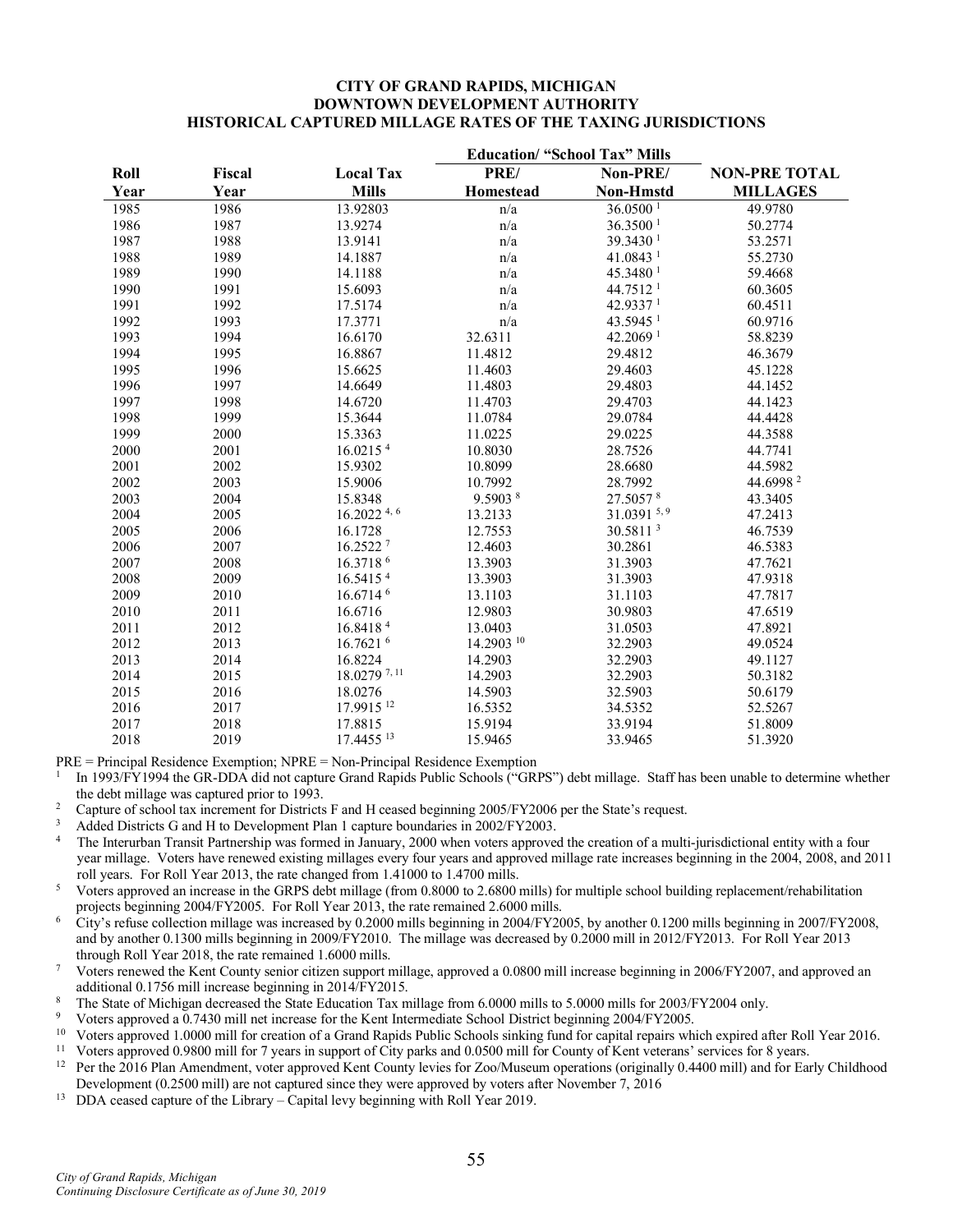# CITY OF GRAND RAPIDS, MICHIGAN
## DOWNTOWN DEVELOPMENT AUTHORITY
## HISTORICAL CAPTURED MILLAGE RATES OF THE TAXING JURISDICTIONS

| Roll Year | Fiscal Year | Local Tax Mills | Education/ "School Tax" Mills PRE/ Homestead | Education/ "School Tax" Mills Non-PRE/ Non-Hmstd | NON-PRE TOTAL MILLAGES |
|---|---|---|---|---|---|
| 1985 | 1986 | 13.92803 | n/a | 36.0500 [1] | 49.9780 |
| 1986 | 1987 | 13.9274 | n/a | 36.3500 [1] | 50.2774 |
| 1987 | 1988 | 13.9141 | n/a | 39.3430 [1] | 53.2571 |
| 1988 | 1989 | 14.1887 | n/a | 41.0843 [1] | 55.2730 |
| 1989 | 1990 | 14.1188 | n/a | 45.3480 [1] | 59.4668 |
| 1990 | 1991 | 15.6093 | n/a | 44.7512 [1] | 60.3605 |
| 1991 | 1992 | 17.5174 | n/a | 42.9337 [1] | 60.4511 |
| 1992 | 1993 | 17.3771 | n/a | 43.5945 [1] | 60.9716 |
| 1993 | 1994 | 16.6170 | 32.6311 | 42.2069 [1] | 58.8239 |
| 1994 | 1995 | 16.8867 | 11.4812 | 29.4812 | 46.3679 |
| 1995 | 1996 | 15.6625 | 11.4603 | 29.4603 | 45.1228 |
| 1996 | 1997 | 14.6649 | 11.4803 | 29.4803 | 44.1452 |
| 1997 | 1998 | 14.6720 | 11.4703 | 29.4703 | 44.1423 |
| 1998 | 1999 | 15.3644 | 11.0784 | 29.0784 | 44.4428 |
| 1999 | 2000 | 15.3363 | 11.0225 | 29.0225 | 44.3588 |
| 2000 | 2001 | 16.0215 [4] | 10.8030 | 28.7526 | 44.7741 |
| 2001 | 2002 | 15.9302 | 10.8099 | 28.6680 | 44.5982 |
| 2002 | 2003 | 15.9006 | 10.7992 | 28.7992 | 44.6998 [2] |
| 2003 | 2004 | 15.8348 | 9.5903 [8] | 27.5057 [8] | 43.3405 |
| 2004 | 2005 | 16.2022 [4, 6] | 13.2133 | 31.0391 [5, 9] | 47.2413 |
| 2005 | 2006 | 16.1728 | 12.7553 | 30.5811 [3] | 46.7539 |
| 2006 | 2007 | 16.2522 [7] | 12.4603 | 30.2861 | 46.5383 |
| 2007 | 2008 | 16.3718 [6] | 13.3903 | 31.3903 | 47.7621 |
| 2008 | 2009 | 16.5415 [4] | 13.3903 | 31.3903 | 47.9318 |
| 2009 | 2010 | 16.6714 [6] | 13.1103 | 31.1103 | 47.7817 |
| 2010 | 2011 | 16.6716 | 12.9803 | 30.9803 | 47.6519 |
| 2011 | 2012 | 16.8418 [4] | 13.0403 | 31.0503 | 47.8921 |
| 2012 | 2013 | 16.7621 [6] | 14.2903 [10] | 32.2903 | 49.0524 |
| 2013 | 2014 | 16.8224 | 14.2903 | 32.2903 | 49.1127 |
| 2014 | 2015 | 18.0279 [7, 11] | 14.2903 | 32.2903 | 50.3182 |
| 2015 | 2016 | 18.0276 | 14.5903 | 32.5903 | 50.6179 |
| 2016 | 2017 | 17.9915 [12] | 16.5352 | 34.5352 | 52.5267 |
| 2017 | 2018 | 17.8815 | 15.9194 | 33.9194 | 51.8009 |
| 2018 | 2019 | 17.4455 [13] | 15.9465 | 33.9465 | 51.3920 |

PRE = Principal Residence Exemption; NPRE = Non-Principal Residence Exemption

[1] In 1993/FY1994 the GR-DDA did not capture Grand Rapids Public Schools ("GRPS") debt millage. Staff has been unable to determine whether the debt millage was captured prior to 1993.

[2] Capture of school tax increment for Districts F and H ceased beginning 2005/FY2006 per the State's request.

[3] Added Districts G and H to Development Plan 1 capture boundaries in 2002/FY2003.

[4] The Interurban Transit Partnership was formed in January, 2000 when voters approved the creation of a multi-jurisdictional entity with a four year millage. Voters have renewed existing millages every four years and approved millage rate increases beginning in the 2004, 2008, and 2011 roll years. For Roll Year 2013, the rate changed from 1.41000 to 1.4700 mills.

[5] Voters approved an increase in the GRPS debt millage (from 0.8000 to 2.6800 mills) for multiple school building replacement/rehabilitation projects beginning 2004/FY2005. For Roll Year 2013, the rate remained 2.6000 mills.

[6] City's refuse collection millage was increased by 0.2000 mills beginning in 2004/FY2005, by another 0.1200 mills beginning in 2007/FY2008, and by another 0.1300 mills beginning in 2009/FY2010. The millage was decreased by 0.2000 mill in 2012/FY2013. For Roll Year 2013 through Roll Year 2018, the rate remained 1.6000 mills.

[7] Voters renewed the Kent County senior citizen support millage, approved a 0.0800 mill increase beginning in 2006/FY2007, and approved an additional 0.1756 mill increase beginning in 2014/FY2015.

[8] The State of Michigan decreased the State Education Tax millage from 6.0000 mills to 5.0000 mills for 2003/FY2004 only.

[9] Voters approved a 0.7430 mill net increase for the Kent Intermediate School District beginning 2004/FY2005.

[10] Voters approved 1.0000 mill for creation of a Grand Rapids Public Schools sinking fund for capital repairs which expired after Roll Year 2016.

[11] Voters approved 0.9800 mill for 7 years in support of City parks and 0.0500 mill for County of Kent veterans' services for 8 years.

[12] Per the 2016 Plan Amendment, voter approved Kent County levies for Zoo/Museum operations (originally 0.4400 mill) and for Early Childhood Development (0.2500 mill) are not captured since they were approved by voters after November 7, 2016

[13] DDA ceased capture of the Library – Capital levy beginning with Roll Year 2019.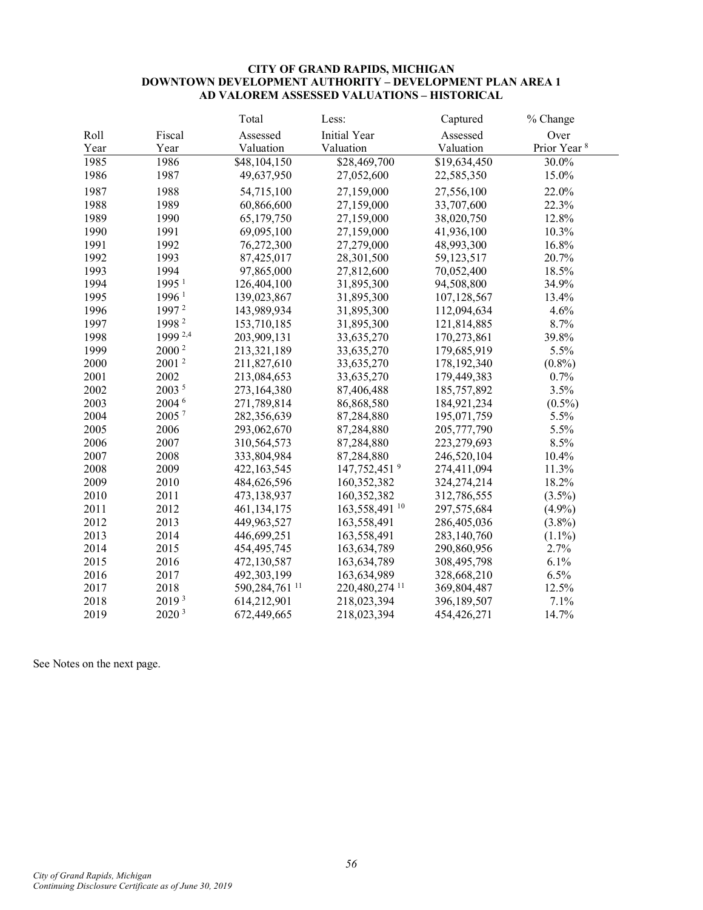**CITY OF GRAND RAPIDS, MICHIGAN**
**DOWNTOWN DEVELOPMENT AUTHORITY – DEVELOPMENT PLAN AREA 1**
**AD VALOREM ASSESSED VALUATIONS – HISTORICAL**

| Roll Year | Fiscal Year | Total Assessed Valuation | Less: Initial Year Valuation | Captured Assessed Valuation | % Change Over Prior Year [8] |
|---|---|---|---|---|---|
| 1985 | 1986 | $48,104,150 | $28,469,700 | $19,634,450 | 30.0% |
| 1986 | 1987 | 49,637,950 | 27,052,600 | 22,585,350 | 15.0% |
| 1987 | 1988 | 54,715,100 | 27,159,000 | 27,556,100 | 22.0% |
| 1988 | 1989 | 60,866,600 | 27,159,000 | 33,707,600 | 22.3% |
| 1989 | 1990 | 65,179,750 | 27,159,000 | 38,020,750 | 12.8% |
| 1990 | 1991 | 69,095,100 | 27,159,000 | 41,936,100 | 10.3% |
| 1991 | 1992 | 76,272,300 | 27,279,000 | 48,993,300 | 16.8% |
| 1992 | 1993 | 87,425,017 | 28,301,500 | 59,123,517 | 20.7% |
| 1993 | 1994 | 97,865,000 | 27,812,600 | 70,052,400 | 18.5% |
| 1994 | 1995 [1] | 126,404,100 | 31,895,300 | 94,508,800 | 34.9% |
| 1995 | 1996 [1] | 139,023,867 | 31,895,300 | 107,128,567 | 13.4% |
| 1996 | 1997 [2] | 143,989,934 | 31,895,300 | 112,094,634 | 4.6% |
| 1997 | 1998 [2] | 153,710,185 | 31,895,300 | 121,814,885 | 8.7% |
| 1998 | 1999 [2,4] | 203,909,131 | 33,635,270 | 170,273,861 | 39.8% |
| 1999 | 2000 [2] | 213,321,189 | 33,635,270 | 179,685,919 | 5.5% |
| 2000 | 2001 [2] | 211,827,610 | 33,635,270 | 178,192,340 | (0.8%) |
| 2001 | 2002 | 213,084,653 | 33,635,270 | 179,449,383 | 0.7% |
| 2002 | 2003 [5] | 273,164,380 | 87,406,488 | 185,757,892 | 3.5% |
| 2003 | 2004 [6] | 271,789,814 | 86,868,580 | 184,921,234 | (0.5%) |
| 2004 | 2005 [7] | 282,356,639 | 87,284,880 | 195,071,759 | 5.5% |
| 2005 | 2006 | 293,062,670 | 87,284,880 | 205,777,790 | 5.5% |
| 2006 | 2007 | 310,564,573 | 87,284,880 | 223,279,693 | 8.5% |
| 2007 | 2008 | 333,804,984 | 87,284,880 | 246,520,104 | 10.4% |
| 2008 | 2009 | 422,163,545 | 147,752,451 [9] | 274,411,094 | 11.3% |
| 2009 | 2010 | 484,626,596 | 160,352,382 | 324,274,214 | 18.2% |
| 2010 | 2011 | 473,138,937 | 160,352,382 | 312,786,555 | (3.5%) |
| 2011 | 2012 | 461,134,175 | 163,558,491 [10] | 297,575,684 | (4.9%) |
| 2012 | 2013 | 449,963,527 | 163,558,491 | 286,405,036 | (3.8%) |
| 2013 | 2014 | 446,699,251 | 163,558,491 | 283,140,760 | (1.1%) |
| 2014 | 2015 | 454,495,745 | 163,634,789 | 290,860,956 | 2.7% |
| 2015 | 2016 | 472,130,587 | 163,634,789 | 308,495,798 | 6.1% |
| 2016 | 2017 | 492,303,199 | 163,634,989 | 328,668,210 | 6.5% |
| 2017 | 2018 | 590,284,761 [11] | 220,480,274 [11] | 369,804,487 | 12.5% |
| 2018 | 2019 [3] | 614,212,901 | 218,023,394 | 396,189,507 | 7.1% |
| 2019 | 2020 [3] | 672,449,665 | 218,023,394 | 454,426,271 | 14.7% |

See Notes on the next page.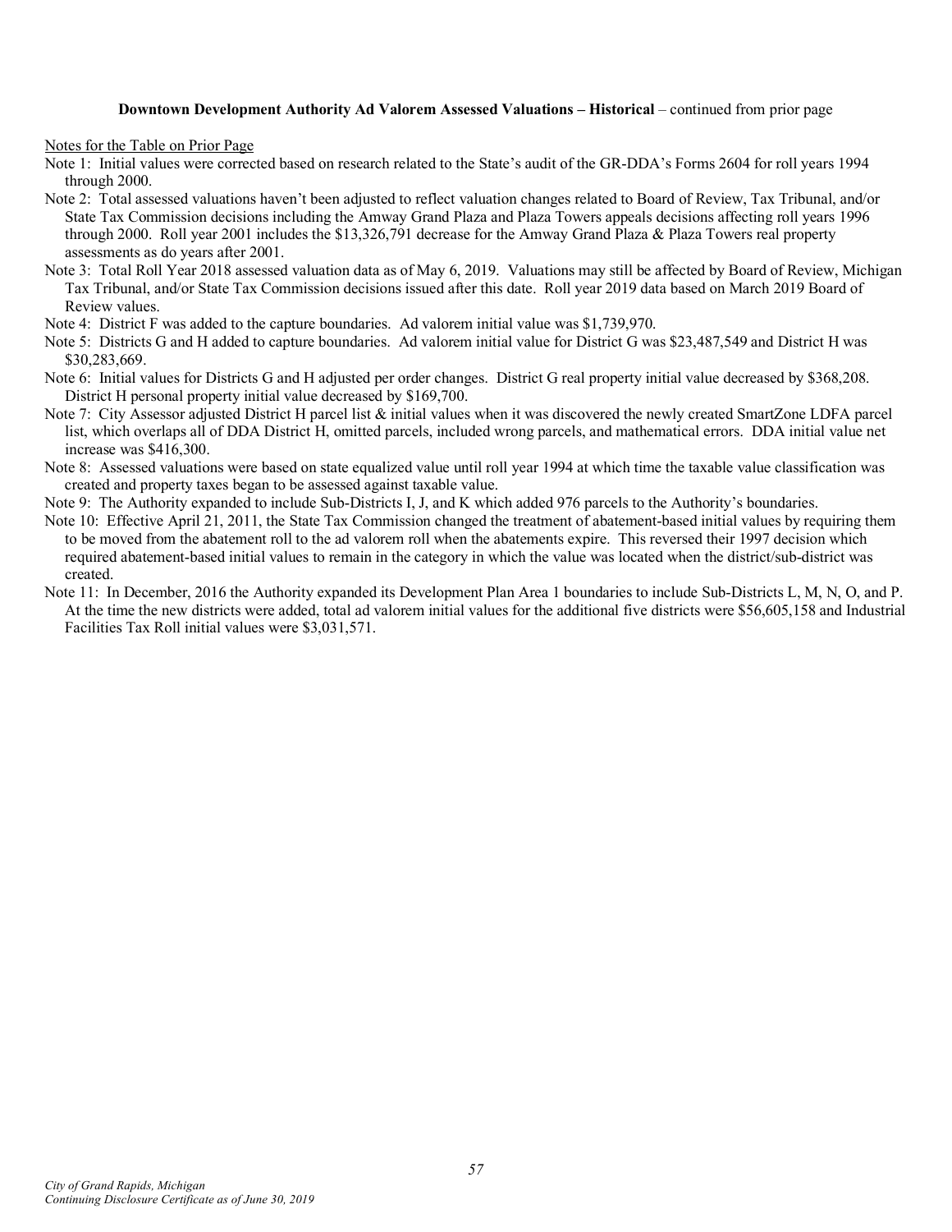**Downtown Development Authority Ad Valorem Assessed Valuations – Historical** – continued from prior page

Notes for the Table on Prior Page

Note 1: Initial values were corrected based on research related to the State's audit of the GR-DDA's Forms 2604 for roll years 1994 through 2000.

Note 2: Total assessed valuations haven't been adjusted to reflect valuation changes related to Board of Review, Tax Tribunal, and/or State Tax Commission decisions including the Amway Grand Plaza and Plaza Towers appeals decisions affecting roll years 1996 through 2000. Roll year 2001 includes the $13,326,791 decrease for the Amway Grand Plaza & Plaza Towers real property assessments as do years after 2001.

Note 3: Total Roll Year 2018 assessed valuation data as of May 6, 2019. Valuations may still be affected by Board of Review, Michigan Tax Tribunal, and/or State Tax Commission decisions issued after this date. Roll year 2019 data based on March 2019 Board of Review values.

Note 4: District F was added to the capture boundaries. Ad valorem initial value was $1,739,970.

Note 5: Districts G and H added to capture boundaries. Ad valorem initial value for District G was $23,487,549 and District H was $30,283,669.

Note 6: Initial values for Districts G and H adjusted per order changes. District G real property initial value decreased by $368,208. District H personal property initial value decreased by $169,700.

Note 7: City Assessor adjusted District H parcel list & initial values when it was discovered the newly created SmartZone LDFA parcel list, which overlaps all of DDA District H, omitted parcels, included wrong parcels, and mathematical errors. DDA initial value net increase was $416,300.

Note 8: Assessed valuations were based on state equalized value until roll year 1994 at which time the taxable value classification was created and property taxes began to be assessed against taxable value.

Note 9: The Authority expanded to include Sub-Districts I, J, and K which added 976 parcels to the Authority's boundaries.

Note 10: Effective April 21, 2011, the State Tax Commission changed the treatment of abatement-based initial values by requiring them to be moved from the abatement roll to the ad valorem roll when the abatements expire. This reversed their 1997 decision which required abatement-based initial values to remain in the category in which the value was located when the district/sub-district was created.

Note 11: In December, 2016 the Authority expanded its Development Plan Area 1 boundaries to include Sub-Districts L, M, N, O, and P. At the time the new districts were added, total ad valorem initial values for the additional five districts were $56,605,158 and Industrial Facilities Tax Roll initial values were $3,031,571.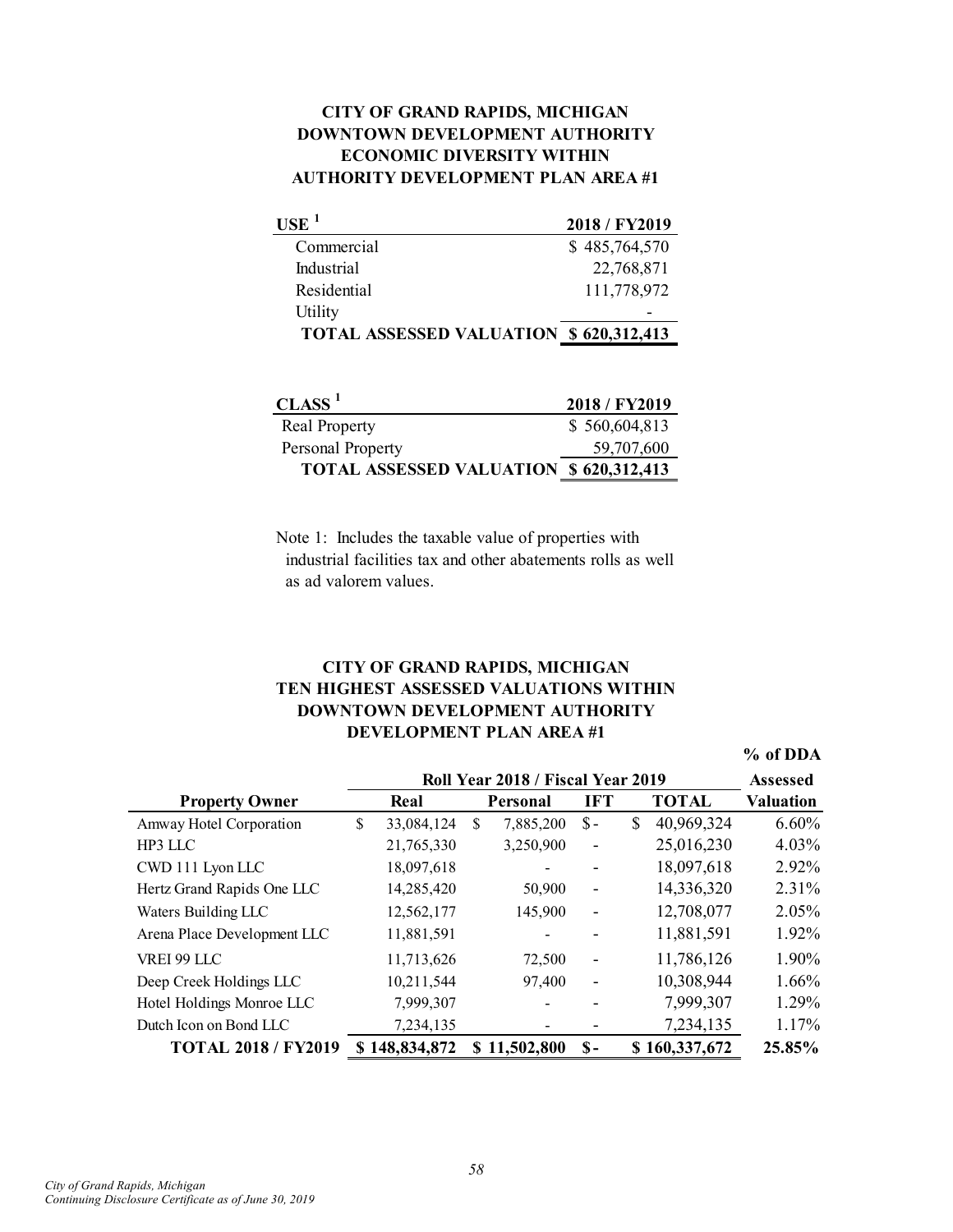## CITY OF GRAND RAPIDS, MICHIGAN
## DOWNTOWN DEVELOPMENT AUTHORITY
## ECONOMIC DIVERSITY WITHIN
## AUTHORITY DEVELOPMENT PLAN AREA #1

| USE [1] | 2018 / FY2019 |
|---|---|
| Commercial | $ 485,764,570 |
| Industrial | 22,768,871 |
| Residential | 111,778,972 |
| Utility | - |
| **TOTAL ASSESSED VALUATION** | **$ 620,312,413** |

| CLASS [1] | 2018 / FY2019 |
|---|---|
| Real Property | $ 560,604,813 |
| Personal Property | 59,707,600 |
| **TOTAL ASSESSED VALUATION** | **$ 620,312,413** |

Note 1: Includes the taxable value of properties with industrial facilities tax and other abatements rolls as well as ad valorem values.

## CITY OF GRAND RAPIDS, MICHIGAN
## TEN HIGHEST ASSESSED VALUATIONS WITHIN
## DOWNTOWN DEVELOPMENT AUTHORITY
## DEVELOPMENT PLAN AREA #1

| | Roll Year 2018 / Fiscal Year 2019 | | | | % of DDA Assessed |
|---|---|---|---|---|---|
| **Property Owner** | **Real** | **Personal** | **IFT** | **TOTAL** | **Valuation** |
| Amway Hotel Corporation | $ 33,084,124 | $ 7,885,200 | $ - | $ 40,969,324 | 6.60% |
| HP3 LLC | 21,765,330 | 3,250,900 | - | 25,016,230 | 4.03% |
| CWD 111 Lyon LLC | 18,097,618 | - | - | 18,097,618 | 2.92% |
| Hertz Grand Rapids One LLC | 14,285,420 | 50,900 | - | 14,336,320 | 2.31% |
| Waters Building LLC | 12,562,177 | 145,900 | - | 12,708,077 | 2.05% |
| Arena Place Development LLC | 11,881,591 | - | - | 11,881,591 | 1.92% |
| VREI 99 LLC | 11,713,626 | 72,500 | - | 11,786,126 | 1.90% |
| Deep Creek Holdings LLC | 10,211,544 | 97,400 | - | 10,308,944 | 1.66% |
| Hotel Holdings Monroe LLC | 7,999,307 | - | - | 7,999,307 | 1.29% |
| Dutch Icon on Bond LLC | 7,234,135 | - | - | 7,234,135 | 1.17% |
| **TOTAL 2018 / FY2019** | **$ 148,834,872** | **$ 11,502,800** | **$ -** | **$ 160,337,672** | **25.85%** |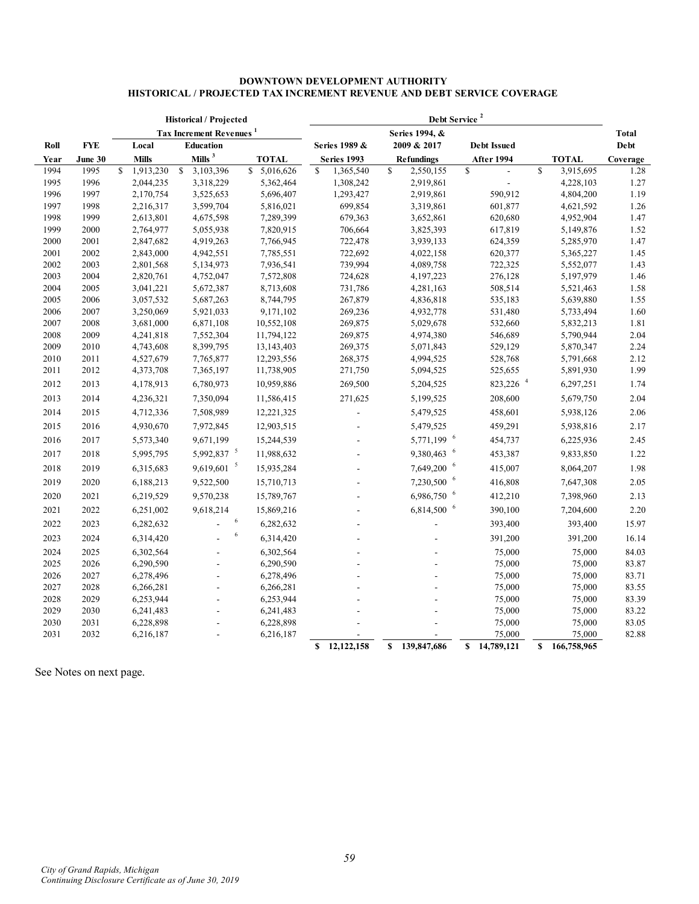## DOWNTOWN DEVELOPMENT AUTHORITY
## HISTORICAL / PROJECTED TAX INCREMENT REVENUE AND DEBT SERVICE COVERAGE

| | | Historical / Projected | | | Debt Service [2] | | | | |
|---|---|---|---|---|---|---|---|---|---|
| | | Tax Increment Revenues [1] | | | | Series 1994, & | | | Total |
| Roll | FYE | Local | Education | | Series 1989 & | 2009 & 2017 | Debt Issued | | Debt |
| Year | June 30 | Mills | Mills [3] | TOTAL | Series 1993 | Refundings | After 1994 | TOTAL | Coverage |
| 1994 | 1995 | $ 1,913,230 | $ 3,103,396 | $ 5,016,626 | $ 1,365,540 | $ 2,550,155 | $ - | $ 3,915,695 | 1.28 |
| 1995 | 1996 | 2,044,235 | 3,318,229 | 5,362,464 | 1,308,242 | 2,919,861 | - | 4,228,103 | 1.27 |
| 1996 | 1997 | 2,170,754 | 3,525,653 | 5,696,407 | 1,293,427 | 2,919,861 | 590,912 | 4,804,200 | 1.19 |
| 1997 | 1998 | 2,216,317 | 3,599,704 | 5,816,021 | 699,854 | 3,319,861 | 601,877 | 4,621,592 | 1.26 |
| 1998 | 1999 | 2,613,801 | 4,675,598 | 7,289,399 | 679,363 | 3,652,861 | 620,680 | 4,952,904 | 1.47 |
| 1999 | 2000 | 2,764,977 | 5,055,938 | 7,820,915 | 706,664 | 3,825,393 | 617,819 | 5,149,876 | 1.52 |
| 2000 | 2001 | 2,847,682 | 4,919,263 | 7,766,945 | 722,478 | 3,939,133 | 624,359 | 5,285,970 | 1.47 |
| 2001 | 2002 | 2,843,000 | 4,942,551 | 7,785,551 | 722,692 | 4,022,158 | 620,377 | 5,365,227 | 1.45 |
| 2002 | 2003 | 2,801,568 | 5,134,973 | 7,936,541 | 739,994 | 4,089,758 | 722,325 | 5,552,077 | 1.43 |
| 2003 | 2004 | 2,820,761 | 4,752,047 | 7,572,808 | 724,628 | 4,197,223 | 276,128 | 5,197,979 | 1.46 |
| 2004 | 2005 | 3,041,221 | 5,672,387 | 8,713,608 | 731,786 | 4,281,163 | 508,514 | 5,521,463 | 1.58 |
| 2005 | 2006 | 3,057,532 | 5,687,263 | 8,744,795 | 267,879 | 4,836,818 | 535,183 | 5,639,880 | 1.55 |
| 2006 | 2007 | 3,250,069 | 5,921,033 | 9,171,102 | 269,236 | 4,932,778 | 531,480 | 5,733,494 | 1.60 |
| 2007 | 2008 | 3,681,000 | 6,871,108 | 10,552,108 | 269,875 | 5,029,678 | 532,660 | 5,832,213 | 1.81 |
| 2008 | 2009 | 4,241,818 | 7,552,304 | 11,794,122 | 269,875 | 4,974,380 | 546,689 | 5,790,944 | 2.04 |
| 2009 | 2010 | 4,743,608 | 8,399,795 | 13,143,403 | 269,375 | 5,071,843 | 529,129 | 5,870,347 | 2.24 |
| 2010 | 2011 | 4,527,679 | 7,765,877 | 12,293,556 | 268,375 | 4,994,525 | 528,768 | 5,791,668 | 2.12 |
| 2011 | 2012 | 4,373,708 | 7,365,197 | 11,738,905 | 271,750 | 5,094,525 | 525,655 | 5,891,930 | 1.99 |
| 2012 | 2013 | 4,178,913 | 6,780,973 | 10,959,886 | 269,500 | 5,204,525 | 823,226 [4] | 6,297,251 | 1.74 |
| 2013 | 2014 | 4,236,321 | 7,350,094 | 11,586,415 | 271,625 | 5,199,525 | 208,600 | 5,679,750 | 2.04 |
| 2014 | 2015 | 4,712,336 | 7,508,989 | 12,221,325 | - | 5,479,525 | 458,601 | 5,938,126 | 2.06 |
| 2015 | 2016 | 4,930,670 | 7,972,845 | 12,903,515 | - | 5,479,525 | 459,291 | 5,938,816 | 2.17 |
| 2016 | 2017 | 5,573,340 | 9,671,199 | 15,244,539 | - | 5,771,199 [6] | 454,737 | 6,225,936 | 2.45 |
| 2017 | 2018 | 5,995,795 | 5,992,837 [5] | 11,988,632 | - | 9,380,463 [6] | 453,387 | 9,833,850 | 1.22 |
| 2018 | 2019 | 6,315,683 | 9,619,601 [5] | 15,935,284 | - | 7,649,200 [6] | 415,007 | 8,064,207 | 1.98 |
| 2019 | 2020 | 6,188,213 | 9,522,500 | 15,710,713 | - | 7,230,500 [6] | 416,808 | 7,647,308 | 2.05 |
| 2020 | 2021 | 6,219,529 | 9,570,238 | 15,789,767 | - | 6,986,750 [6] | 412,210 | 7,398,960 | 2.13 |
| 2021 | 2022 | 6,251,002 | 9,618,214 | 15,869,216 | - | 6,814,500 [6] | 390,100 | 7,204,600 | 2.20 |
| 2022 | 2023 | 6,282,632 | - [6] | 6,282,632 | - | - | 393,400 | 393,400 | 15.97 |
| 2023 | 2024 | 6,314,420 | - [6] | 6,314,420 | - | - | 391,200 | 391,200 | 16.14 |
| 2024 | 2025 | 6,302,564 | - | 6,302,564 | - | - | 75,000 | 75,000 | 84.03 |
| 2025 | 2026 | 6,290,590 | - | 6,290,590 | - | - | 75,000 | 75,000 | 83.87 |
| 2026 | 2027 | 6,278,496 | - | 6,278,496 | - | - | 75,000 | 75,000 | 83.71 |
| 2027 | 2028 | 6,266,281 | - | 6,266,281 | - | - | 75,000 | 75,000 | 83.55 |
| 2028 | 2029 | 6,253,944 | - | 6,253,944 | - | - | 75,000 | 75,000 | 83.39 |
| 2029 | 2030 | 6,241,483 | - | 6,241,483 | - | - | 75,000 | 75,000 | 83.22 |
| 2030 | 2031 | 6,228,898 | - | 6,228,898 | - | - | 75,000 | 75,000 | 83.05 |
| 2031 | 2032 | 6,216,187 | - | 6,216,187 | - | - | 75,000 | 75,000 | 82.88 |
| | | | | | $ 12,122,158 | $ 139,847,686 | $ 14,789,121 | $ 166,758,965 | |

See Notes on next page.

*City of Grand Rapids, Michigan*
*Continuing Disclosure Certificate as of June 30, 2019*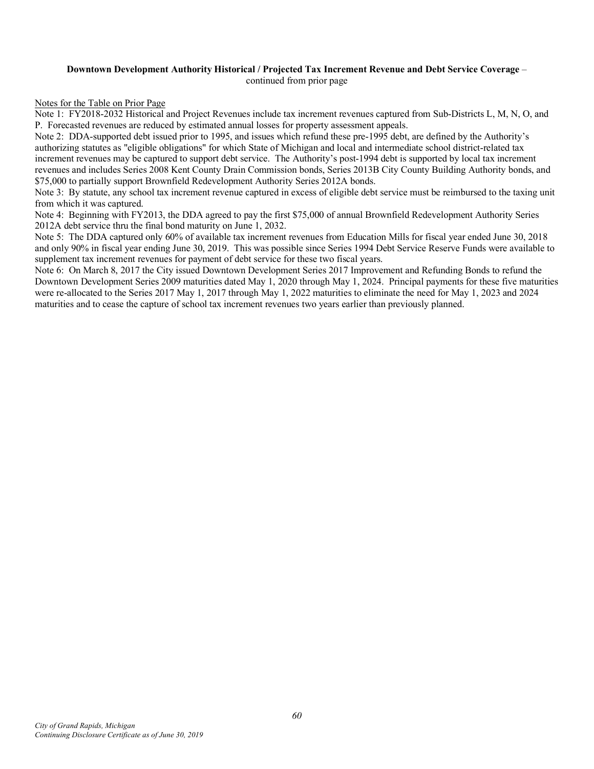**Downtown Development Authority Historical / Projected Tax Increment Revenue and Debt Service Coverage** – continued from prior page

Notes for the Table on Prior Page

Note 1: FY2018-2032 Historical and Project Revenues include tax increment revenues captured from Sub-Districts L, M, N, O, and P. Forecasted revenues are reduced by estimated annual losses for property assessment appeals.

Note 2: DDA-supported debt issued prior to 1995, and issues which refund these pre-1995 debt, are defined by the Authority's authorizing statutes as "eligible obligations" for which State of Michigan and local and intermediate school district-related tax increment revenues may be captured to support debt service. The Authority's post-1994 debt is supported by local tax increment revenues and includes Series 2008 Kent County Drain Commission bonds, Series 2013B City County Building Authority bonds, and $75,000 to partially support Brownfield Redevelopment Authority Series 2012A bonds.

Note 3: By statute, any school tax increment revenue captured in excess of eligible debt service must be reimbursed to the taxing unit from which it was captured.

Note 4: Beginning with FY2013, the DDA agreed to pay the first $75,000 of annual Brownfield Redevelopment Authority Series 2012A debt service thru the final bond maturity on June 1, 2032.

Note 5: The DDA captured only 60% of available tax increment revenues from Education Mills for fiscal year ended June 30, 2018 and only 90% in fiscal year ending June 30, 2019. This was possible since Series 1994 Debt Service Reserve Funds were available to supplement tax increment revenues for payment of debt service for these two fiscal years.

Note 6: On March 8, 2017 the City issued Downtown Development Series 2017 Improvement and Refunding Bonds to refund the Downtown Development Series 2009 maturities dated May 1, 2020 through May 1, 2024. Principal payments for these five maturities were re-allocated to the Series 2017 May 1, 2017 through May 1, 2022 maturities to eliminate the need for May 1, 2023 and 2024 maturities and to cease the capture of school tax increment revenues two years earlier than previously planned.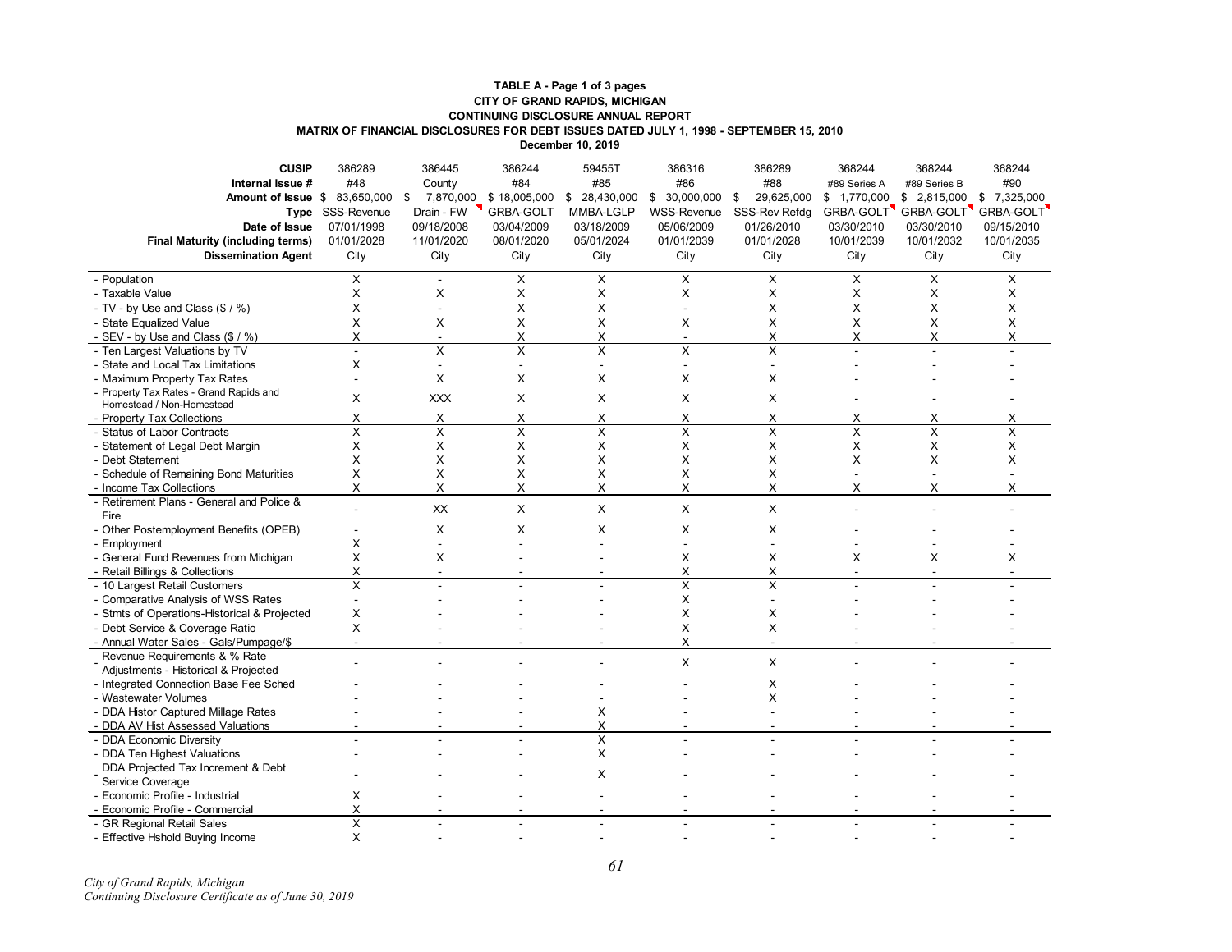**TABLE A - Page 1 of 3 pages**
**CITY OF GRAND RAPIDS, MICHIGAN**
**CONTINUING DISCLOSURE ANNUAL REPORT**
**MATRIX OF FINANCIAL DISCLOSURES FOR DEBT ISSUES DATED JULY 1, 1998 - SEPTEMBER 15, 2010**
**December 10, 2019**

| **CUSIP** | 386289 | 386445 | 386244 | 59455T | 386316 | 386289 | 368244 | 368244 | 368244 |
|---|---|---|---|---|---|---|---|---|---|
| **Internal Issue #** | #48 | County | #84 | #85 | #86 | #88 | #89 Series A | #89 Series B | #90 |
| **Amount of Issue** | $ 83,650,000 | $ 7,870,000 | $ 18,005,000 | $ 28,430,000 | $ 30,000,000 | $ 29,625,000 | $ 1,770,000 | $ 2,815,000 | $ 7,325,000 |
| **Type** | SSS-Revenue | Drain - FW | GRBA-GOLT | MMBA-LGLP | WSS-Revenue | SSS-Rev Refdg | GRBA-GOLT | GRBA-GOLT | GRBA-GOLT |
| **Date of Issue** | 07/01/1998 | 09/18/2008 | 03/04/2009 | 03/18/2009 | 05/06/2009 | 01/26/2010 | 03/30/2010 | 03/30/2010 | 09/15/2010 |
| **Final Maturity (including terms)** | 01/01/2028 | 11/01/2020 | 08/01/2020 | 05/01/2024 | 01/01/2039 | 01/01/2028 | 10/01/2039 | 10/01/2032 | 10/01/2035 |
| **Dissemination Agent** | City | City | City | City | City | City | City | City | City |
| - Population | X | - | X | X | X | X | X | X | X |
| - Taxable Value | X | X | X | X | X | X | X | X | X |
| - TV - by Use and Class ($ / %) | X | - | X | X | - | X | X | X | X |
| - State Equalized Value | X | X | X | X | X | X | X | X | X |
| - SEV - by Use and Class ($ / %) | X | - | X | X | - | X | X | X | X |
| - Ten Largest Valuations by TV | - | X | X | X | X | X | - | - | - |
| - State and Local Tax Limitations | X | - | - | - | - | - | - | - | - |
| - Maximum Property Tax Rates | - | X | X | X | X | X | - | - | - |
| - Property Tax Rates - Grand Rapids and Homestead / Non-Homestead | X | XXX | X | X | X | X | - | - | - |
| - Property Tax Collections | X | X | X | X | X | X | X | X | X |
| - Status of Labor Contracts | X | X | X | X | X | X | X | X | X |
| - Statement of Legal Debt Margin | X | X | X | X | X | X | X | X | X |
| - Debt Statement | X | X | X | X | X | X | X | X | X |
| - Schedule of Remaining Bond Maturities | X | X | X | X | X | X | - | - | - |
| - Income Tax Collections | X | X | X | X | X | X | X | X | X |
| - Retirement Plans - General and Police & Fire | - | XX | X | X | X | X | - | - | - |
| - Other Postemployment Benefits (OPEB) | - | X | X | X | X | X | - | - | - |
| - Employment | X | - | - | - | - | - | - | - | - |
| - General Fund Revenues from Michigan | X | X | - | - | X | X | X | X | X |
| - Retail Billings & Collections | X | - | - | - | X | X | - | - | - |
| - 10 Largest Retail Customers | X | - | - | - | X | X | - | - | - |
| - Comparative Analysis of WSS Rates | - | - | - | - | X | - | - | - | - |
| - Stmts of Operations-Historical & Projected | X | - | - | - | X | X | - | - | - |
| - Debt Service & Coverage Ratio | X | - | - | - | X | X | - | - | - |
| - Annual Water Sales - Gals/Pumpage/$ | - | - | - | - | X | - | - | - | - |
| - Revenue Requirements & % Rate Adjustments - Historical & Projected | - | - | - | - | X | X | - | - | - |
| - Integrated Connection Base Fee Sched | - | - | - | - | - | X | - | - | - |
| - Wastewater Volumes | - | - | - | - | - | X | - | - | - |
| - DDA Histor Captured Millage Rates | - | - | - | X | - | - | - | - | - |
| - DDA AV Hist Assessed Valuations | - | - | - | X | - | - | - | - | - |
| - DDA Economic Diversity | - | - | - | X | - | - | - | - | - |
| - DDA Ten Highest Valuations | - | - | - | X | - | - | - | - | - |
| - DDA Projected Tax Increment & Debt Service Coverage | - | - | - | X | - | - | - | - | - |
| - Economic Profile - Industrial | X | - | - | - | - | - | - | - | - |
| - Economic Profile - Commercial | X | - | - | - | - | - | - | - | - |
| - GR Regional Retail Sales | X | - | - | - | - | - | - | - | - |
| - Effective Hshold Buying Income | X | - | - | - | - | - | - | - | - |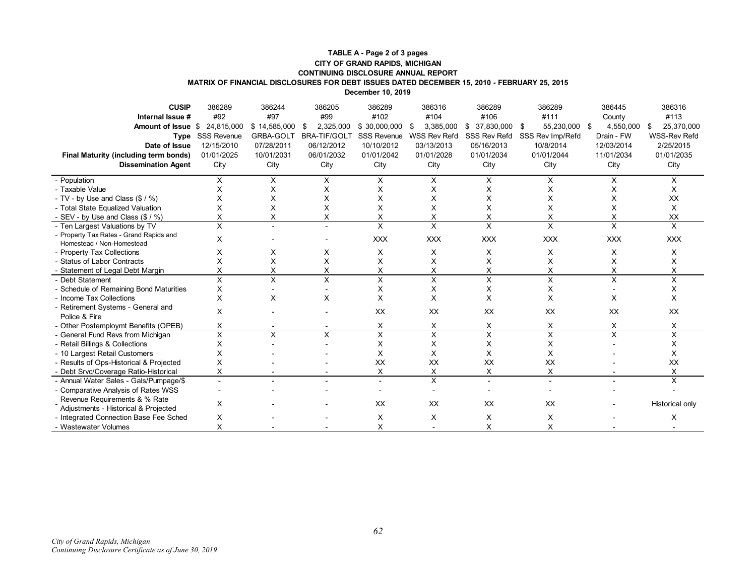**TABLE A - Page 2 of 3 pages**
**CITY OF GRAND RAPIDS, MICHIGAN**
**CONTINUING DISCLOSURE ANNUAL REPORT**
**MATRIX OF FINANCIAL DISCLOSURES FOR DEBT ISSUES DATED DECEMBER 15, 2010 - FEBRUARY 25, 2015**
**December 10, 2019**

| **CUSIP** | 386289 | 386244 | 386205 | 386289 | 386316 | 386289 | 386289 | 386445 | 386316 |
|---|---|---|---|---|---|---|---|---|---|
| **Internal Issue #** | #92 | #97 | #99 | #102 | #104 | #106 | #111 | County | #113 |
| **Amount of Issue** | $ 24,815,000 | $ 14,585,000 | $ 2,325,000 | $ 30,000,000 | $ 3,385,000 | $ 37,830,000 | $ 55,230,000 | $ 4,550,000 | $ 25,370,000 |
| **Type** | SSS Revenue | GRBA-GOLT | BRA-TIF/GOLT | SSS Revenue | WSS Rev Refd | SSS Rev Refd | SSS Rev Imp/Refd | Drain - FW | WSS-Rev Refd |
| **Date of Issue** | 12/15/2010 | 07/28/2011 | 06/12/2012 | 10/10/2012 | 03/13/2013 | 05/16/2013 | 10/8/2014 | 12/03/2014 | 2/25/2015 |
| **Final Maturity (including term bonds)** | 01/01/2025 | 10/01/2031 | 06/01/2032 | 01/01/2042 | 01/01/2028 | 01/01/2034 | 01/01/2044 | 11/01/2034 | 01/01/2035 |
| **Dissemination Agent** | City | City | City | City | City | City | City | City | City |
| - Population | X | X | X | X | X | X | X | X | X |
| - Taxable Value | X | X | X | X | X | X | X | X | X |
| - TV - by Use and Class ($ / %) | X | X | X | X | X | X | X | X | XX |
| - Total State Equalized Valuation | X | X | X | X | X | X | X | X | X |
| - SEV - by Use and Class ($ / %) | X | X | X | X | X | X | X | X | XX |
| - Ten Largest Valuations by TV | X | - | - | X | X | X | X | X | X |
| - Property Tax Rates - Grand Rapids and Homestead / Non-Homestead | X | - | - | XXX | XXX | XXX | XXX | XXX | XXX |
| - Property Tax Collections | X | X | X | X | X | X | X | X | X |
| - Status of Labor Contracts | X | X | X | X | X | X | X | X | X |
| - Statement of Legal Debt Margin | X | X | X | X | X | X | X | X | X |
| - Debt Statement | X | X | X | X | X | X | X | X | X |
| - Schedule of Remaining Bond Maturities | X | - | - | X | X | X | X | - | X |
| - Income Tax Collections | X | X | X | X | X | X | X | X | X |
| - Retirement Systems - General and Police & Fire | X | - | - | XX | XX | XX | XX | XX | XX |
| - Other Postemploymt Benefits (OPEB) | X | - | - | X | X | X | X | X | X |
| - General Fund Revs from Michigan | X | X | X | X | X | X | X | X | X |
| - Retail Billings & Collections | X | - | - | X | X | X | X | - | X |
| - 10 Largest Retail Customers | X | - | - | X | X | X | X | - | X |
| - Results of Ops-Historical & Projected | X | - | - | XX | XX | XX | XX | - | XX |
| - Debt Srvc/Coverage Ratio-Historical | X | - | - | X | X | X | X | - | X |
| - Annual Water Sales - Gals/Pumpage/$ | - | - | - | - | X | - | - | - | X |
| - Comparative Analysis of Rates WSS | - | - | - | - | - | - | - | - | - |
| - Revenue Requirements & % Rate Adjustments - Historical & Projected | X | - | - | XX | XX | XX | XX | - | Historical only |
| - Integrated Connection Base Fee Sched | X | - | - | X | X | X | X | - | X |
| - Wastewater Volumes | X | - | - | X | - | X | X | - | - |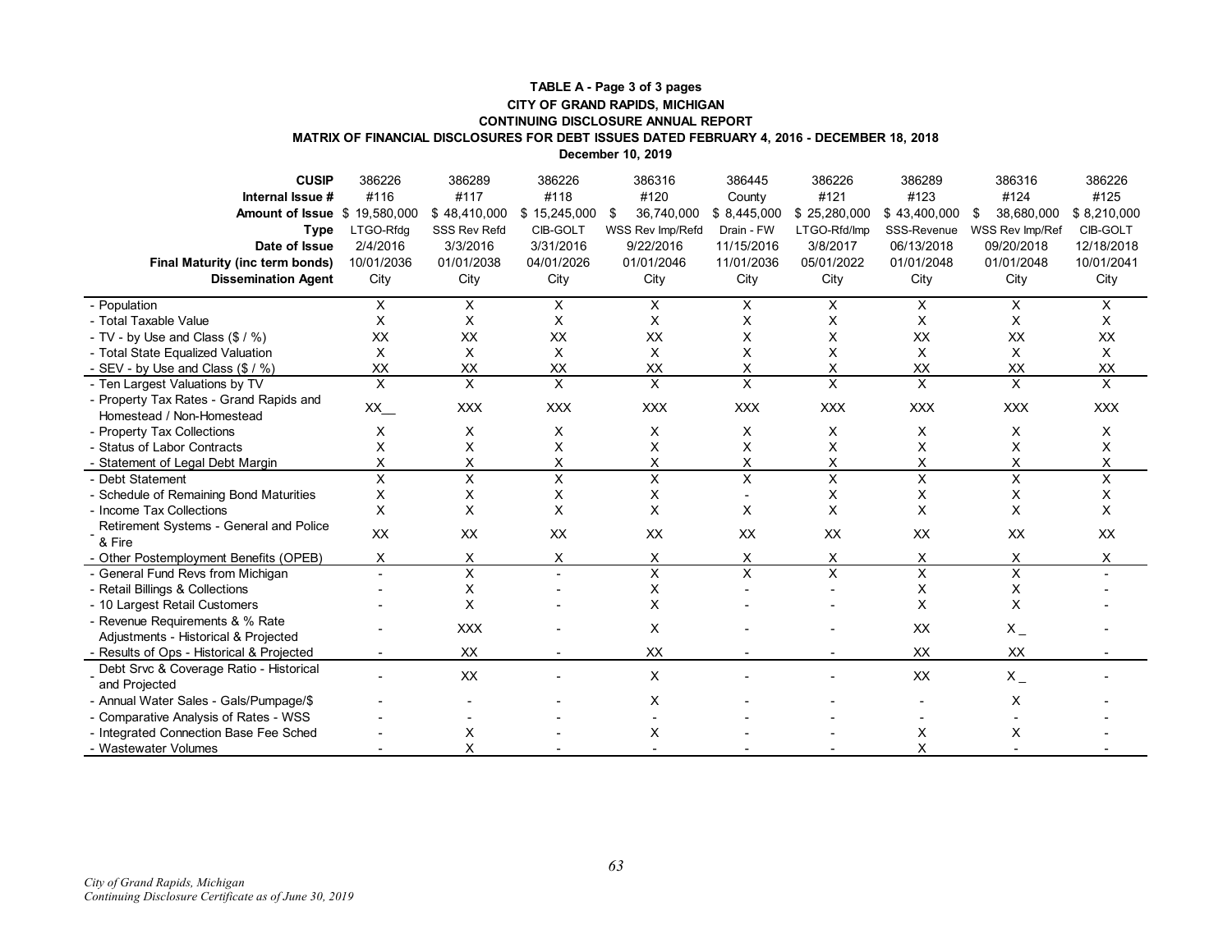**TABLE A - Page 3 of 3 pages**
**CITY OF GRAND RAPIDS, MICHIGAN**
**CONTINUING DISCLOSURE ANNUAL REPORT**
**MATRIX OF FINANCIAL DISCLOSURES FOR DEBT ISSUES DATED FEBRUARY 4, 2016 - DECEMBER 18, 2018**
**December 10, 2019**

| **CUSIP** | 386226 | 386289 | 386226 | 386316 | 386445 | 386226 | 386289 | 386316 | 386226 |
|---|---|---|---|---|---|---|---|---|---|
| **Internal Issue #** | #116 | #117 | #118 | #120 | County | #121 | #123 | #124 | #125 |
| **Amount of Issue** | $ 19,580,000 | $ 48,410,000 | $ 15,245,000 | $ 36,740,000 | $ 8,445,000 | $ 25,280,000 | $ 43,400,000 | $ 38,680,000 | $ 8,210,000 |
| **Type** | LTGO-Rfdg | SSS Rev Refd | CIB-GOLT | WSS Rev Imp/Refd | Drain - FW | LTGO-Rfd/Imp | SSS-Revenue | WSS Rev Imp/Ref | CIB-GOLT |
| **Date of Issue** | 2/4/2016 | 3/3/2016 | 3/31/2016 | 9/22/2016 | 11/15/2016 | 3/8/2017 | 06/13/2018 | 09/20/2018 | 12/18/2018 |
| **Final Maturity (inc term bonds)** | 10/01/2036 | 01/01/2038 | 04/01/2026 | 01/01/2046 | 11/01/2036 | 05/01/2022 | 01/01/2048 | 01/01/2048 | 10/01/2041 |
| **Dissemination Agent** | City | City | City | City | City | City | City | City | City |
| - Population | X | X | X | X | X | X | X | X | X |
| - Total Taxable Value | X | X | X | X | X | X | X | X | X |
| - TV - by Use and Class ($ / %) | XX | XX | XX | XX | X | X | XX | XX | XX |
| - Total State Equalized Valuation | X | X | X | X | X | X | X | X | X |
| - SEV - by Use and Class ($ / %) | XX | XX | XX | XX | X | X | XX | XX | XX |
| - Ten Largest Valuations by TV | X | X | X | X | X | X | X | X | X |
| - Property Tax Rates - Grand Rapids and Homestead / Non-Homestead | XX__ | XXX | XXX | XXX | XXX | XXX | XXX | XXX | XXX |
| - Property Tax Collections | X | X | X | X | X | X | X | X | X |
| - Status of Labor Contracts | X | X | X | X | X | X | X | X | X |
| - Statement of Legal Debt Margin | X | X | X | X | X | X | X | X | X |
| - Debt Statement | X | X | X | X | X | X | X | X | X |
| - Schedule of Remaining Bond Maturities | X | X | X | X | - | X | X | X | X |
| - Income Tax Collections | X | X | X | X | X | X | X | X | X |
| - Retirement Systems - General and Police & Fire | XX | XX | XX | XX | XX | XX | XX | XX | XX |
| - Other Postemployment Benefits (OPEB) | X | X | X | X | X | X | X | X | X |
| - General Fund Revs from Michigan | - | X | - | X | X | X | X | X | - |
| - Retail Billings & Collections | - | X | - | X | - | - | X | X | - |
| - 10 Largest Retail Customers | - | X | - | X | - | - | X | X | - |
| - Revenue Requirements & % Rate Adjustments - Historical & Projected | - | XXX | - | X | - | - | XX | X _ | - |
| - Results of Ops - Historical & Projected | - | XX | - | XX | - | - | XX | XX | - |
| - Debt Srvc & Coverage Ratio - Historical and Projected | - | XX | - | X | - | - | XX | X _ | - |
| - Annual Water Sales - Gals/Pumpage/$ | - | - | - | X | - | - | - | X | - |
| - Comparative Analysis of Rates - WSS | - | - | - | - | - | - | - | - | - |
| - Integrated Connection Base Fee Sched | - | X | - | X | - | - | X | X | - |
| - Wastewater Volumes | - | X | - | - | - | - | X | - | - |

*City of Grand Rapids, Michigan*
*Continuing Disclosure Certificate as of June 30, 2019*